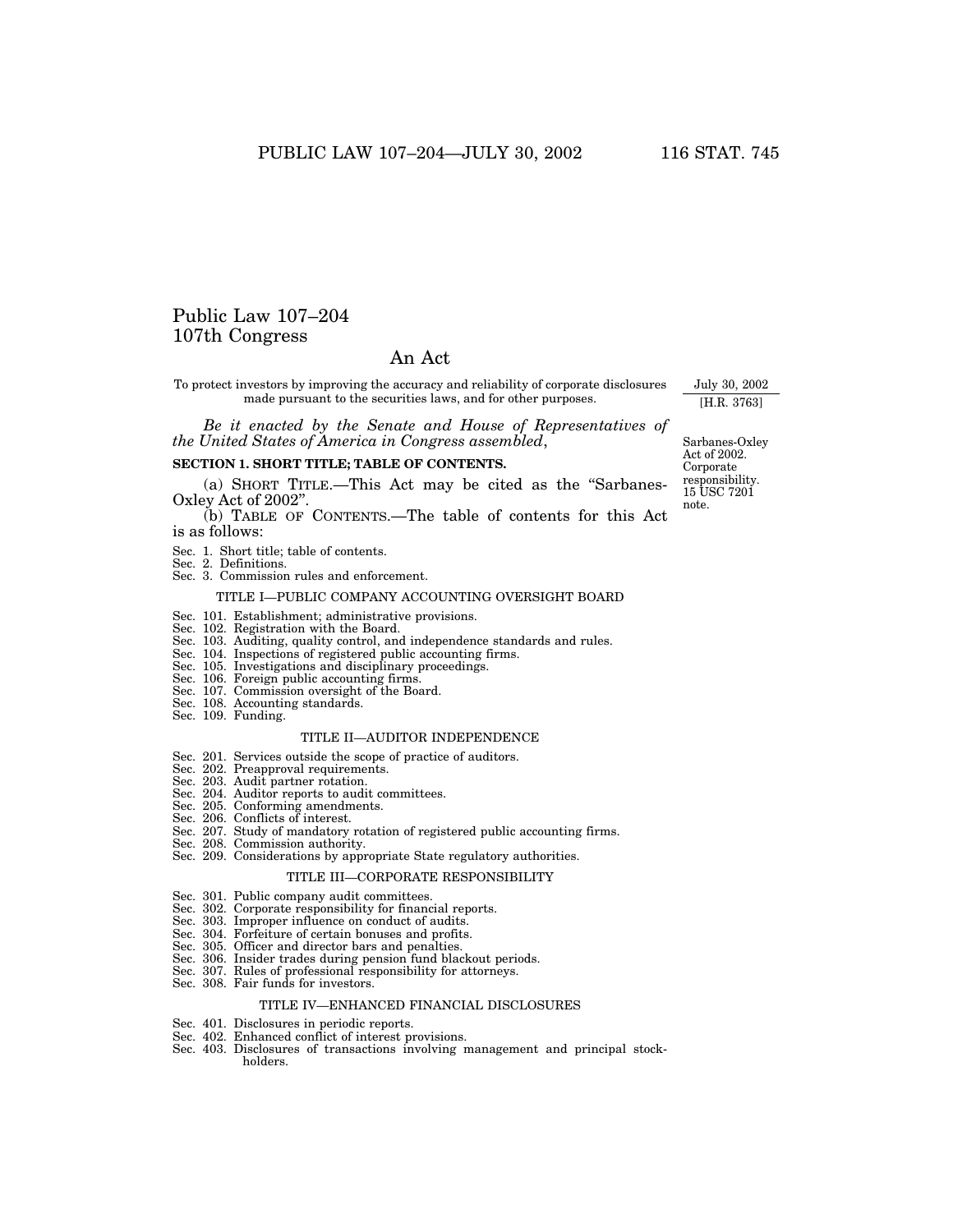# Public Law 107–204
# 107th Congress

## An Act

To protect investors by improving the accuracy and reliability of corporate disclosures made pursuant to the securities laws, and for other purposes.

July 30, 2002
[H.R. 3763]

*Be it enacted by the Senate and House of Representatives of the United States of America in Congress assembled*,

Sarbanes-Oxley Act of 2002. Corporate responsibility. 15 USC 7201 note.

**SECTION 1. SHORT TITLE; TABLE OF CONTENTS.**

(a) SHORT TITLE.—This Act may be cited as the "Sarbanes-Oxley Act of 2002".

(b) TABLE OF CONTENTS.—The table of contents for this Act is as follows:

Sec. 1. Short title; table of contents.
Sec. 2. Definitions.
Sec. 3. Commission rules and enforcement.

TITLE I—PUBLIC COMPANY ACCOUNTING OVERSIGHT BOARD

Sec. 101. Establishment; administrative provisions.
Sec. 102. Registration with the Board.
Sec. 103. Auditing, quality control, and independence standards and rules.
Sec. 104. Inspections of registered public accounting firms.
Sec. 105. Investigations and disciplinary proceedings.
Sec. 106. Foreign public accounting firms.
Sec. 107. Commission oversight of the Board.
Sec. 108. Accounting standards.
Sec. 109. Funding.

TITLE II—AUDITOR INDEPENDENCE

Sec. 201. Services outside the scope of practice of auditors.
Sec. 202. Preapproval requirements.
Sec. 203. Audit partner rotation.
Sec. 204. Auditor reports to audit committees.
Sec. 205. Conforming amendments.
Sec. 206. Conflicts of interest.
Sec. 207. Study of mandatory rotation of registered public accounting firms.
Sec. 208. Commission authority.
Sec. 209. Considerations by appropriate State regulatory authorities.

TITLE III—CORPORATE RESPONSIBILITY

Sec. 301. Public company audit committees.
Sec. 302. Corporate responsibility for financial reports.
Sec. 303. Improper influence on conduct of audits.
Sec. 304. Forfeiture of certain bonuses and profits.
Sec. 305. Officer and director bars and penalties.
Sec. 306. Insider trades during pension fund blackout periods.
Sec. 307. Rules of professional responsibility for attorneys.
Sec. 308. Fair funds for investors.

TITLE IV—ENHANCED FINANCIAL DISCLOSURES

Sec. 401. Disclosures in periodic reports.
Sec. 402. Enhanced conflict of interest provisions.
Sec. 403. Disclosures of transactions involving management and principal stockholders.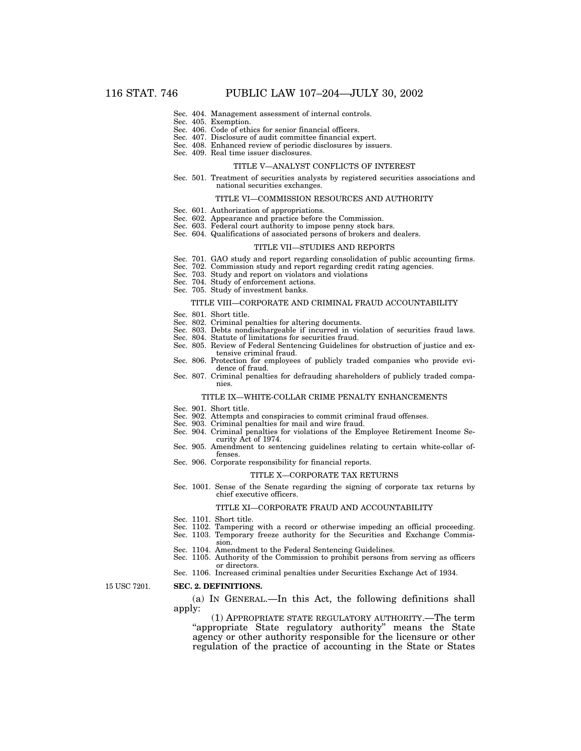Sec. 404. Management assessment of internal controls.
Sec. 405. Exemption.
Sec. 406. Code of ethics for senior financial officers.
Sec. 407. Disclosure of audit committee financial expert.
Sec. 408. Enhanced review of periodic disclosures by issuers.
Sec. 409. Real time issuer disclosures.

TITLE V—ANALYST CONFLICTS OF INTEREST

Sec. 501. Treatment of securities analysts by registered securities associations and national securities exchanges.

TITLE VI—COMMISSION RESOURCES AND AUTHORITY

Sec. 601. Authorization of appropriations.
Sec. 602. Appearance and practice before the Commission.
Sec. 603. Federal court authority to impose penny stock bars.
Sec. 604. Qualifications of associated persons of brokers and dealers.

TITLE VII—STUDIES AND REPORTS

Sec. 701. GAO study and report regarding consolidation of public accounting firms.
Sec. 702. Commission study and report regarding credit rating agencies.
Sec. 703. Study and report on violators and violations
Sec. 704. Study of enforcement actions.
Sec. 705. Study of investment banks.

TITLE VIII—CORPORATE AND CRIMINAL FRAUD ACCOUNTABILITY

Sec. 801. Short title.
Sec. 802. Criminal penalties for altering documents.
Sec. 803. Debts nondischargeable if incurred in violation of securities fraud laws.
Sec. 804. Statute of limitations for securities fraud.
Sec. 805. Review of Federal Sentencing Guidelines for obstruction of justice and extensive criminal fraud.
Sec. 806. Protection for employees of publicly traded companies who provide evidence of fraud.
Sec. 807. Criminal penalties for defrauding shareholders of publicly traded companies.

TITLE IX—WHITE-COLLAR CRIME PENALTY ENHANCEMENTS

Sec. 901. Short title.
Sec. 902. Attempts and conspiracies to commit criminal fraud offenses.
Sec. 903. Criminal penalties for mail and wire fraud.
Sec. 904. Criminal penalties for violations of the Employee Retirement Income Security Act of 1974.
Sec. 905. Amendment to sentencing guidelines relating to certain white-collar offenses.
Sec. 906. Corporate responsibility for financial reports.

TITLE X—CORPORATE TAX RETURNS

Sec. 1001. Sense of the Senate regarding the signing of corporate tax returns by chief executive officers.

TITLE XI—CORPORATE FRAUD AND ACCOUNTABILITY

Sec. 1101. Short title.
Sec. 1102. Tampering with a record or otherwise impeding an official proceeding.
Sec. 1103. Temporary freeze authority for the Securities and Exchange Commission.
Sec. 1104. Amendment to the Federal Sentencing Guidelines.
Sec. 1105. Authority of the Commission to prohibit persons from serving as officers or directors.
Sec. 1106. Increased criminal penalties under Securities Exchange Act of 1934.

15 USC 7201.

**SEC. 2. DEFINITIONS.**

(a) IN GENERAL.—In this Act, the following definitions shall apply:

(1) APPROPRIATE STATE REGULATORY AUTHORITY.—The term "appropriate State regulatory authority" means the State agency or other authority responsible for the licensure or other regulation of the practice of accounting in the State or States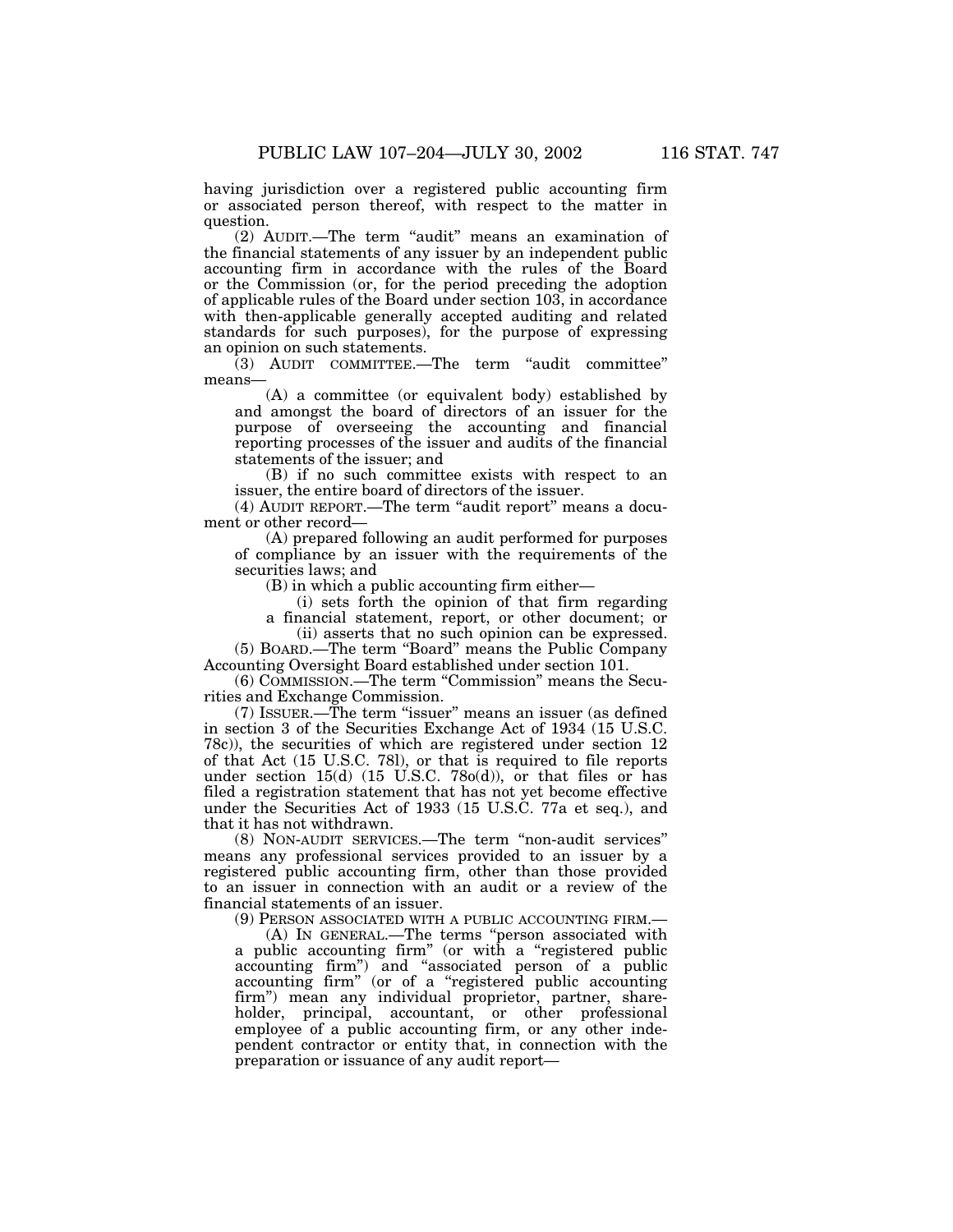having jurisdiction over a registered public accounting firm or associated person thereof, with respect to the matter in question.

(2) AUDIT.—The term "audit" means an examination of the financial statements of any issuer by an independent public accounting firm in accordance with the rules of the Board or the Commission (or, for the period preceding the adoption of applicable rules of the Board under section 103, in accordance with then-applicable generally accepted auditing and related standards for such purposes), for the purpose of expressing an opinion on such statements.

(3) AUDIT COMMITTEE.—The term "audit committee" means—

(A) a committee (or equivalent body) established by and amongst the board of directors of an issuer for the purpose of overseeing the accounting and financial reporting processes of the issuer and audits of the financial statements of the issuer; and

(B) if no such committee exists with respect to an issuer, the entire board of directors of the issuer.

(4) AUDIT REPORT.—The term "audit report" means a document or other record—

(A) prepared following an audit performed for purposes of compliance by an issuer with the requirements of the securities laws; and

(B) in which a public accounting firm either—

(i) sets forth the opinion of that firm regarding a financial statement, report, or other document; or

(ii) asserts that no such opinion can be expressed.

(5) BOARD.—The term "Board" means the Public Company Accounting Oversight Board established under section 101.

(6) COMMISSION.—The term "Commission" means the Securities and Exchange Commission.

(7) ISSUER.—The term "issuer" means an issuer (as defined in section 3 of the Securities Exchange Act of 1934 (15 U.S.C. 78c)), the securities of which are registered under section 12 of that Act (15 U.S.C. 78l), or that is required to file reports under section 15(d) (15 U.S.C. 78o(d)), or that files or has filed a registration statement that has not yet become effective under the Securities Act of 1933 (15 U.S.C. 77a et seq.), and that it has not withdrawn.

(8) NON-AUDIT SERVICES.—The term "non-audit services" means any professional services provided to an issuer by a registered public accounting firm, other than those provided to an issuer in connection with an audit or a review of the financial statements of an issuer.

(9) PERSON ASSOCIATED WITH A PUBLIC ACCOUNTING FIRM.—

(A) IN GENERAL.—The terms "person associated with a public accounting firm" (or with a "registered public accounting firm") and "associated person of a public accounting firm" (or of a "registered public accounting firm") mean any individual proprietor, partner, shareholder, principal, accountant, or other professional employee of a public accounting firm, or any other independent contractor or entity that, in connection with the preparation or issuance of any audit report—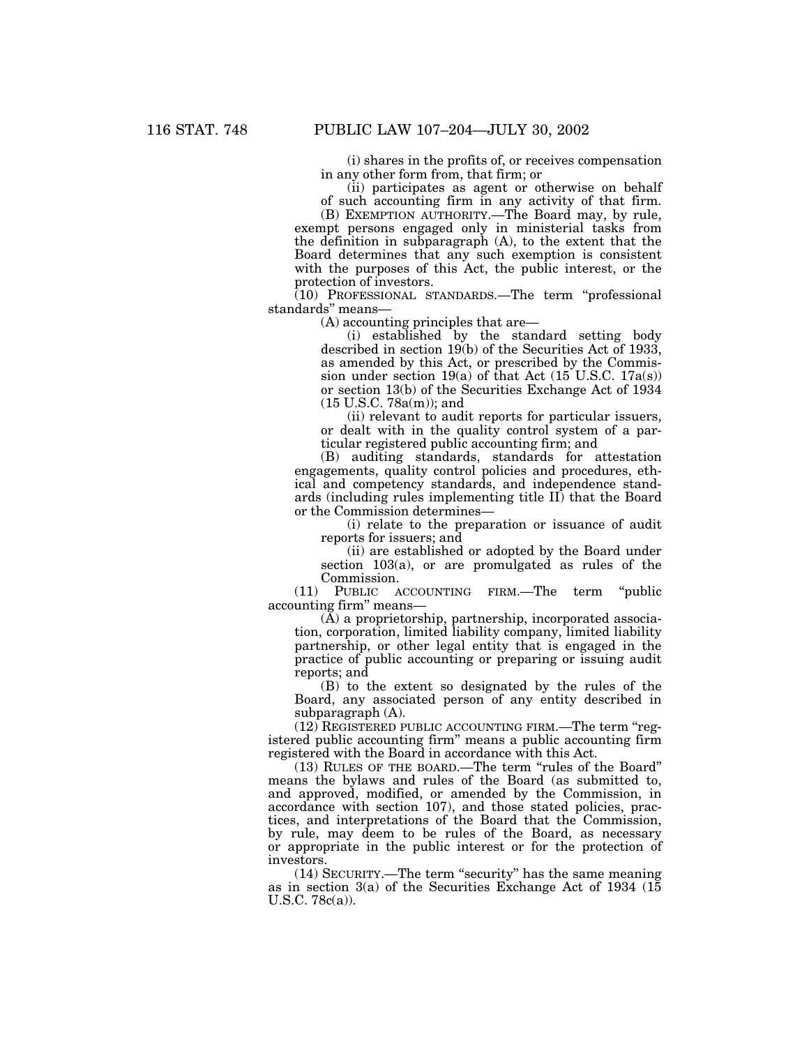(i) shares in the profits of, or receives compensation in any other form from, that firm; or

(ii) participates as agent or otherwise on behalf of such accounting firm in any activity of that firm.

(B) EXEMPTION AUTHORITY.—The Board may, by rule, exempt persons engaged only in ministerial tasks from the definition in subparagraph (A), to the extent that the Board determines that any such exemption is consistent with the purposes of this Act, the public interest, or the protection of investors.

(10) PROFESSIONAL STANDARDS.—The term "professional standards" means—

(A) accounting principles that are—

(i) established by the standard setting body described in section 19(b) of the Securities Act of 1933, as amended by this Act, or prescribed by the Commission under section 19(a) of that Act (15 U.S.C. 17a(s)) or section 13(b) of the Securities Exchange Act of 1934 (15 U.S.C. 78a(m)); and

(ii) relevant to audit reports for particular issuers, or dealt with in the quality control system of a particular registered public accounting firm; and

(B) auditing standards, standards for attestation engagements, quality control policies and procedures, ethical and competency standards, and independence standards (including rules implementing title II) that the Board or the Commission determines—

(i) relate to the preparation or issuance of audit reports for issuers; and

(ii) are established or adopted by the Board under section 103(a), or are promulgated as rules of the Commission.

(11) PUBLIC ACCOUNTING FIRM.—The term "public accounting firm" means—

(A) a proprietorship, partnership, incorporated association, corporation, limited liability company, limited liability partnership, or other legal entity that is engaged in the practice of public accounting or preparing or issuing audit reports; and

(B) to the extent so designated by the rules of the Board, any associated person of any entity described in subparagraph (A).

(12) REGISTERED PUBLIC ACCOUNTING FIRM.—The term "registered public accounting firm" means a public accounting firm registered with the Board in accordance with this Act.

(13) RULES OF THE BOARD.—The term "rules of the Board" means the bylaws and rules of the Board (as submitted to, and approved, modified, or amended by the Commission, in accordance with section 107), and those stated policies, practices, and interpretations of the Board that the Commission, by rule, may deem to be rules of the Board, as necessary or appropriate in the public interest or for the protection of investors.

(14) SECURITY.—The term "security" has the same meaning as in section 3(a) of the Securities Exchange Act of 1934 (15 U.S.C. 78c(a)).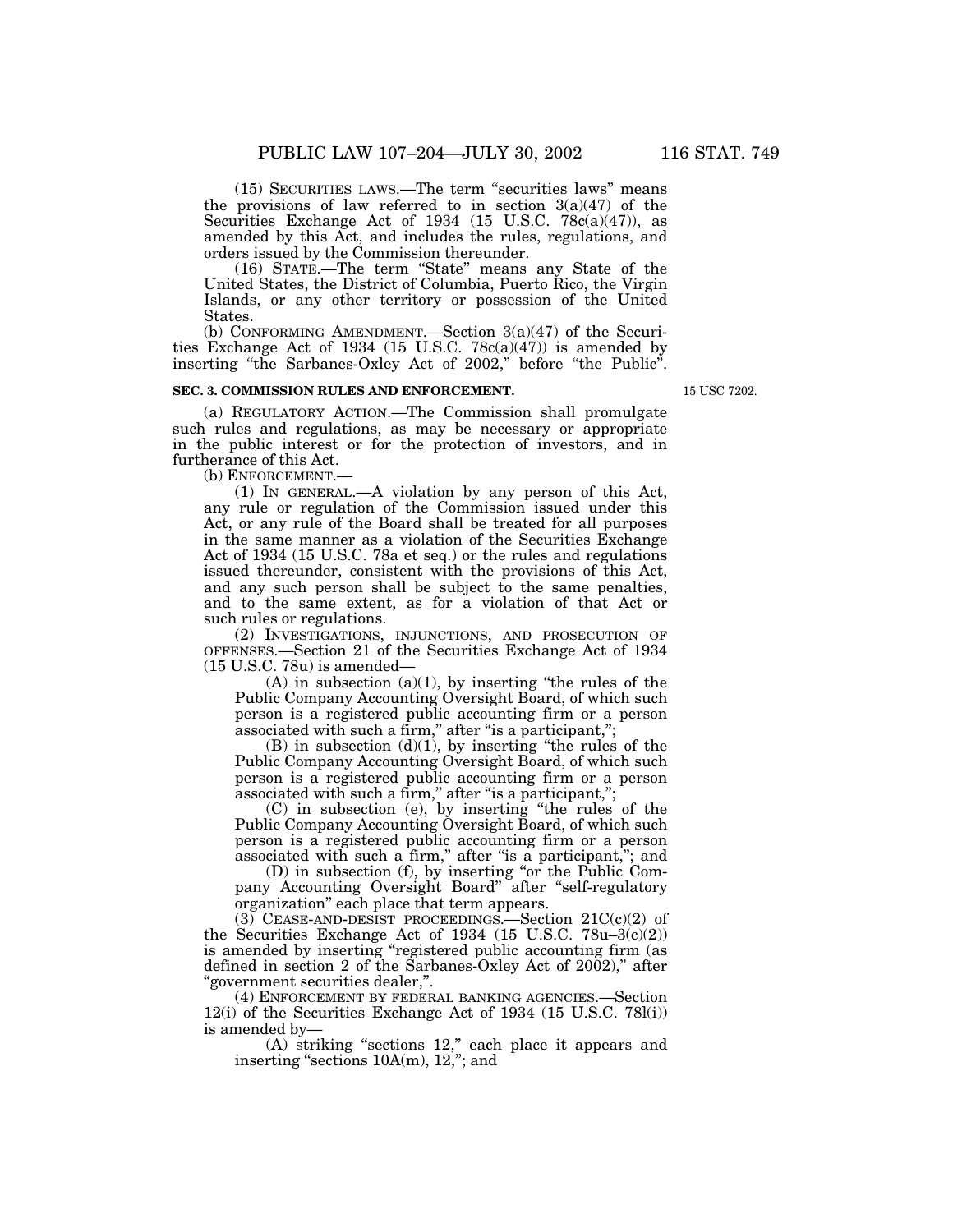(15) SECURITIES LAWS.—The term "securities laws" means the provisions of law referred to in section 3(a)(47) of the Securities Exchange Act of 1934 (15 U.S.C. 78c(a)(47)), as amended by this Act, and includes the rules, regulations, and orders issued by the Commission thereunder.

(16) STATE.—The term "State" means any State of the United States, the District of Columbia, Puerto Rico, the Virgin Islands, or any other territory or possession of the United States.

(b) CONFORMING AMENDMENT.—Section 3(a)(47) of the Securities Exchange Act of 1934 (15 U.S.C. 78c(a)(47)) is amended by inserting "the Sarbanes-Oxley Act of 2002," before "the Public".

**SEC. 3. COMMISSION RULES AND ENFORCEMENT.**

15 USC 7202.

(a) REGULATORY ACTION.—The Commission shall promulgate such rules and regulations, as may be necessary or appropriate in the public interest or for the protection of investors, and in furtherance of this Act.

(b) ENFORCEMENT.—

(1) IN GENERAL.—A violation by any person of this Act, any rule or regulation of the Commission issued under this Act, or any rule of the Board shall be treated for all purposes in the same manner as a violation of the Securities Exchange Act of 1934 (15 U.S.C. 78a et seq.) or the rules and regulations issued thereunder, consistent with the provisions of this Act, and any such person shall be subject to the same penalties, and to the same extent, as for a violation of that Act or such rules or regulations.

(2) INVESTIGATIONS, INJUNCTIONS, AND PROSECUTION OF OFFENSES.—Section 21 of the Securities Exchange Act of 1934 (15 U.S.C. 78u) is amended—

(A) in subsection (a)(1), by inserting "the rules of the Public Company Accounting Oversight Board, of which such person is a registered public accounting firm or a person associated with such a firm," after "is a participant,";

(B) in subsection (d)(1), by inserting "the rules of the Public Company Accounting Oversight Board, of which such person is a registered public accounting firm or a person associated with such a firm," after "is a participant,";

(C) in subsection (e), by inserting "the rules of the Public Company Accounting Oversight Board, of which such person is a registered public accounting firm or a person associated with such a firm," after "is a participant,"; and

(D) in subsection (f), by inserting "or the Public Company Accounting Oversight Board" after "self-regulatory organization" each place that term appears.

(3) CEASE-AND-DESIST PROCEEDINGS.—Section 21C(c)(2) of the Securities Exchange Act of 1934 (15 U.S.C. 78u–3(c)(2)) is amended by inserting "registered public accounting firm (as defined in section 2 of the Sarbanes-Oxley Act of 2002)," after "government securities dealer,".

(4) ENFORCEMENT BY FEDERAL BANKING AGENCIES.—Section 12(i) of the Securities Exchange Act of 1934 (15 U.S.C. 78l(i)) is amended by—

(A) striking "sections 12," each place it appears and inserting "sections 10A(m), 12,"; and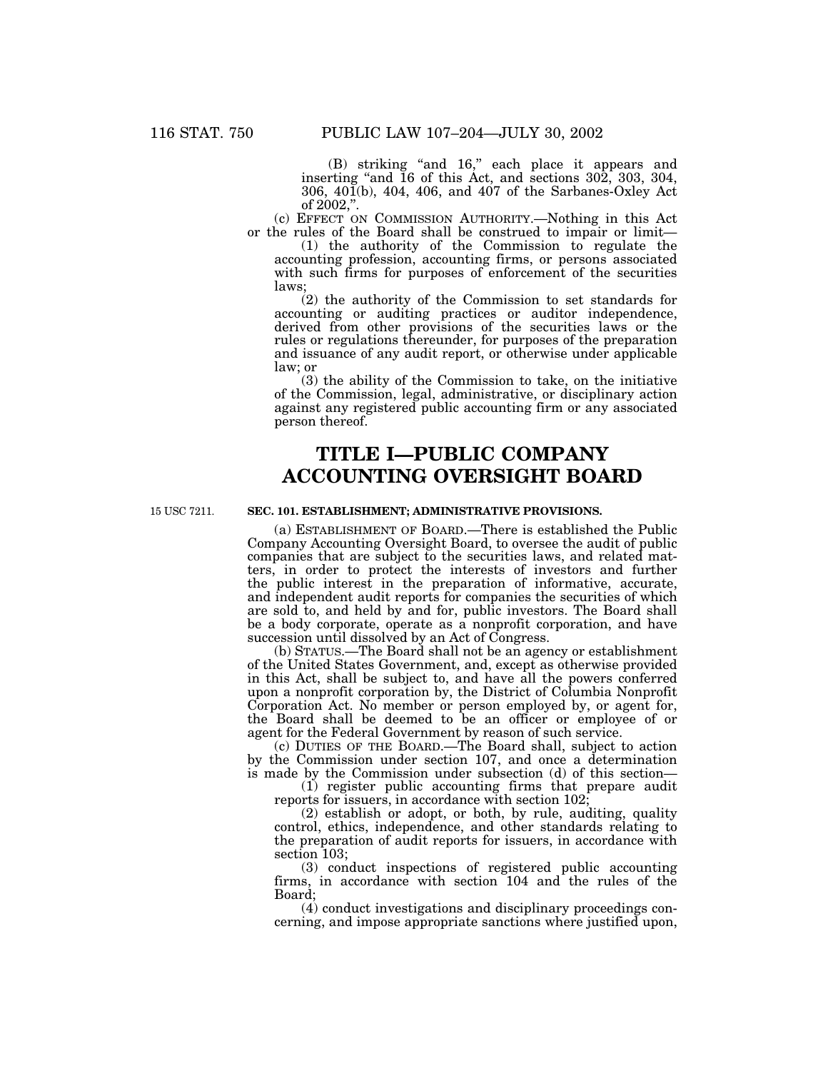(B) striking "and 16," each place it appears and inserting "and 16 of this Act, and sections 302, 303, 304, 306, 401(b), 404, 406, and 407 of the Sarbanes-Oxley Act of 2002,".

(c) EFFECT ON COMMISSION AUTHORITY.—Nothing in this Act or the rules of the Board shall be construed to impair or limit—

(1) the authority of the Commission to regulate the accounting profession, accounting firms, or persons associated with such firms for purposes of enforcement of the securities laws;

(2) the authority of the Commission to set standards for accounting or auditing practices or auditor independence, derived from other provisions of the securities laws or the rules or regulations thereunder, for purposes of the preparation and issuance of any audit report, or otherwise under applicable law; or

(3) the ability of the Commission to take, on the initiative of the Commission, legal, administrative, or disciplinary action against any registered public accounting firm or any associated person thereof.

# TITLE I—PUBLIC COMPANY ACCOUNTING OVERSIGHT BOARD

15 USC 7211.

### SEC. 101. ESTABLISHMENT; ADMINISTRATIVE PROVISIONS.

(a) ESTABLISHMENT OF BOARD.—There is established the Public Company Accounting Oversight Board, to oversee the audit of public companies that are subject to the securities laws, and related matters, in order to protect the interests of investors and further the public interest in the preparation of informative, accurate, and independent audit reports for companies the securities of which are sold to, and held by and for, public investors. The Board shall be a body corporate, operate as a nonprofit corporation, and have succession until dissolved by an Act of Congress.

(b) STATUS.—The Board shall not be an agency or establishment of the United States Government, and, except as otherwise provided in this Act, shall be subject to, and have all the powers conferred upon a nonprofit corporation by, the District of Columbia Nonprofit Corporation Act. No member or person employed by, or agent for, the Board shall be deemed to be an officer or employee of or agent for the Federal Government by reason of such service.

(c) DUTIES OF THE BOARD.—The Board shall, subject to action by the Commission under section 107, and once a determination is made by the Commission under subsection (d) of this section—

(1) register public accounting firms that prepare audit reports for issuers, in accordance with section 102;

(2) establish or adopt, or both, by rule, auditing, quality control, ethics, independence, and other standards relating to the preparation of audit reports for issuers, in accordance with section 103;

(3) conduct inspections of registered public accounting firms, in accordance with section 104 and the rules of the Board;

(4) conduct investigations and disciplinary proceedings concerning, and impose appropriate sanctions where justified upon,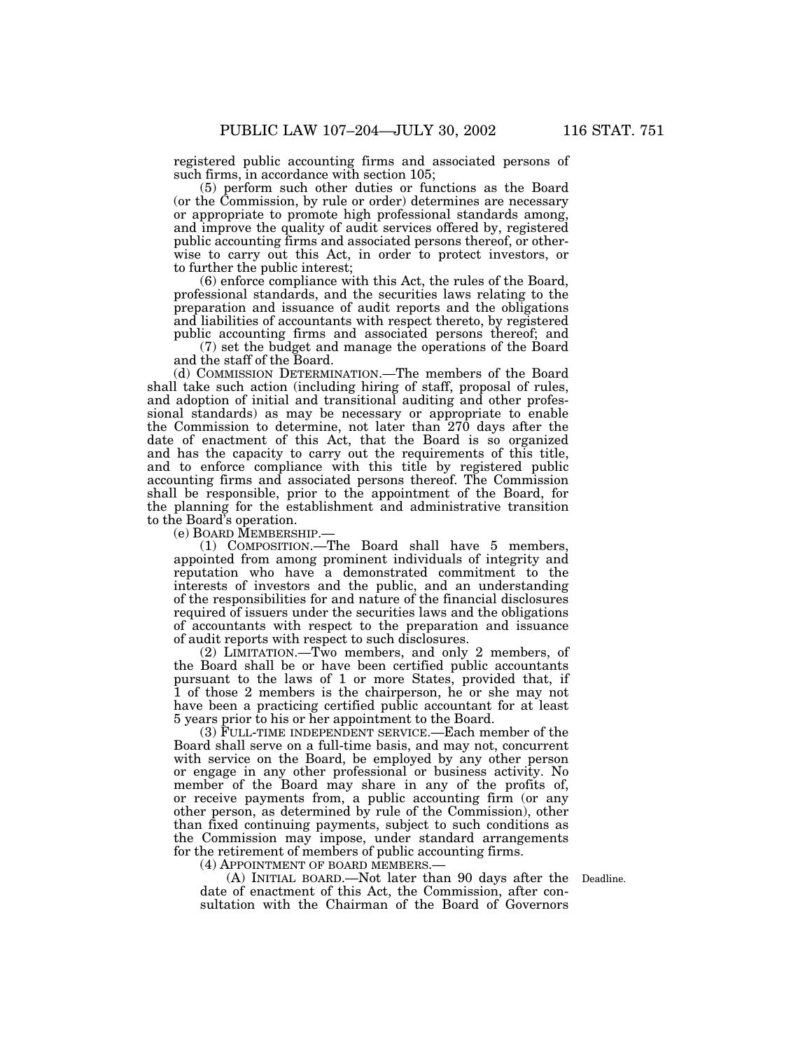registered public accounting firms and associated persons of such firms, in accordance with section 105;

(5) perform such other duties or functions as the Board (or the Commission, by rule or order) determines are necessary or appropriate to promote high professional standards among, and improve the quality of audit services offered by, registered public accounting firms and associated persons thereof, or otherwise to carry out this Act, in order to protect investors, or to further the public interest;

(6) enforce compliance with this Act, the rules of the Board, professional standards, and the securities laws relating to the preparation and issuance of audit reports and the obligations and liabilities of accountants with respect thereto, by registered public accounting firms and associated persons thereof; and

(7) set the budget and manage the operations of the Board and the staff of the Board.

(d) COMMISSION DETERMINATION.—The members of the Board shall take such action (including hiring of staff, proposal of rules, and adoption of initial and transitional auditing and other professional standards) as may be necessary or appropriate to enable the Commission to determine, not later than 270 days after the date of enactment of this Act, that the Board is so organized and has the capacity to carry out the requirements of this title, and to enforce compliance with this title by registered public accounting firms and associated persons thereof. The Commission shall be responsible, prior to the appointment of the Board, for the planning for the establishment and administrative transition to the Board's operation.

(e) BOARD MEMBERSHIP.—

(1) COMPOSITION.—The Board shall have 5 members, appointed from among prominent individuals of integrity and reputation who have a demonstrated commitment to the interests of investors and the public, and an understanding of the responsibilities for and nature of the financial disclosures required of issuers under the securities laws and the obligations of accountants with respect to the preparation and issuance of audit reports with respect to such disclosures.

(2) LIMITATION.—Two members, and only 2 members, of the Board shall be or have been certified public accountants pursuant to the laws of 1 or more States, provided that, if 1 of those 2 members is the chairperson, he or she may not have been a practicing certified public accountant for at least 5 years prior to his or her appointment to the Board.

(3) FULL-TIME INDEPENDENT SERVICE.—Each member of the Board shall serve on a full-time basis, and may not, concurrent with service on the Board, be employed by any other person or engage in any other professional or business activity. No member of the Board may share in any of the profits of, or receive payments from, a public accounting firm (or any other person, as determined by rule of the Commission), other than fixed continuing payments, subject to such conditions as the Commission may impose, under standard arrangements for the retirement of members of public accounting firms.

(4) APPOINTMENT OF BOARD MEMBERS.—

(A) INITIAL BOARD.—Not later than 90 days after the date of enactment of this Act, the Commission, after consultation with the Chairman of the Board of Governors

Deadline.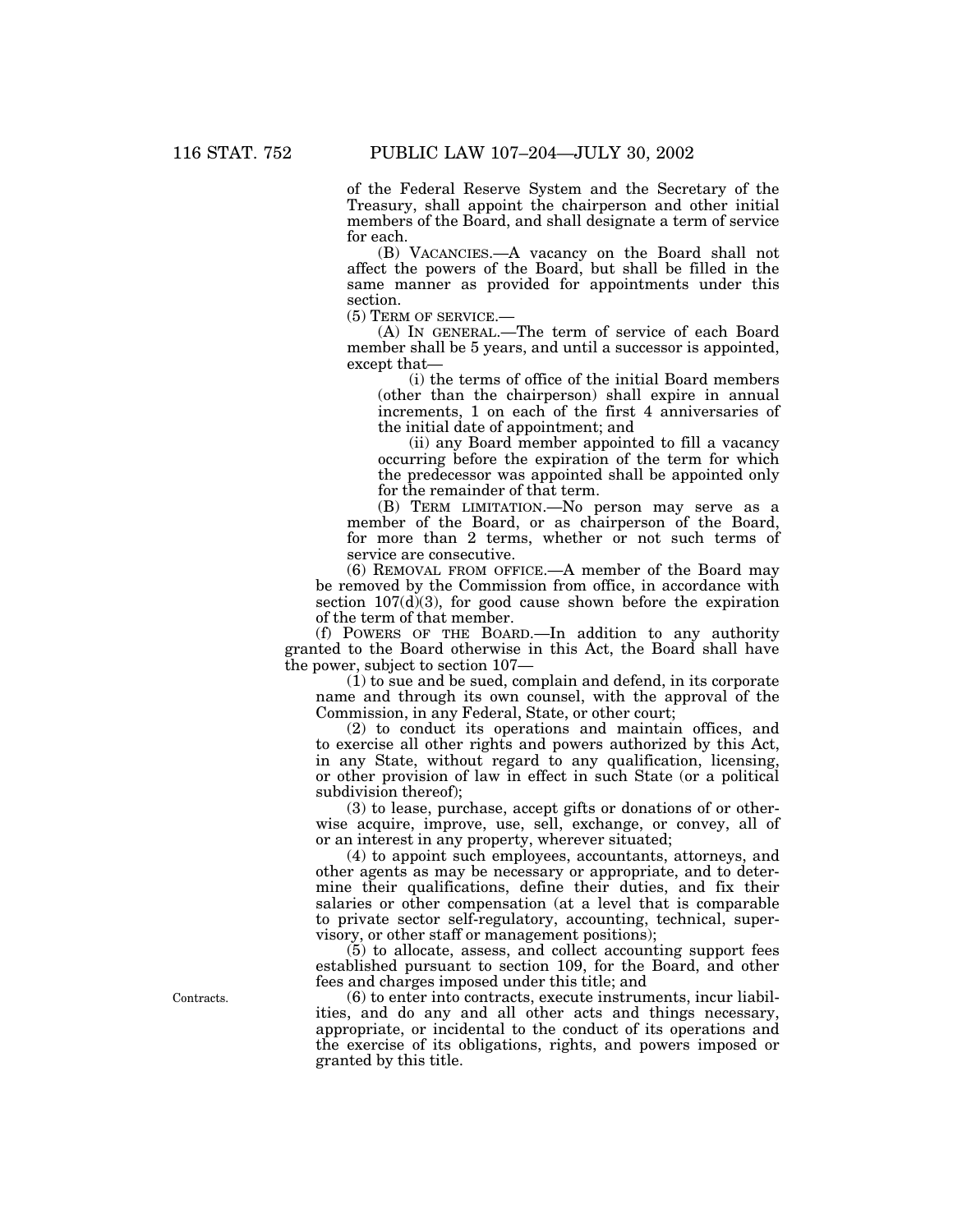of the Federal Reserve System and the Secretary of the Treasury, shall appoint the chairperson and other initial members of the Board, and shall designate a term of service for each.

(B) VACANCIES.—A vacancy on the Board shall not affect the powers of the Board, but shall be filled in the same manner as provided for appointments under this section.

(5) TERM OF SERVICE.—

(A) IN GENERAL.—The term of service of each Board member shall be 5 years, and until a successor is appointed, except that—

(i) the terms of office of the initial Board members (other than the chairperson) shall expire in annual increments, 1 on each of the first 4 anniversaries of the initial date of appointment; and

(ii) any Board member appointed to fill a vacancy occurring before the expiration of the term for which the predecessor was appointed shall be appointed only for the remainder of that term.

(B) TERM LIMITATION.—No person may serve as a member of the Board, or as chairperson of the Board, for more than 2 terms, whether or not such terms of service are consecutive.

(6) REMOVAL FROM OFFICE.—A member of the Board may be removed by the Commission from office, in accordance with section 107(d)(3), for good cause shown before the expiration of the term of that member.

(f) POWERS OF THE BOARD.—In addition to any authority granted to the Board otherwise in this Act, the Board shall have the power, subject to section 107—

(1) to sue and be sued, complain and defend, in its corporate name and through its own counsel, with the approval of the Commission, in any Federal, State, or other court;

(2) to conduct its operations and maintain offices, and to exercise all other rights and powers authorized by this Act, in any State, without regard to any qualification, licensing, or other provision of law in effect in such State (or a political subdivision thereof);

(3) to lease, purchase, accept gifts or donations of or otherwise acquire, improve, use, sell, exchange, or convey, all of or an interest in any property, wherever situated;

(4) to appoint such employees, accountants, attorneys, and other agents as may be necessary or appropriate, and to determine their qualifications, define their duties, and fix their salaries or other compensation (at a level that is comparable to private sector self-regulatory, accounting, technical, supervisory, or other staff or management positions);

(5) to allocate, assess, and collect accounting support fees established pursuant to section 109, for the Board, and other fees and charges imposed under this title; and

Contracts.

(6) to enter into contracts, execute instruments, incur liabilities, and do any and all other acts and things necessary, appropriate, or incidental to the conduct of its operations and the exercise of its obligations, rights, and powers imposed or granted by this title.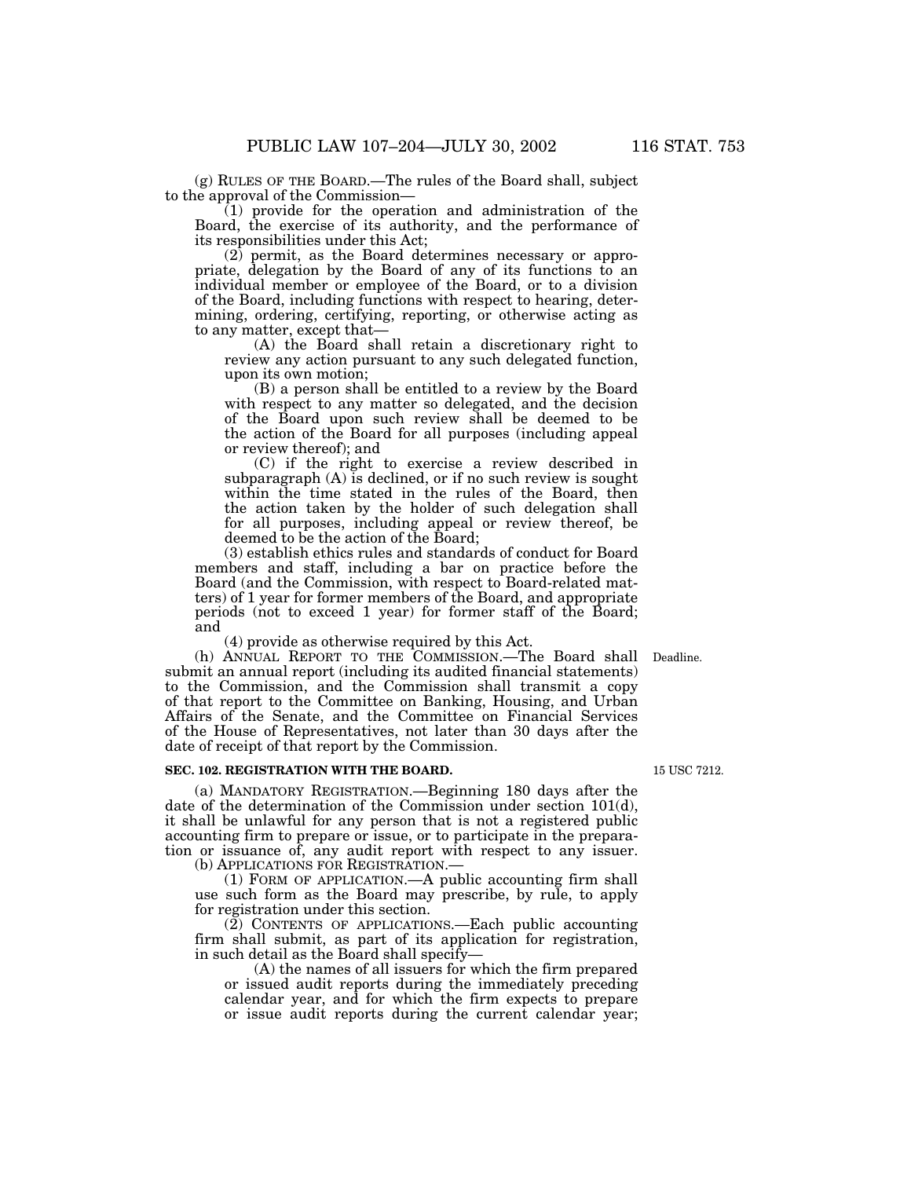(g) RULES OF THE BOARD.—The rules of the Board shall, subject to the approval of the Commission—

(1) provide for the operation and administration of the Board, the exercise of its authority, and the performance of its responsibilities under this Act;

(2) permit, as the Board determines necessary or appropriate, delegation by the Board of any of its functions to an individual member or employee of the Board, or to a division of the Board, including functions with respect to hearing, determining, ordering, certifying, reporting, or otherwise acting as to any matter, except that—

(A) the Board shall retain a discretionary right to review any action pursuant to any such delegated function, upon its own motion;

(B) a person shall be entitled to a review by the Board with respect to any matter so delegated, and the decision of the Board upon such review shall be deemed to be the action of the Board for all purposes (including appeal or review thereof); and

(C) if the right to exercise a review described in subparagraph (A) is declined, or if no such review is sought within the time stated in the rules of the Board, then the action taken by the holder of such delegation shall for all purposes, including appeal or review thereof, be deemed to be the action of the Board;

(3) establish ethics rules and standards of conduct for Board members and staff, including a bar on practice before the Board (and the Commission, with respect to Board-related matters) of 1 year for former members of the Board, and appropriate periods (not to exceed 1 year) for former staff of the Board; and

(4) provide as otherwise required by this Act.

Deadline.

(h) ANNUAL REPORT TO THE COMMISSION.—The Board shall submit an annual report (including its audited financial statements) to the Commission, and the Commission shall transmit a copy of that report to the Committee on Banking, Housing, and Urban Affairs of the Senate, and the Committee on Financial Services of the House of Representatives, not later than 30 days after the date of receipt of that report by the Commission.

15 USC 7212.

## SEC. 102. REGISTRATION WITH THE BOARD.

(a) MANDATORY REGISTRATION.—Beginning 180 days after the date of the determination of the Commission under section 101(d), it shall be unlawful for any person that is not a registered public accounting firm to prepare or issue, or to participate in the preparation or issuance of, any audit report with respect to any issuer.

(b) APPLICATIONS FOR REGISTRATION.—

(1) FORM OF APPLICATION.—A public accounting firm shall use such form as the Board may prescribe, by rule, to apply for registration under this section.

(2) CONTENTS OF APPLICATIONS.—Each public accounting firm shall submit, as part of its application for registration, in such detail as the Board shall specify—

(A) the names of all issuers for which the firm prepared or issued audit reports during the immediately preceding calendar year, and for which the firm expects to prepare or issue audit reports during the current calendar year;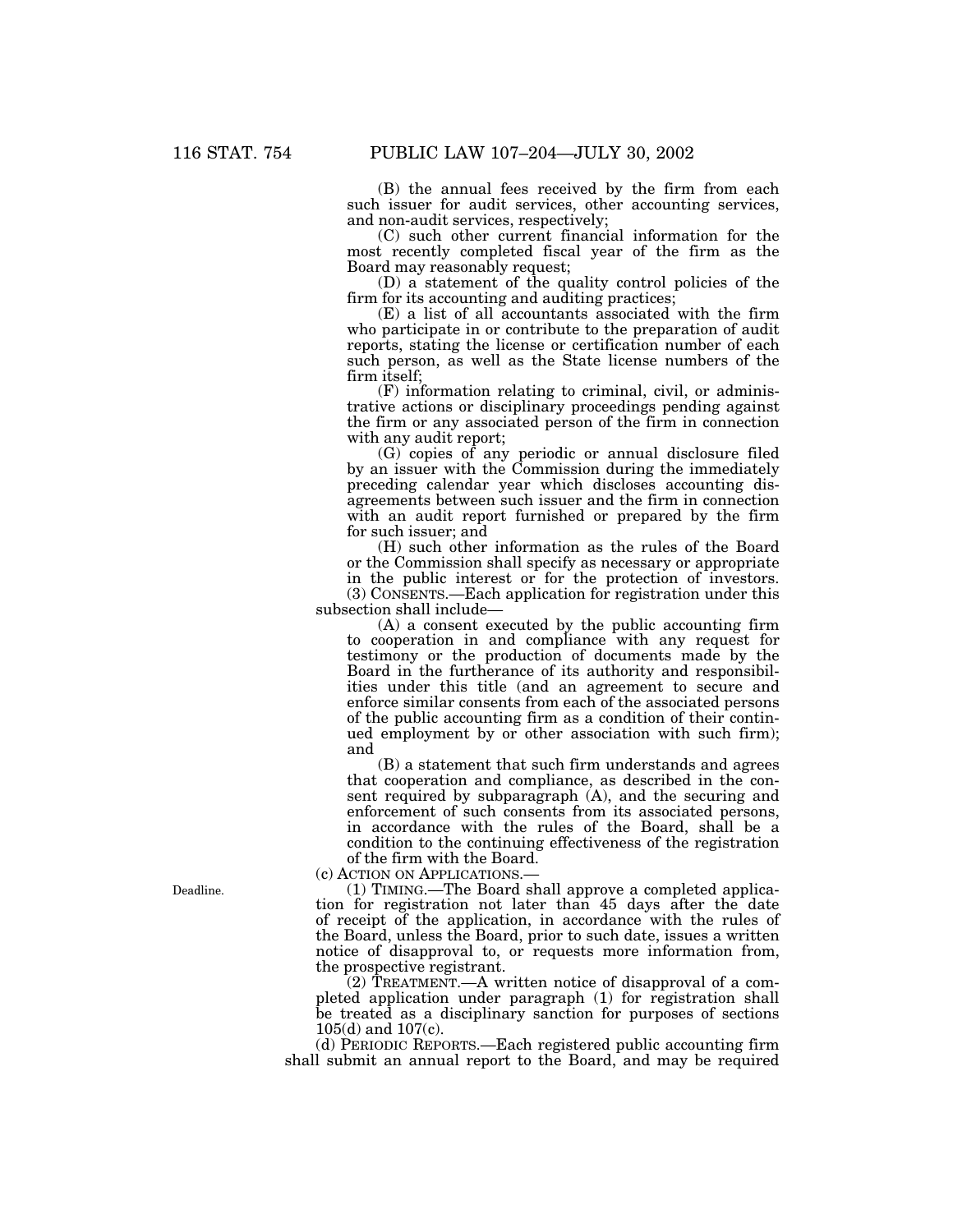(B) the annual fees received by the firm from each such issuer for audit services, other accounting services, and non-audit services, respectively;

(C) such other current financial information for the most recently completed fiscal year of the firm as the Board may reasonably request;

(D) a statement of the quality control policies of the firm for its accounting and auditing practices;

(E) a list of all accountants associated with the firm who participate in or contribute to the preparation of audit reports, stating the license or certification number of each such person, as well as the State license numbers of the firm itself;

(F) information relating to criminal, civil, or administrative actions or disciplinary proceedings pending against the firm or any associated person of the firm in connection with any audit report;

(G) copies of any periodic or annual disclosure filed by an issuer with the Commission during the immediately preceding calendar year which discloses accounting disagreements between such issuer and the firm in connection with an audit report furnished or prepared by the firm for such issuer; and

(H) such other information as the rules of the Board or the Commission shall specify as necessary or appropriate in the public interest or for the protection of investors.

(3) CONSENTS.—Each application for registration under this subsection shall include—

(A) a consent executed by the public accounting firm to cooperation in and compliance with any request for testimony or the production of documents made by the Board in the furtherance of its authority and responsibilities under this title (and an agreement to secure and enforce similar consents from each of the associated persons of the public accounting firm as a condition of their continued employment by or other association with such firm); and

(B) a statement that such firm understands and agrees that cooperation and compliance, as described in the consent required by subparagraph (A), and the securing and enforcement of such consents from its associated persons, in accordance with the rules of the Board, shall be a condition to the continuing effectiveness of the registration of the firm with the Board.

(c) ACTION ON APPLICATIONS.—

Deadline.

(1) TIMING.—The Board shall approve a completed application for registration not later than 45 days after the date of receipt of the application, in accordance with the rules of the Board, unless the Board, prior to such date, issues a written notice of disapproval to, or requests more information from, the prospective registrant.

(2) TREATMENT.—A written notice of disapproval of a completed application under paragraph (1) for registration shall be treated as a disciplinary sanction for purposes of sections 105(d) and 107(c).

(d) PERIODIC REPORTS.—Each registered public accounting firm shall submit an annual report to the Board, and may be required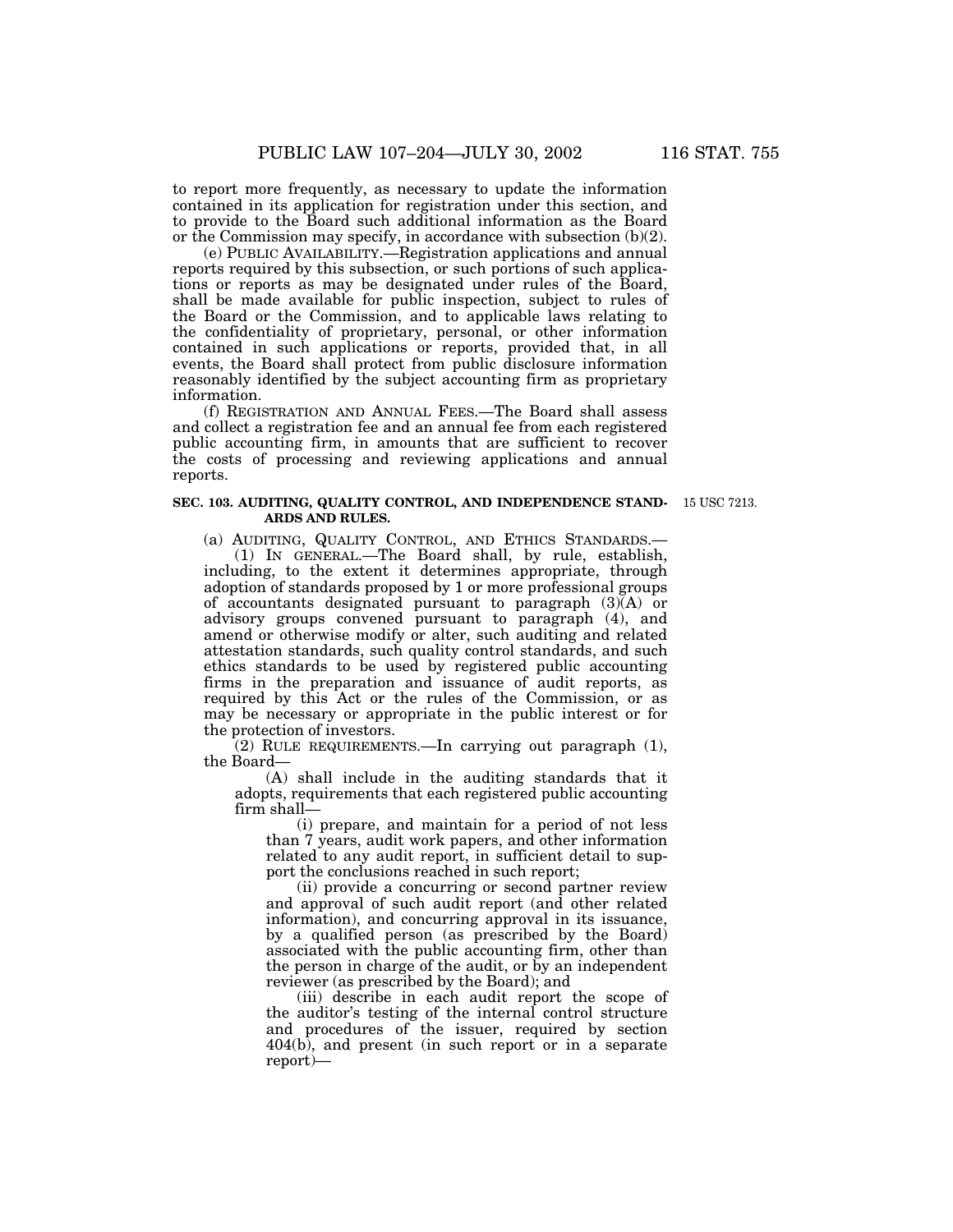to report more frequently, as necessary to update the information contained in its application for registration under this section, and to provide to the Board such additional information as the Board or the Commission may specify, in accordance with subsection (b)(2).

(e) PUBLIC AVAILABILITY.—Registration applications and annual reports required by this subsection, or such portions of such applications or reports as may be designated under rules of the Board, shall be made available for public inspection, subject to rules of the Board or the Commission, and to applicable laws relating to the confidentiality of proprietary, personal, or other information contained in such applications or reports, provided that, in all events, the Board shall protect from public disclosure information reasonably identified by the subject accounting firm as proprietary information.

(f) REGISTRATION AND ANNUAL FEES.—The Board shall assess and collect a registration fee and an annual fee from each registered public accounting firm, in amounts that are sufficient to recover the costs of processing and reviewing applications and annual reports.

**SEC. 103. AUDITING, QUALITY CONTROL, AND INDEPENDENCE STANDARDS AND RULES.**

15 USC 7213.

(a) AUDITING, QUALITY CONTROL, AND ETHICS STANDARDS.—

(1) IN GENERAL.—The Board shall, by rule, establish, including, to the extent it determines appropriate, through adoption of standards proposed by 1 or more professional groups of accountants designated pursuant to paragraph (3)(A) or advisory groups convened pursuant to paragraph (4), and amend or otherwise modify or alter, such auditing and related attestation standards, such quality control standards, and such ethics standards to be used by registered public accounting firms in the preparation and issuance of audit reports, as required by this Act or the rules of the Commission, or as may be necessary or appropriate in the public interest or for the protection of investors.

(2) RULE REQUIREMENTS.—In carrying out paragraph (1), the Board—

(A) shall include in the auditing standards that it adopts, requirements that each registered public accounting firm shall—

(i) prepare, and maintain for a period of not less than 7 years, audit work papers, and other information related to any audit report, in sufficient detail to support the conclusions reached in such report;

(ii) provide a concurring or second partner review and approval of such audit report (and other related information), and concurring approval in its issuance, by a qualified person (as prescribed by the Board) associated with the public accounting firm, other than the person in charge of the audit, or by an independent reviewer (as prescribed by the Board); and

(iii) describe in each audit report the scope of the auditor's testing of the internal control structure and procedures of the issuer, required by section 404(b), and present (in such report or in a separate report)—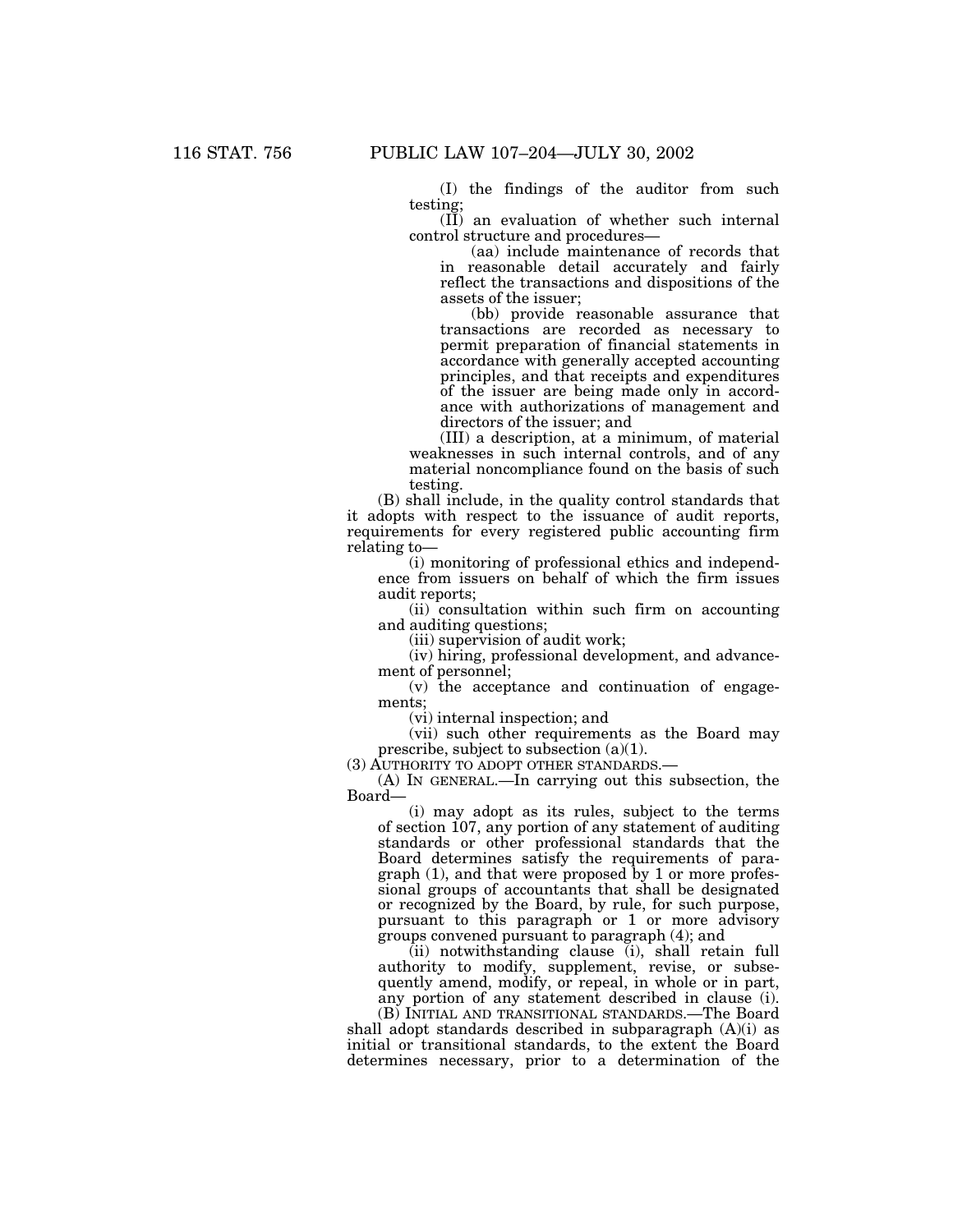(I) the findings of the auditor from such testing;

(II) an evaluation of whether such internal control structure and procedures—

(aa) include maintenance of records that in reasonable detail accurately and fairly reflect the transactions and dispositions of the assets of the issuer;

(bb) provide reasonable assurance that transactions are recorded as necessary to permit preparation of financial statements in accordance with generally accepted accounting principles, and that receipts and expenditures of the issuer are being made only in accordance with authorizations of management and directors of the issuer; and

(III) a description, at a minimum, of material weaknesses in such internal controls, and of any material noncompliance found on the basis of such testing.

(B) shall include, in the quality control standards that it adopts with respect to the issuance of audit reports, requirements for every registered public accounting firm relating to—

(i) monitoring of professional ethics and independence from issuers on behalf of which the firm issues audit reports;

(ii) consultation within such firm on accounting and auditing questions;

(iii) supervision of audit work;

(iv) hiring, professional development, and advancement of personnel;

(v) the acceptance and continuation of engagements;

(vi) internal inspection; and

(vii) such other requirements as the Board may prescribe, subject to subsection (a)(1).

(3) AUTHORITY TO ADOPT OTHER STANDARDS.—

(A) IN GENERAL.—In carrying out this subsection, the Board—

(i) may adopt as its rules, subject to the terms of section 107, any portion of any statement of auditing standards or other professional standards that the Board determines satisfy the requirements of paragraph (1), and that were proposed by 1 or more professional groups of accountants that shall be designated or recognized by the Board, by rule, for such purpose, pursuant to this paragraph or 1 or more advisory groups convened pursuant to paragraph (4); and

(ii) notwithstanding clause (i), shall retain full authority to modify, supplement, revise, or subsequently amend, modify, or repeal, in whole or in part, any portion of any statement described in clause (i).

(B) INITIAL AND TRANSITIONAL STANDARDS.—The Board shall adopt standards described in subparagraph (A)(i) as initial or transitional standards, to the extent the Board determines necessary, prior to a determination of the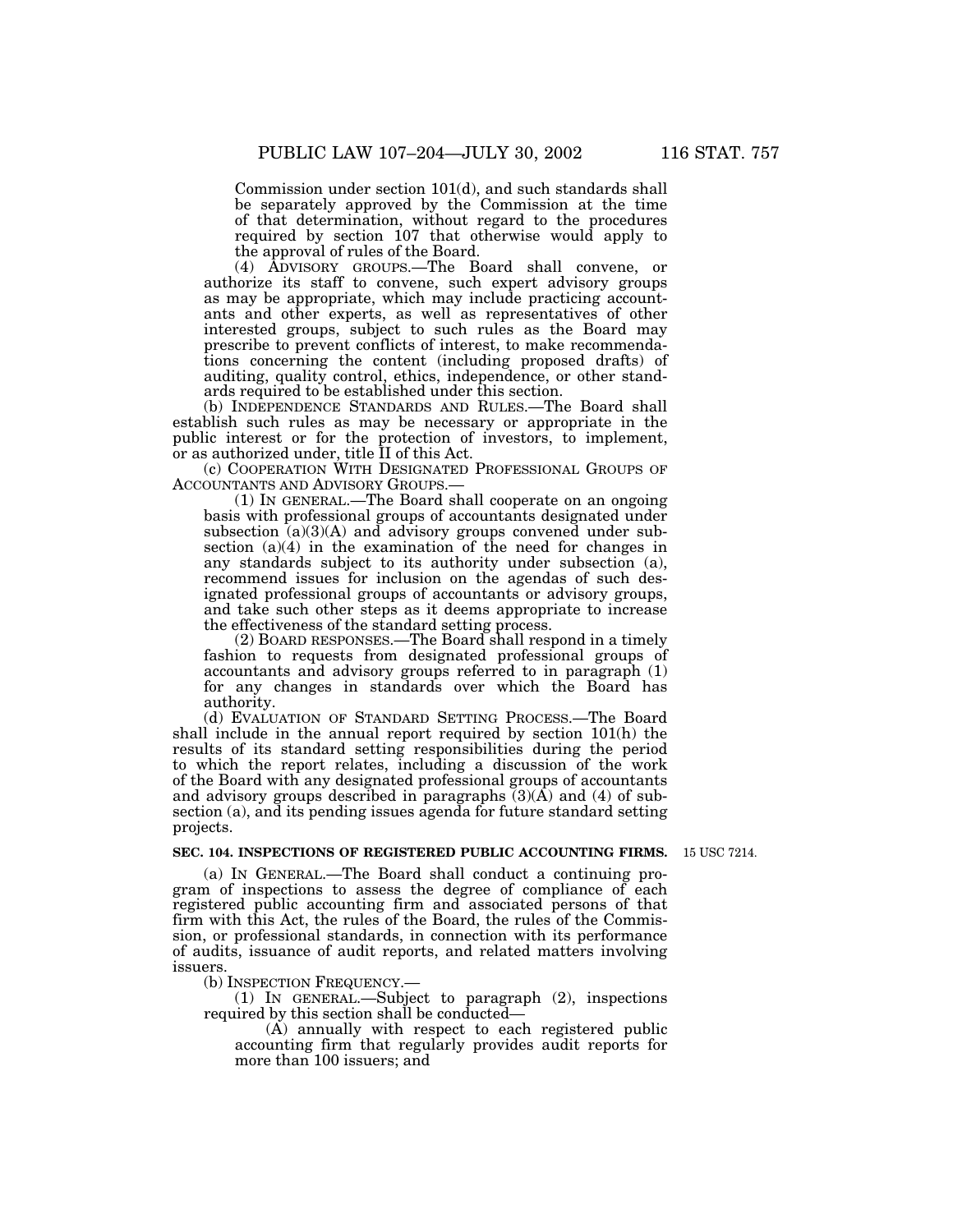Commission under section 101(d), and such standards shall be separately approved by the Commission at the time of that determination, without regard to the procedures required by section 107 that otherwise would apply to the approval of rules of the Board.

(4) ADVISORY GROUPS.—The Board shall convene, or authorize its staff to convene, such expert advisory groups as may be appropriate, which may include practicing accountants and other experts, as well as representatives of other interested groups, subject to such rules as the Board may prescribe to prevent conflicts of interest, to make recommendations concerning the content (including proposed drafts) of auditing, quality control, ethics, independence, or other standards required to be established under this section.

(b) INDEPENDENCE STANDARDS AND RULES.—The Board shall establish such rules as may be necessary or appropriate in the public interest or for the protection of investors, to implement, or as authorized under, title II of this Act.

(c) COOPERATION WITH DESIGNATED PROFESSIONAL GROUPS OF ACCOUNTANTS AND ADVISORY GROUPS.—

(1) IN GENERAL.—The Board shall cooperate on an ongoing basis with professional groups of accountants designated under subsection (a)(3)(A) and advisory groups convened under subsection (a)(4) in the examination of the need for changes in any standards subject to its authority under subsection (a), recommend issues for inclusion on the agendas of such designated professional groups of accountants or advisory groups, and take such other steps as it deems appropriate to increase the effectiveness of the standard setting process.

(2) BOARD RESPONSES.—The Board shall respond in a timely fashion to requests from designated professional groups of accountants and advisory groups referred to in paragraph (1) for any changes in standards over which the Board has authority.

(d) EVALUATION OF STANDARD SETTING PROCESS.—The Board shall include in the annual report required by section 101(h) the results of its standard setting responsibilities during the period to which the report relates, including a discussion of the work of the Board with any designated professional groups of accountants and advisory groups described in paragraphs (3)(A) and (4) of subsection (a), and its pending issues agenda for future standard setting projects.

**SEC. 104. INSPECTIONS OF REGISTERED PUBLIC ACCOUNTING FIRMS.**

15 USC 7214.

(a) IN GENERAL.—The Board shall conduct a continuing program of inspections to assess the degree of compliance of each registered public accounting firm and associated persons of that firm with this Act, the rules of the Board, the rules of the Commission, or professional standards, in connection with its performance of audits, issuance of audit reports, and related matters involving issuers.

(b) INSPECTION FREQUENCY.—

(1) IN GENERAL.—Subject to paragraph (2), inspections required by this section shall be conducted—

(A) annually with respect to each registered public accounting firm that regularly provides audit reports for more than 100 issuers; and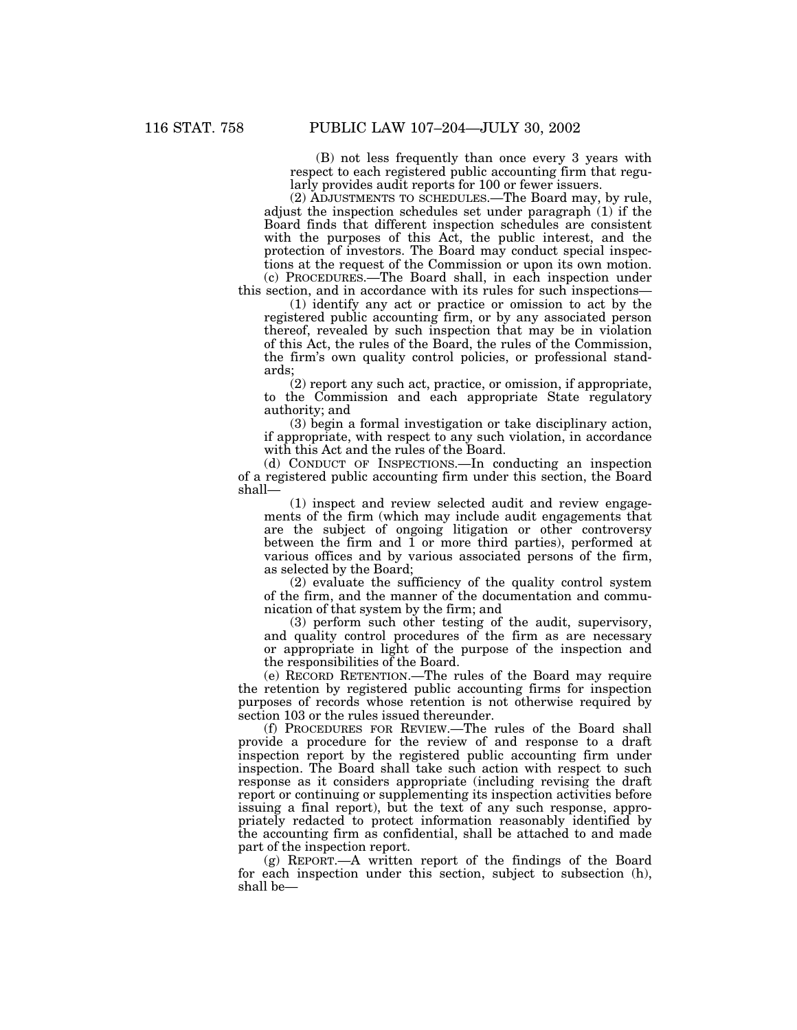(B) not less frequently than once every 3 years with respect to each registered public accounting firm that regularly provides audit reports for 100 or fewer issuers.

(2) ADJUSTMENTS TO SCHEDULES.—The Board may, by rule, adjust the inspection schedules set under paragraph (1) if the Board finds that different inspection schedules are consistent with the purposes of this Act, the public interest, and the protection of investors. The Board may conduct special inspections at the request of the Commission or upon its own motion.

(c) PROCEDURES.—The Board shall, in each inspection under this section, and in accordance with its rules for such inspections—

(1) identify any act or practice or omission to act by the registered public accounting firm, or by any associated person thereof, revealed by such inspection that may be in violation of this Act, the rules of the Board, the rules of the Commission, the firm's own quality control policies, or professional standards;

(2) report any such act, practice, or omission, if appropriate, to the Commission and each appropriate State regulatory authority; and

(3) begin a formal investigation or take disciplinary action, if appropriate, with respect to any such violation, in accordance with this Act and the rules of the Board.

(d) CONDUCT OF INSPECTIONS.—In conducting an inspection of a registered public accounting firm under this section, the Board shall—

(1) inspect and review selected audit and review engagements of the firm (which may include audit engagements that are the subject of ongoing litigation or other controversy between the firm and 1 or more third parties), performed at various offices and by various associated persons of the firm, as selected by the Board;

(2) evaluate the sufficiency of the quality control system of the firm, and the manner of the documentation and communication of that system by the firm; and

(3) perform such other testing of the audit, supervisory, and quality control procedures of the firm as are necessary or appropriate in light of the purpose of the inspection and the responsibilities of the Board.

(e) RECORD RETENTION.—The rules of the Board may require the retention by registered public accounting firms for inspection purposes of records whose retention is not otherwise required by section 103 or the rules issued thereunder.

(f) PROCEDURES FOR REVIEW.—The rules of the Board shall provide a procedure for the review of and response to a draft inspection report by the registered public accounting firm under inspection. The Board shall take such action with respect to such response as it considers appropriate (including revising the draft report or continuing or supplementing its inspection activities before issuing a final report), but the text of any such response, appropriately redacted to protect information reasonably identified by the accounting firm as confidential, shall be attached to and made part of the inspection report.

(g) REPORT.—A written report of the findings of the Board for each inspection under this section, subject to subsection (h), shall be—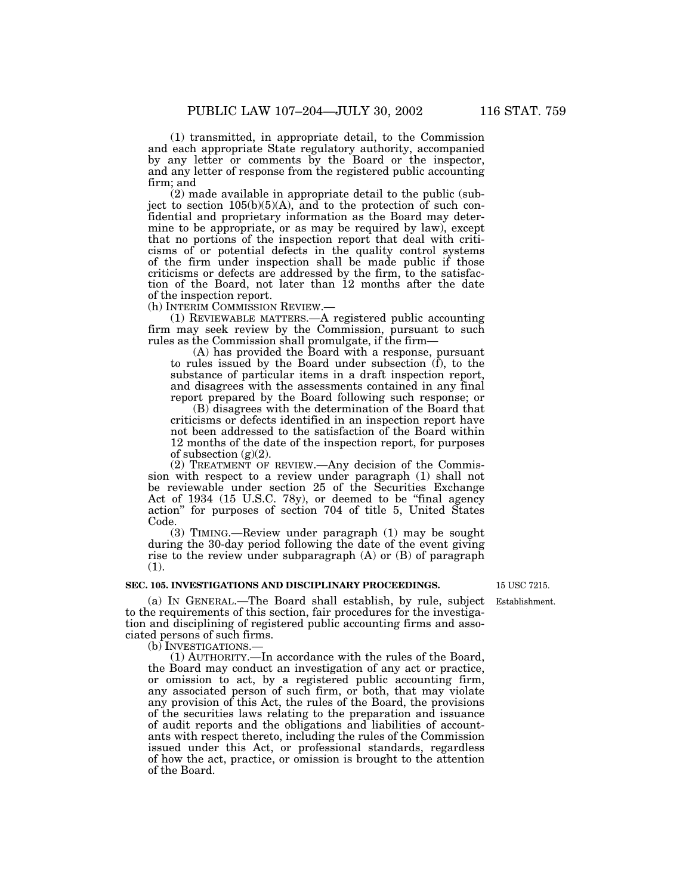(1) transmitted, in appropriate detail, to the Commission and each appropriate State regulatory authority, accompanied by any letter or comments by the Board or the inspector, and any letter of response from the registered public accounting firm; and

(2) made available in appropriate detail to the public (subject to section 105(b)(5)(A), and to the protection of such confidential and proprietary information as the Board may determine to be appropriate, or as may be required by law), except that no portions of the inspection report that deal with criticisms of or potential defects in the quality control systems of the firm under inspection shall be made public if those criticisms or defects are addressed by the firm, to the satisfaction of the Board, not later than 12 months after the date of the inspection report.

(h) INTERIM COMMISSION REVIEW.—

(1) REVIEWABLE MATTERS.—A registered public accounting firm may seek review by the Commission, pursuant to such rules as the Commission shall promulgate, if the firm—

(A) has provided the Board with a response, pursuant to rules issued by the Board under subsection (f), to the substance of particular items in a draft inspection report, and disagrees with the assessments contained in any final report prepared by the Board following such response; or

(B) disagrees with the determination of the Board that criticisms or defects identified in an inspection report have not been addressed to the satisfaction of the Board within 12 months of the date of the inspection report, for purposes of subsection (g)(2).

(2) TREATMENT OF REVIEW.—Any decision of the Commission with respect to a review under paragraph (1) shall not be reviewable under section 25 of the Securities Exchange Act of 1934 (15 U.S.C. 78y), or deemed to be "final agency action" for purposes of section 704 of title 5, United States Code.

(3) TIMING.—Review under paragraph (1) may be sought during the 30-day period following the date of the event giving rise to the review under subparagraph (A) or (B) of paragraph (1).

**SEC. 105. INVESTIGATIONS AND DISCIPLINARY PROCEEDINGS.**

15 USC 7215.

Establishment.

(a) IN GENERAL.—The Board shall establish, by rule, subject to the requirements of this section, fair procedures for the investigation and disciplining of registered public accounting firms and associated persons of such firms.

(b) INVESTIGATIONS.—

(1) AUTHORITY.—In accordance with the rules of the Board, the Board may conduct an investigation of any act or practice, or omission to act, by a registered public accounting firm, any associated person of such firm, or both, that may violate any provision of this Act, the rules of the Board, the provisions of the securities laws relating to the preparation and issuance of audit reports and the obligations and liabilities of accountants with respect thereto, including the rules of the Commission issued under this Act, or professional standards, regardless of how the act, practice, or omission is brought to the attention of the Board.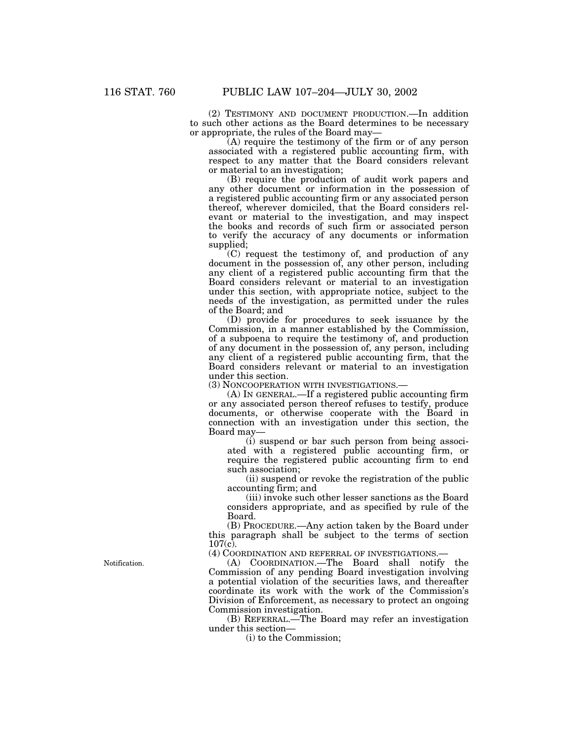(2) TESTIMONY AND DOCUMENT PRODUCTION.—In addition to such other actions as the Board determines to be necessary or appropriate, the rules of the Board may—

(A) require the testimony of the firm or of any person associated with a registered public accounting firm, with respect to any matter that the Board considers relevant or material to an investigation;

(B) require the production of audit work papers and any other document or information in the possession of a registered public accounting firm or any associated person thereof, wherever domiciled, that the Board considers relevant or material to the investigation, and may inspect the books and records of such firm or associated person to verify the accuracy of any documents or information supplied;

(C) request the testimony of, and production of any document in the possession of, any other person, including any client of a registered public accounting firm that the Board considers relevant or material to an investigation under this section, with appropriate notice, subject to the needs of the investigation, as permitted under the rules of the Board; and

(D) provide for procedures to seek issuance by the Commission, in a manner established by the Commission, of a subpoena to require the testimony of, and production of any document in the possession of, any person, including any client of a registered public accounting firm, that the Board considers relevant or material to an investigation under this section.

(3) NONCOOPERATION WITH INVESTIGATIONS.—

(A) IN GENERAL.—If a registered public accounting firm or any associated person thereof refuses to testify, produce documents, or otherwise cooperate with the Board in connection with an investigation under this section, the Board may—

(i) suspend or bar such person from being associated with a registered public accounting firm, or require the registered public accounting firm to end such association;

(ii) suspend or revoke the registration of the public accounting firm; and

(iii) invoke such other lesser sanctions as the Board considers appropriate, and as specified by rule of the Board.

(B) PROCEDURE.—Any action taken by the Board under this paragraph shall be subject to the terms of section 107(c).

(4) COORDINATION AND REFERRAL OF INVESTIGATIONS.—

Notification.

(A) COORDINATION.—The Board shall notify the Commission of any pending Board investigation involving a potential violation of the securities laws, and thereafter coordinate its work with the work of the Commission's Division of Enforcement, as necessary to protect an ongoing Commission investigation.

(B) REFERRAL.—The Board may refer an investigation under this section—

(i) to the Commission;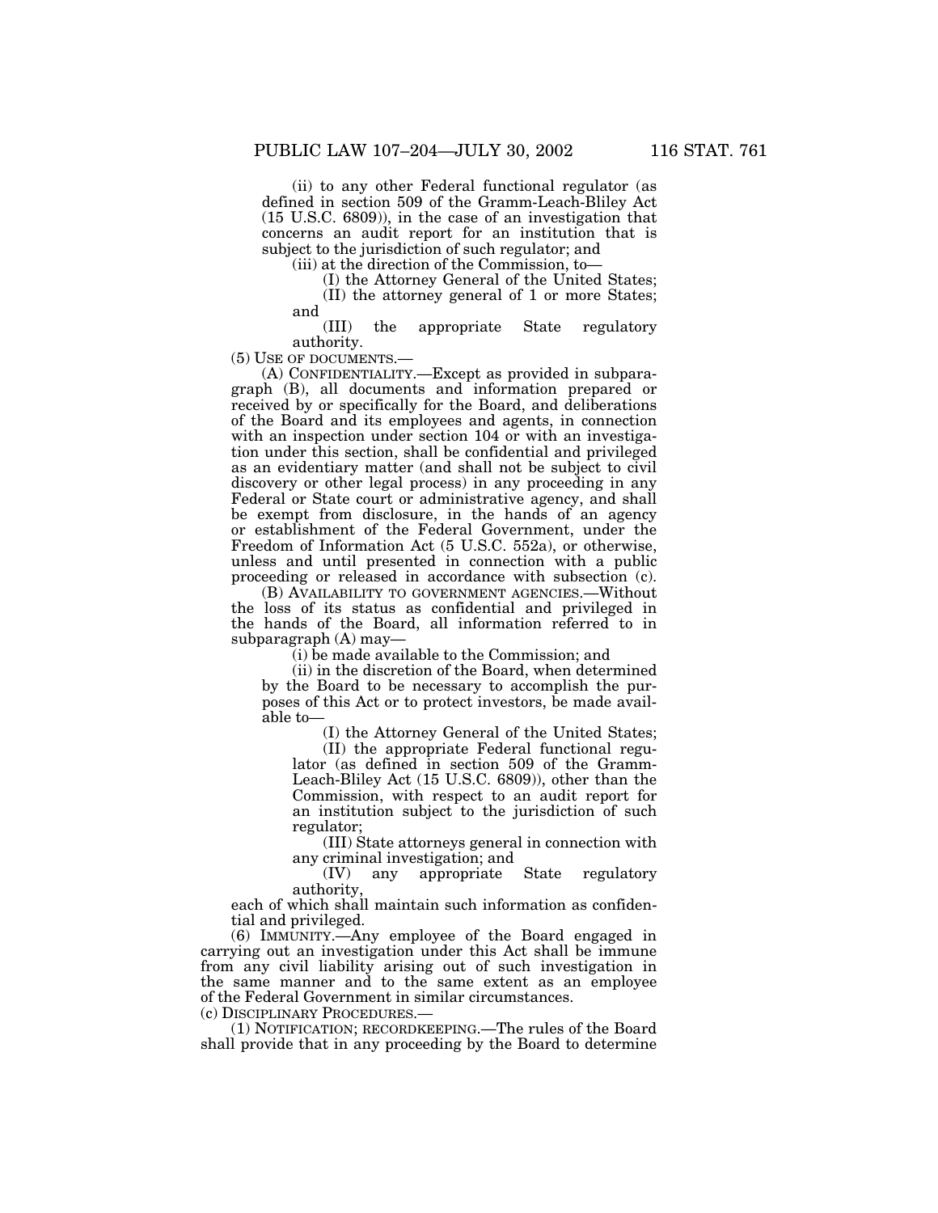(ii) to any other Federal functional regulator (as defined in section 509 of the Gramm-Leach-Bliley Act (15 U.S.C. 6809)), in the case of an investigation that concerns an audit report for an institution that is subject to the jurisdiction of such regulator; and

(iii) at the direction of the Commission, to—

(I) the Attorney General of the United States;

(II) the attorney general of 1 or more States; and

(III) the appropriate State regulatory authority.

(5) USE OF DOCUMENTS.—

(A) CONFIDENTIALITY.—Except as provided in subparagraph (B), all documents and information prepared or received by or specifically for the Board, and deliberations of the Board and its employees and agents, in connection with an inspection under section 104 or with an investigation under this section, shall be confidential and privileged as an evidentiary matter (and shall not be subject to civil discovery or other legal process) in any proceeding in any Federal or State court or administrative agency, and shall be exempt from disclosure, in the hands of an agency or establishment of the Federal Government, under the Freedom of Information Act (5 U.S.C. 552a), or otherwise, unless and until presented in connection with a public proceeding or released in accordance with subsection (c).

(B) AVAILABILITY TO GOVERNMENT AGENCIES.—Without the loss of its status as confidential and privileged in the hands of the Board, all information referred to in subparagraph (A) may—

(i) be made available to the Commission; and

(ii) in the discretion of the Board, when determined by the Board to be necessary to accomplish the purposes of this Act or to protect investors, be made available to—

(I) the Attorney General of the United States;

(II) the appropriate Federal functional regulator (as defined in section 509 of the Gramm-Leach-Bliley Act (15 U.S.C. 6809)), other than the Commission, with respect to an audit report for an institution subject to the jurisdiction of such regulator;

(III) State attorneys general in connection with any criminal investigation; and

(IV) any appropriate State regulatory authority,

each of which shall maintain such information as confidential and privileged.

(6) IMMUNITY.—Any employee of the Board engaged in carrying out an investigation under this Act shall be immune from any civil liability arising out of such investigation in the same manner and to the same extent as an employee of the Federal Government in similar circumstances.

(c) DISCIPLINARY PROCEDURES.—

(1) NOTIFICATION; RECORDKEEPING.—The rules of the Board shall provide that in any proceeding by the Board to determine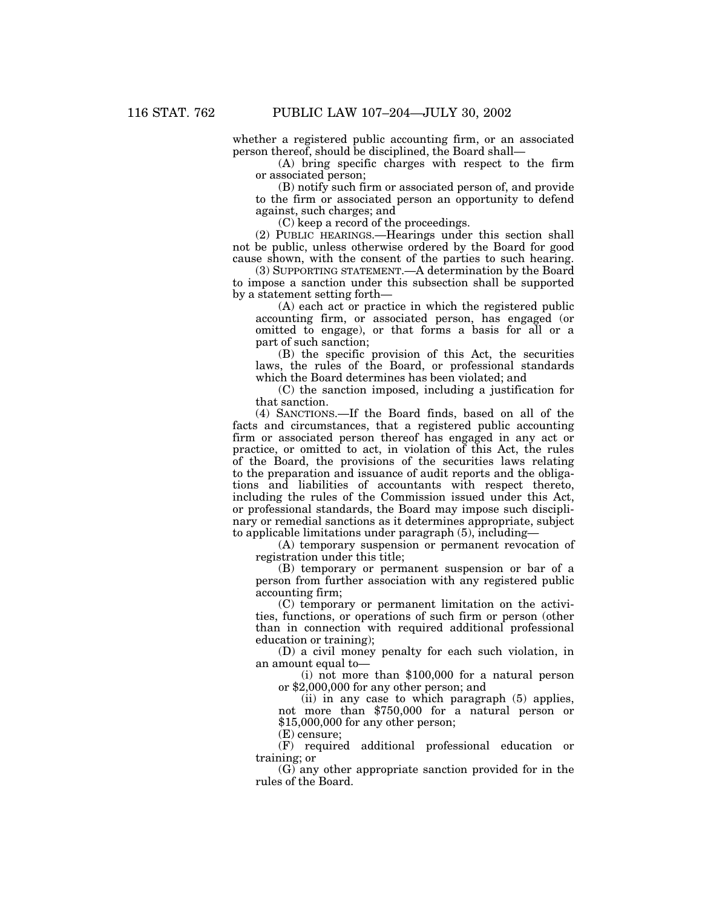whether a registered public accounting firm, or an associated person thereof, should be disciplined, the Board shall—

(A) bring specific charges with respect to the firm or associated person;

(B) notify such firm or associated person of, and provide to the firm or associated person an opportunity to defend against, such charges; and

(C) keep a record of the proceedings.

(2) PUBLIC HEARINGS.—Hearings under this section shall not be public, unless otherwise ordered by the Board for good cause shown, with the consent of the parties to such hearing.

(3) SUPPORTING STATEMENT.—A determination by the Board to impose a sanction under this subsection shall be supported by a statement setting forth—

(A) each act or practice in which the registered public accounting firm, or associated person, has engaged (or omitted to engage), or that forms a basis for all or a part of such sanction;

(B) the specific provision of this Act, the securities laws, the rules of the Board, or professional standards which the Board determines has been violated; and

(C) the sanction imposed, including a justification for that sanction.

(4) SANCTIONS.—If the Board finds, based on all of the facts and circumstances, that a registered public accounting firm or associated person thereof has engaged in any act or practice, or omitted to act, in violation of this Act, the rules of the Board, the provisions of the securities laws relating to the preparation and issuance of audit reports and the obligations and liabilities of accountants with respect thereto, including the rules of the Commission issued under this Act, or professional standards, the Board may impose such disciplinary or remedial sanctions as it determines appropriate, subject to applicable limitations under paragraph (5), including—

(A) temporary suspension or permanent revocation of registration under this title;

(B) temporary or permanent suspension or bar of a person from further association with any registered public accounting firm;

(C) temporary or permanent limitation on the activities, functions, or operations of such firm or person (other than in connection with required additional professional education or training);

(D) a civil money penalty for each such violation, in an amount equal to—

(i) not more than $100,000 for a natural person or $2,000,000 for any other person; and

(ii) in any case to which paragraph (5) applies, not more than $750,000 for a natural person or $15,000,000 for any other person;

(E) censure;

(F) required additional professional education or training; or

(G) any other appropriate sanction provided for in the rules of the Board.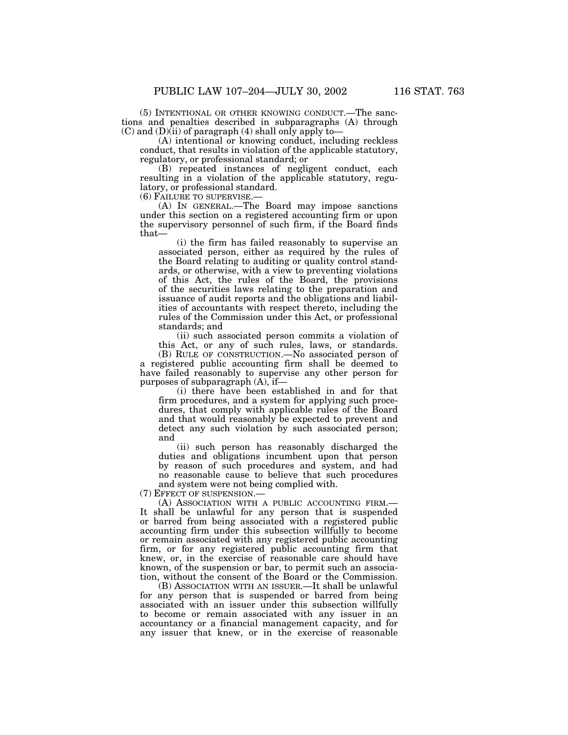(5) INTENTIONAL OR OTHER KNOWING CONDUCT.—The sanctions and penalties described in subparagraphs (A) through (C) and (D)(ii) of paragraph (4) shall only apply to—

(A) intentional or knowing conduct, including reckless conduct, that results in violation of the applicable statutory, regulatory, or professional standard; or

(B) repeated instances of negligent conduct, each resulting in a violation of the applicable statutory, regulatory, or professional standard.

(6) FAILURE TO SUPERVISE.—

(A) IN GENERAL.—The Board may impose sanctions under this section on a registered accounting firm or upon the supervisory personnel of such firm, if the Board finds that—

(i) the firm has failed reasonably to supervise an associated person, either as required by the rules of the Board relating to auditing or quality control standards, or otherwise, with a view to preventing violations of this Act, the rules of the Board, the provisions of the securities laws relating to the preparation and issuance of audit reports and the obligations and liabilities of accountants with respect thereto, including the rules of the Commission under this Act, or professional standards; and

(ii) such associated person commits a violation of this Act, or any of such rules, laws, or standards.

(B) RULE OF CONSTRUCTION.—No associated person of a registered public accounting firm shall be deemed to have failed reasonably to supervise any other person for purposes of subparagraph (A), if—

(i) there have been established in and for that firm procedures, and a system for applying such procedures, that comply with applicable rules of the Board and that would reasonably be expected to prevent and detect any such violation by such associated person; and

(ii) such person has reasonably discharged the duties and obligations incumbent upon that person by reason of such procedures and system, and had no reasonable cause to believe that such procedures and system were not being complied with.

(7) EFFECT OF SUSPENSION.—

(A) ASSOCIATION WITH A PUBLIC ACCOUNTING FIRM.—It shall be unlawful for any person that is suspended or barred from being associated with a registered public accounting firm under this subsection willfully to become or remain associated with any registered public accounting firm, or for any registered public accounting firm that knew, or, in the exercise of reasonable care should have known, of the suspension or bar, to permit such an association, without the consent of the Board or the Commission.

(B) ASSOCIATION WITH AN ISSUER.—It shall be unlawful for any person that is suspended or barred from being associated with an issuer under this subsection willfully to become or remain associated with any issuer in an accountancy or a financial management capacity, and for any issuer that knew, or in the exercise of reasonable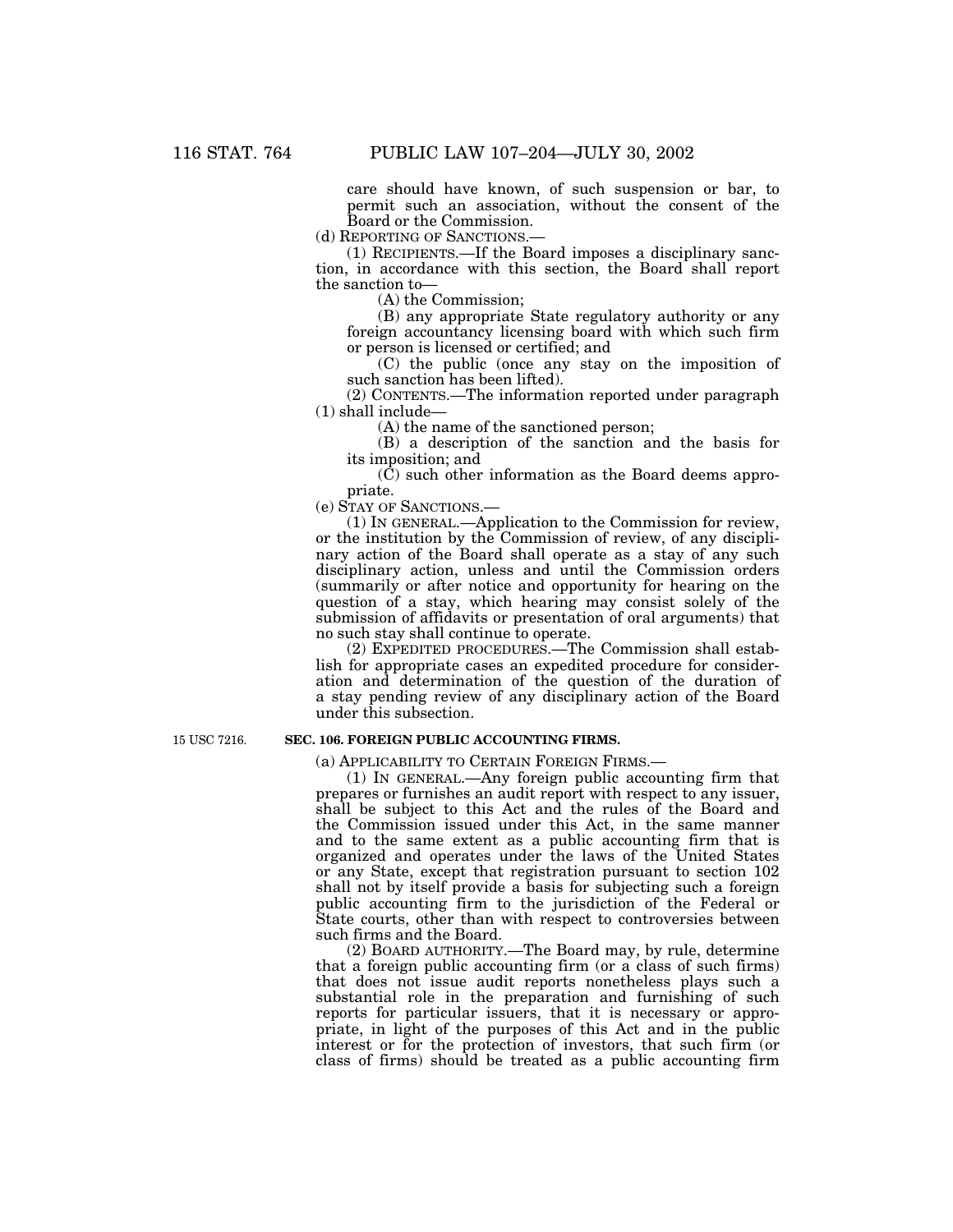care should have known, of such suspension or bar, to permit such an association, without the consent of the Board or the Commission.

(d) REPORTING OF SANCTIONS.—

(1) RECIPIENTS.—If the Board imposes a disciplinary sanction, in accordance with this section, the Board shall report the sanction to—

(A) the Commission;

(B) any appropriate State regulatory authority or any foreign accountancy licensing board with which such firm or person is licensed or certified; and

(C) the public (once any stay on the imposition of such sanction has been lifted).

(2) CONTENTS.—The information reported under paragraph (1) shall include—

(A) the name of the sanctioned person;

(B) a description of the sanction and the basis for its imposition; and

(C) such other information as the Board deems appropriate.

(e) STAY OF SANCTIONS.—

(1) IN GENERAL.—Application to the Commission for review, or the institution by the Commission of review, of any disciplinary action of the Board shall operate as a stay of any such disciplinary action, unless and until the Commission orders (summarily or after notice and opportunity for hearing on the question of a stay, which hearing may consist solely of the submission of affidavits or presentation of oral arguments) that no such stay shall continue to operate.

(2) EXPEDITED PROCEDURES.—The Commission shall establish for appropriate cases an expedited procedure for consideration and determination of the question of the duration of a stay pending review of any disciplinary action of the Board under this subsection.

15 USC 7216.

### SEC. 106. FOREIGN PUBLIC ACCOUNTING FIRMS.

(a) APPLICABILITY TO CERTAIN FOREIGN FIRMS.—

(1) IN GENERAL.—Any foreign public accounting firm that prepares or furnishes an audit report with respect to any issuer, shall be subject to this Act and the rules of the Board and the Commission issued under this Act, in the same manner and to the same extent as a public accounting firm that is organized and operates under the laws of the United States or any State, except that registration pursuant to section 102 shall not by itself provide a basis for subjecting such a foreign public accounting firm to the jurisdiction of the Federal or State courts, other than with respect to controversies between such firms and the Board.

(2) BOARD AUTHORITY.—The Board may, by rule, determine that a foreign public accounting firm (or a class of such firms) that does not issue audit reports nonetheless plays such a substantial role in the preparation and furnishing of such reports for particular issuers, that it is necessary or appropriate, in light of the purposes of this Act and in the public interest or for the protection of investors, that such firm (or class of firms) should be treated as a public accounting firm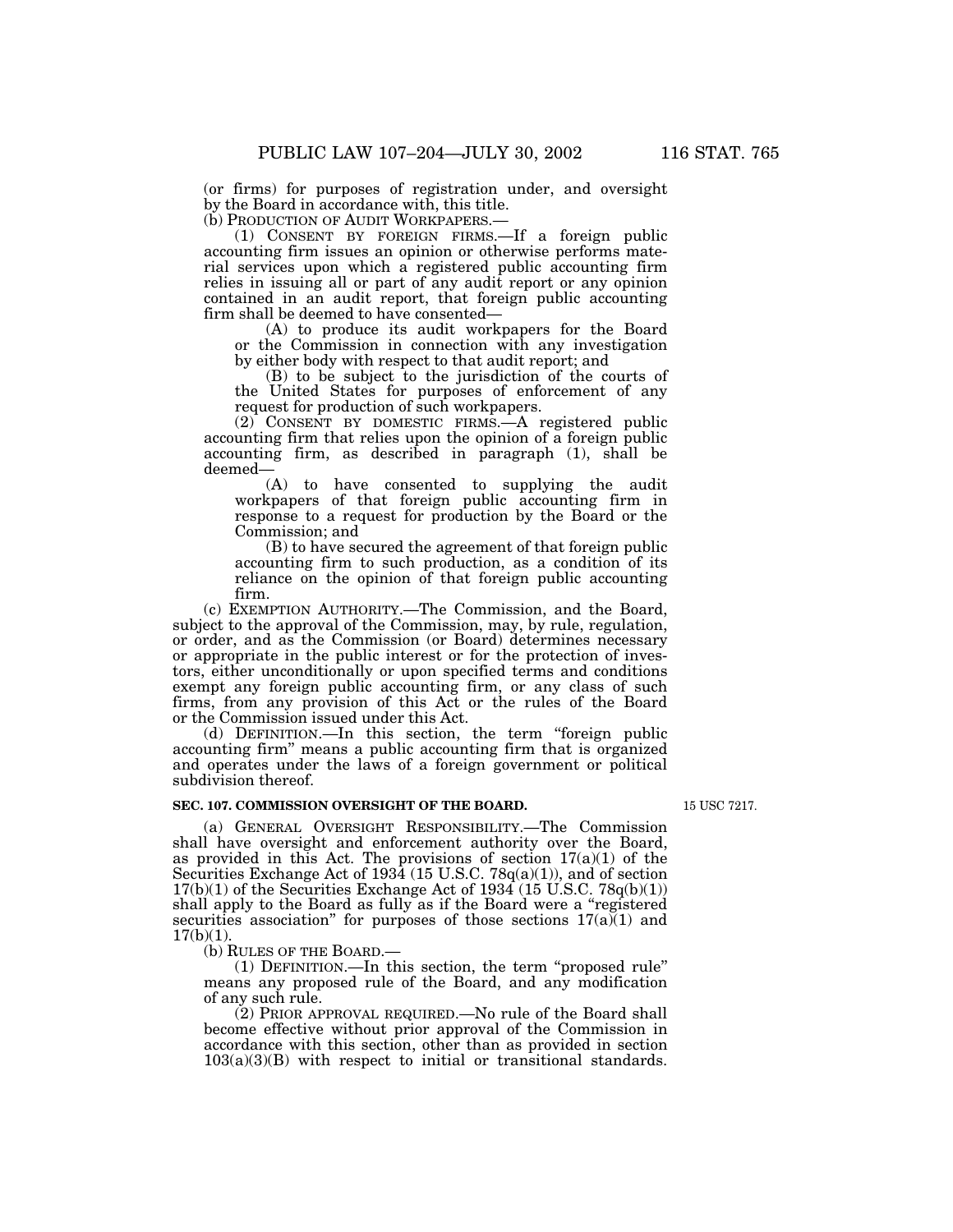(or firms) for purposes of registration under, and oversight by the Board in accordance with, this title.

(b) PRODUCTION OF AUDIT WORKPAPERS.—

(1) CONSENT BY FOREIGN FIRMS.—If a foreign public accounting firm issues an opinion or otherwise performs material services upon which a registered public accounting firm relies in issuing all or part of any audit report or any opinion contained in an audit report, that foreign public accounting firm shall be deemed to have consented—

(A) to produce its audit workpapers for the Board or the Commission in connection with any investigation by either body with respect to that audit report; and

(B) to be subject to the jurisdiction of the courts of the United States for purposes of enforcement of any request for production of such workpapers.

(2) CONSENT BY DOMESTIC FIRMS.—A registered public accounting firm that relies upon the opinion of a foreign public accounting firm, as described in paragraph (1), shall be deemed—

(A) to have consented to supplying the audit workpapers of that foreign public accounting firm in response to a request for production by the Board or the Commission; and

(B) to have secured the agreement of that foreign public accounting firm to such production, as a condition of its reliance on the opinion of that foreign public accounting firm.

(c) EXEMPTION AUTHORITY.—The Commission, and the Board, subject to the approval of the Commission, may, by rule, regulation, or order, and as the Commission (or Board) determines necessary or appropriate in the public interest or for the protection of investors, either unconditionally or upon specified terms and conditions exempt any foreign public accounting firm, or any class of such firms, from any provision of this Act or the rules of the Board or the Commission issued under this Act.

(d) DEFINITION.—In this section, the term "foreign public accounting firm" means a public accounting firm that is organized and operates under the laws of a foreign government or political subdivision thereof.

**SEC. 107. COMMISSION OVERSIGHT OF THE BOARD.**

15 USC 7217.

(a) GENERAL OVERSIGHT RESPONSIBILITY.—The Commission shall have oversight and enforcement authority over the Board, as provided in this Act. The provisions of section 17(a)(1) of the Securities Exchange Act of 1934 (15 U.S.C. 78q(a)(1)), and of section 17(b)(1) of the Securities Exchange Act of 1934 (15 U.S.C. 78q(b)(1)) shall apply to the Board as fully as if the Board were a "registered securities association" for purposes of those sections 17(a)(1) and 17(b)(1).

(b) RULES OF THE BOARD.—

(1) DEFINITION.—In this section, the term "proposed rule" means any proposed rule of the Board, and any modification of any such rule.

(2) PRIOR APPROVAL REQUIRED.—No rule of the Board shall become effective without prior approval of the Commission in accordance with this section, other than as provided in section 103(a)(3)(B) with respect to initial or transitional standards.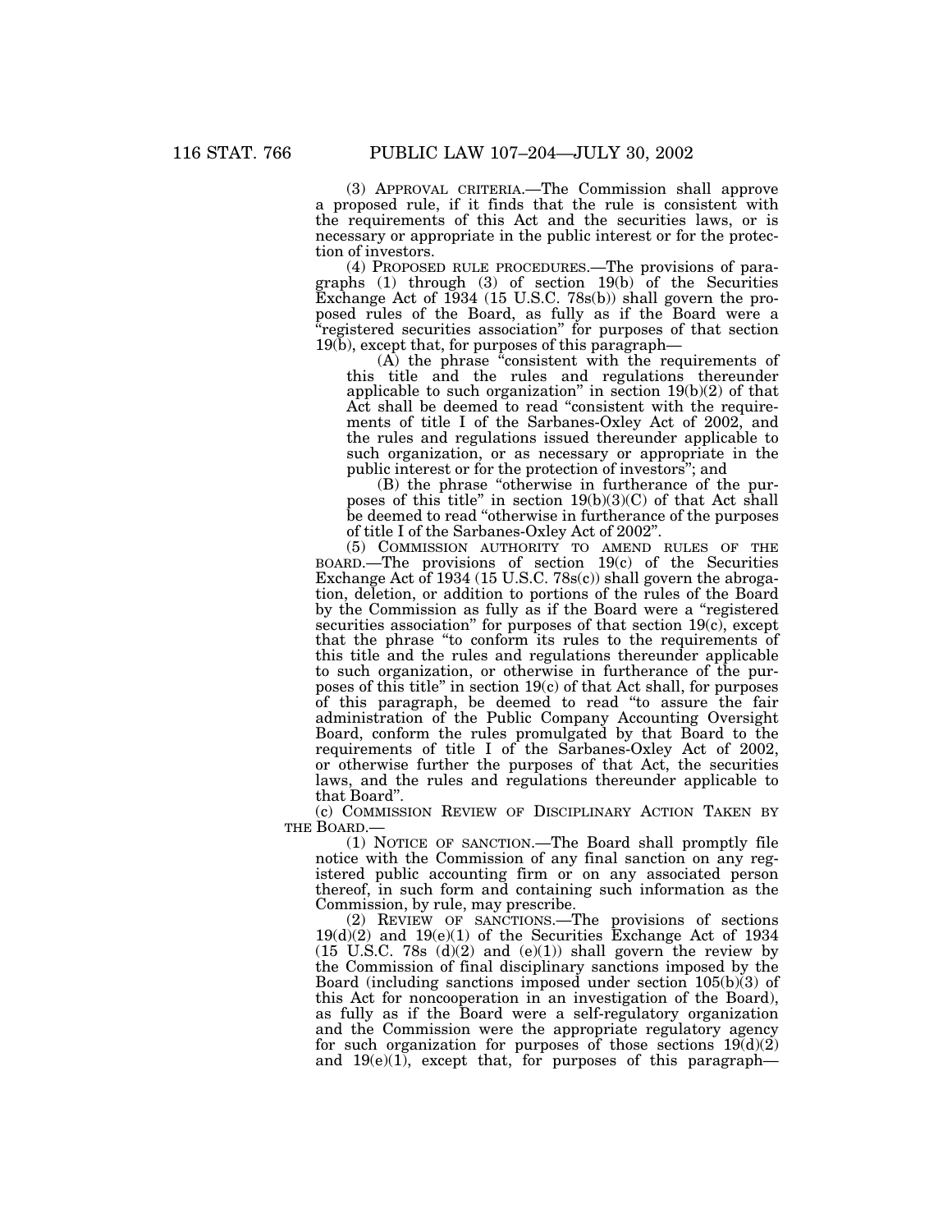(3) APPROVAL CRITERIA.—The Commission shall approve a proposed rule, if it finds that the rule is consistent with the requirements of this Act and the securities laws, or is necessary or appropriate in the public interest or for the protection of investors.

(4) PROPOSED RULE PROCEDURES.—The provisions of paragraphs (1) through (3) of section 19(b) of the Securities Exchange Act of 1934 (15 U.S.C. 78s(b)) shall govern the proposed rules of the Board, as fully as if the Board were a "registered securities association" for purposes of that section 19(b), except that, for purposes of this paragraph—

(A) the phrase "consistent with the requirements of this title and the rules and regulations thereunder applicable to such organization" in section 19(b)(2) of that Act shall be deemed to read "consistent with the requirements of title I of the Sarbanes-Oxley Act of 2002, and the rules and regulations issued thereunder applicable to such organization, or as necessary or appropriate in the public interest or for the protection of investors"; and

(B) the phrase "otherwise in furtherance of the purposes of this title" in section 19(b)(3)(C) of that Act shall be deemed to read "otherwise in furtherance of the purposes of title I of the Sarbanes-Oxley Act of 2002".

(5) COMMISSION AUTHORITY TO AMEND RULES OF THE BOARD.—The provisions of section 19(c) of the Securities Exchange Act of 1934 (15 U.S.C. 78s(c)) shall govern the abrogation, deletion, or addition to portions of the rules of the Board by the Commission as fully as if the Board were a "registered securities association" for purposes of that section 19(c), except that the phrase "to conform its rules to the requirements of this title and the rules and regulations thereunder applicable to such organization, or otherwise in furtherance of the purposes of this title" in section 19(c) of that Act shall, for purposes of this paragraph, be deemed to read "to assure the fair administration of the Public Company Accounting Oversight Board, conform the rules promulgated by that Board to the requirements of title I of the Sarbanes-Oxley Act of 2002, or otherwise further the purposes of that Act, the securities laws, and the rules and regulations thereunder applicable to that Board".

(c) COMMISSION REVIEW OF DISCIPLINARY ACTION TAKEN BY THE BOARD.—

(1) NOTICE OF SANCTION.—The Board shall promptly file notice with the Commission of any final sanction on any registered public accounting firm or on any associated person thereof, in such form and containing such information as the Commission, by rule, may prescribe.

(2) REVIEW OF SANCTIONS.—The provisions of sections 19(d)(2) and 19(e)(1) of the Securities Exchange Act of 1934 (15 U.S.C. 78s (d)(2) and (e)(1)) shall govern the review by the Commission of final disciplinary sanctions imposed by the Board (including sanctions imposed under section 105(b)(3) of this Act for noncooperation in an investigation of the Board), as fully as if the Board were a self-regulatory organization and the Commission were the appropriate regulatory agency for such organization for purposes of those sections 19(d)(2) and 19(e)(1), except that, for purposes of this paragraph—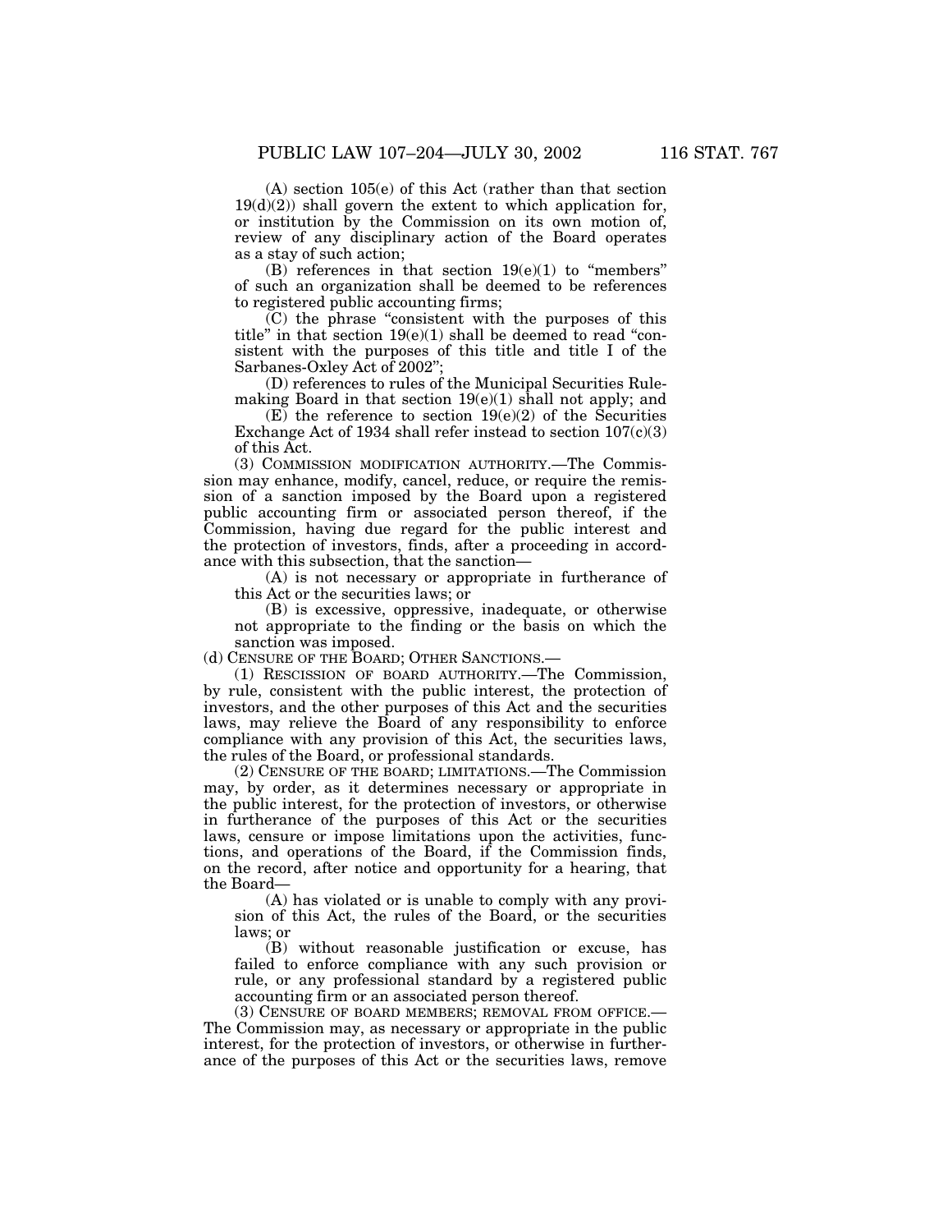(A) section 105(e) of this Act (rather than that section 19(d)(2)) shall govern the extent to which application for, or institution by the Commission on its own motion of, review of any disciplinary action of the Board operates as a stay of such action;

(B) references in that section 19(e)(1) to "members" of such an organization shall be deemed to be references to registered public accounting firms;

(C) the phrase "consistent with the purposes of this title" in that section 19(e)(1) shall be deemed to read "consistent with the purposes of this title and title I of the Sarbanes-Oxley Act of 2002";

(D) references to rules of the Municipal Securities Rulemaking Board in that section 19(e)(1) shall not apply; and

(E) the reference to section 19(e)(2) of the Securities Exchange Act of 1934 shall refer instead to section 107(c)(3) of this Act.

(3) COMMISSION MODIFICATION AUTHORITY.—The Commission may enhance, modify, cancel, reduce, or require the remission of a sanction imposed by the Board upon a registered public accounting firm or associated person thereof, if the Commission, having due regard for the public interest and the protection of investors, finds, after a proceeding in accordance with this subsection, that the sanction—

(A) is not necessary or appropriate in furtherance of this Act or the securities laws; or

(B) is excessive, oppressive, inadequate, or otherwise not appropriate to the finding or the basis on which the sanction was imposed.

(d) CENSURE OF THE BOARD; OTHER SANCTIONS.—

(1) RESCISSION OF BOARD AUTHORITY.—The Commission, by rule, consistent with the public interest, the protection of investors, and the other purposes of this Act and the securities laws, may relieve the Board of any responsibility to enforce compliance with any provision of this Act, the securities laws, the rules of the Board, or professional standards.

(2) CENSURE OF THE BOARD; LIMITATIONS.—The Commission may, by order, as it determines necessary or appropriate in the public interest, for the protection of investors, or otherwise in furtherance of the purposes of this Act or the securities laws, censure or impose limitations upon the activities, functions, and operations of the Board, if the Commission finds, on the record, after notice and opportunity for a hearing, that the Board—

(A) has violated or is unable to comply with any provision of this Act, the rules of the Board, or the securities laws; or

(B) without reasonable justification or excuse, has failed to enforce compliance with any such provision or rule, or any professional standard by a registered public accounting firm or an associated person thereof.

(3) CENSURE OF BOARD MEMBERS; REMOVAL FROM OFFICE.—The Commission may, as necessary or appropriate in the public interest, for the protection of investors, or otherwise in furtherance of the purposes of this Act or the securities laws, remove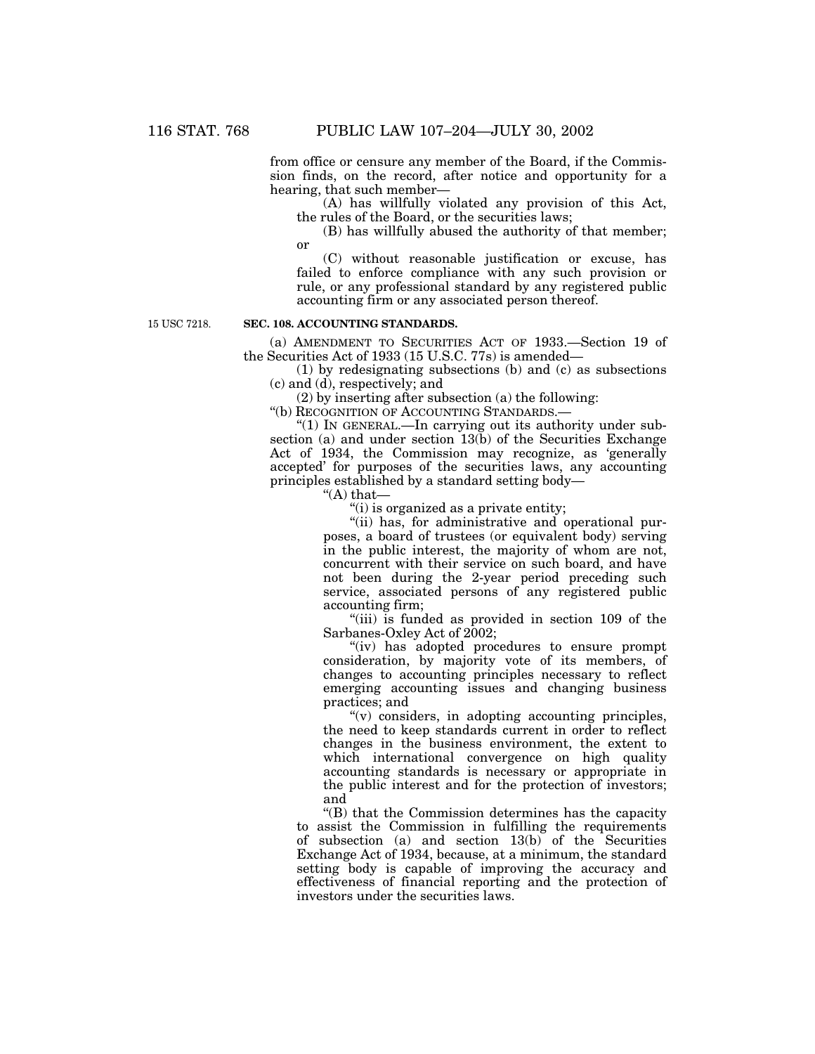from office or censure any member of the Board, if the Commission finds, on the record, after notice and opportunity for a hearing, that such member—

(A) has willfully violated any provision of this Act, the rules of the Board, or the securities laws;

(B) has willfully abused the authority of that member; or

(C) without reasonable justification or excuse, has failed to enforce compliance with any such provision or rule, or any professional standard by any registered public accounting firm or any associated person thereof.

15 USC 7218.

**SEC. 108. ACCOUNTING STANDARDS.**

(a) AMENDMENT TO SECURITIES ACT OF 1933.—Section 19 of the Securities Act of 1933 (15 U.S.C. 77s) is amended—

(1) by redesignating subsections (b) and (c) as subsections (c) and (d), respectively; and

(2) by inserting after subsection (a) the following:

"(b) RECOGNITION OF ACCOUNTING STANDARDS.—

"(1) IN GENERAL.—In carrying out its authority under subsection (a) and under section 13(b) of the Securities Exchange Act of 1934, the Commission may recognize, as 'generally accepted' for purposes of the securities laws, any accounting principles established by a standard setting body—

"(A) that—

"(i) is organized as a private entity;

"(ii) has, for administrative and operational purposes, a board of trustees (or equivalent body) serving in the public interest, the majority of whom are not, concurrent with their service on such board, and have not been during the 2-year period preceding such service, associated persons of any registered public accounting firm;

"(iii) is funded as provided in section 109 of the Sarbanes-Oxley Act of 2002;

"(iv) has adopted procedures to ensure prompt consideration, by majority vote of its members, of changes to accounting principles necessary to reflect emerging accounting issues and changing business practices; and

"(v) considers, in adopting accounting principles, the need to keep standards current in order to reflect changes in the business environment, the extent to which international convergence on high quality accounting standards is necessary or appropriate in the public interest and for the protection of investors; and

"(B) that the Commission determines has the capacity to assist the Commission in fulfilling the requirements of subsection (a) and section 13(b) of the Securities Exchange Act of 1934, because, at a minimum, the standard setting body is capable of improving the accuracy and effectiveness of financial reporting and the protection of investors under the securities laws.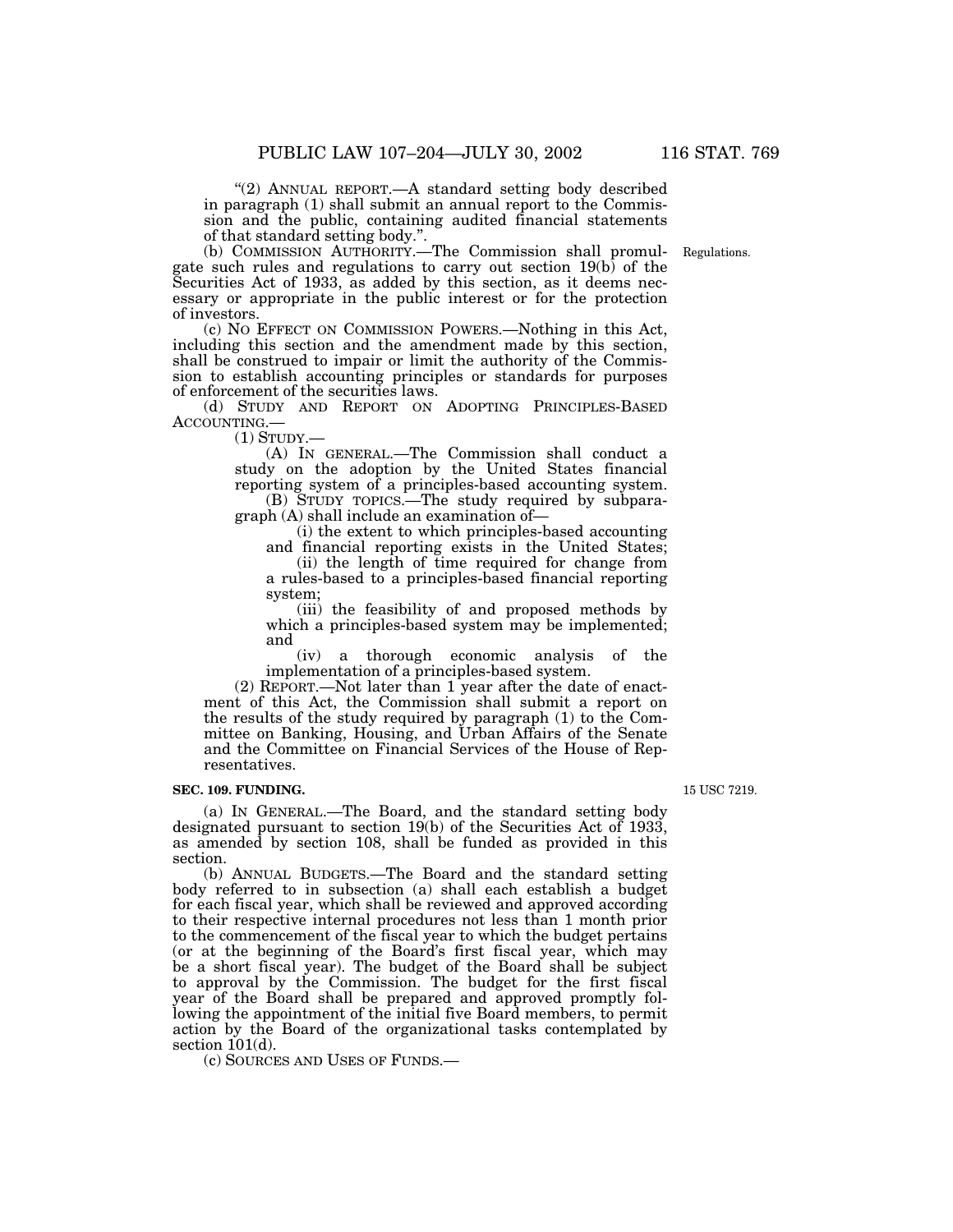"(2) ANNUAL REPORT.—A standard setting body described in paragraph (1) shall submit an annual report to the Commission and the public, containing audited financial statements of that standard setting body.".

(b) COMMISSION AUTHORITY.—The Commission shall promulgate such rules and regulations to carry out section 19(b) of the Securities Act of 1933, as added by this section, as it deems necessary or appropriate in the public interest or for the protection of investors.

Regulations.

(c) NO EFFECT ON COMMISSION POWERS.—Nothing in this Act, including this section and the amendment made by this section, shall be construed to impair or limit the authority of the Commission to establish accounting principles or standards for purposes of enforcement of the securities laws.

(d) STUDY AND REPORT ON ADOPTING PRINCIPLES-BASED ACCOUNTING.—

(1) STUDY.—

(A) IN GENERAL.—The Commission shall conduct a study on the adoption by the United States financial reporting system of a principles-based accounting system.

(B) STUDY TOPICS.—The study required by subparagraph (A) shall include an examination of—

(i) the extent to which principles-based accounting and financial reporting exists in the United States;

(ii) the length of time required for change from a rules-based to a principles-based financial reporting system;

(iii) the feasibility of and proposed methods by which a principles-based system may be implemented; and

(iv) a thorough economic analysis of the implementation of a principles-based system.

(2) REPORT.—Not later than 1 year after the date of enactment of this Act, the Commission shall submit a report on the results of the study required by paragraph (1) to the Committee on Banking, Housing, and Urban Affairs of the Senate and the Committee on Financial Services of the House of Representatives.

**SEC. 109. FUNDING.**

15 USC 7219.

(a) IN GENERAL.—The Board, and the standard setting body designated pursuant to section 19(b) of the Securities Act of 1933, as amended by section 108, shall be funded as provided in this section.

(b) ANNUAL BUDGETS.—The Board and the standard setting body referred to in subsection (a) shall each establish a budget for each fiscal year, which shall be reviewed and approved according to their respective internal procedures not less than 1 month prior to the commencement of the fiscal year to which the budget pertains (or at the beginning of the Board's first fiscal year, which may be a short fiscal year). The budget of the Board shall be subject to approval by the Commission. The budget for the first fiscal year of the Board shall be prepared and approved promptly following the appointment of the initial five Board members, to permit action by the Board of the organizational tasks contemplated by section 101(d).

(c) SOURCES AND USES OF FUNDS.—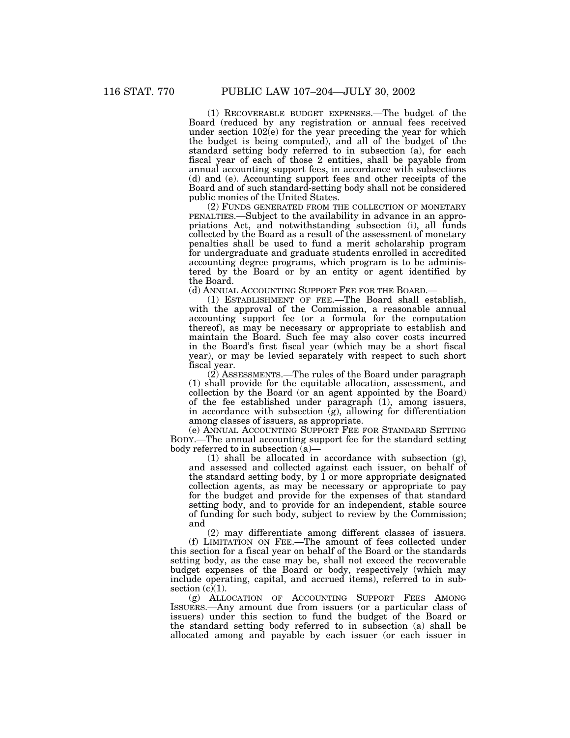(1) RECOVERABLE BUDGET EXPENSES.—The budget of the Board (reduced by any registration or annual fees received under section 102(e) for the year preceding the year for which the budget is being computed), and all of the budget of the standard setting body referred to in subsection (a), for each fiscal year of each of those 2 entities, shall be payable from annual accounting support fees, in accordance with subsections (d) and (e). Accounting support fees and other receipts of the Board and of such standard-setting body shall not be considered public monies of the United States.

(2) FUNDS GENERATED FROM THE COLLECTION OF MONETARY PENALTIES.—Subject to the availability in advance in an appropriations Act, and notwithstanding subsection (i), all funds collected by the Board as a result of the assessment of monetary penalties shall be used to fund a merit scholarship program for undergraduate and graduate students enrolled in accredited accounting degree programs, which program is to be administered by the Board or by an entity or agent identified by the Board.

(d) ANNUAL ACCOUNTING SUPPORT FEE FOR THE BOARD.—

(1) ESTABLISHMENT OF FEE.—The Board shall establish, with the approval of the Commission, a reasonable annual accounting support fee (or a formula for the computation thereof), as may be necessary or appropriate to establish and maintain the Board. Such fee may also cover costs incurred in the Board's first fiscal year (which may be a short fiscal year), or may be levied separately with respect to such short fiscal year.

(2) ASSESSMENTS.—The rules of the Board under paragraph (1) shall provide for the equitable allocation, assessment, and collection by the Board (or an agent appointed by the Board) of the fee established under paragraph (1), among issuers, in accordance with subsection (g), allowing for differentiation among classes of issuers, as appropriate.

(e) ANNUAL ACCOUNTING SUPPORT FEE FOR STANDARD SETTING BODY.—The annual accounting support fee for the standard setting body referred to in subsection (a)—

(1) shall be allocated in accordance with subsection (g), and assessed and collected against each issuer, on behalf of the standard setting body, by 1 or more appropriate designated collection agents, as may be necessary or appropriate to pay for the budget and provide for the expenses of that standard setting body, and to provide for an independent, stable source of funding for such body, subject to review by the Commission; and

(2) may differentiate among different classes of issuers.

(f) LIMITATION ON FEE.—The amount of fees collected under this section for a fiscal year on behalf of the Board or the standards setting body, as the case may be, shall not exceed the recoverable budget expenses of the Board or body, respectively (which may include operating, capital, and accrued items), referred to in subsection (c)(1).

(g) ALLOCATION OF ACCOUNTING SUPPORT FEES AMONG ISSUERS.—Any amount due from issuers (or a particular class of issuers) under this section to fund the budget of the Board or the standard setting body referred to in subsection (a) shall be allocated among and payable by each issuer (or each issuer in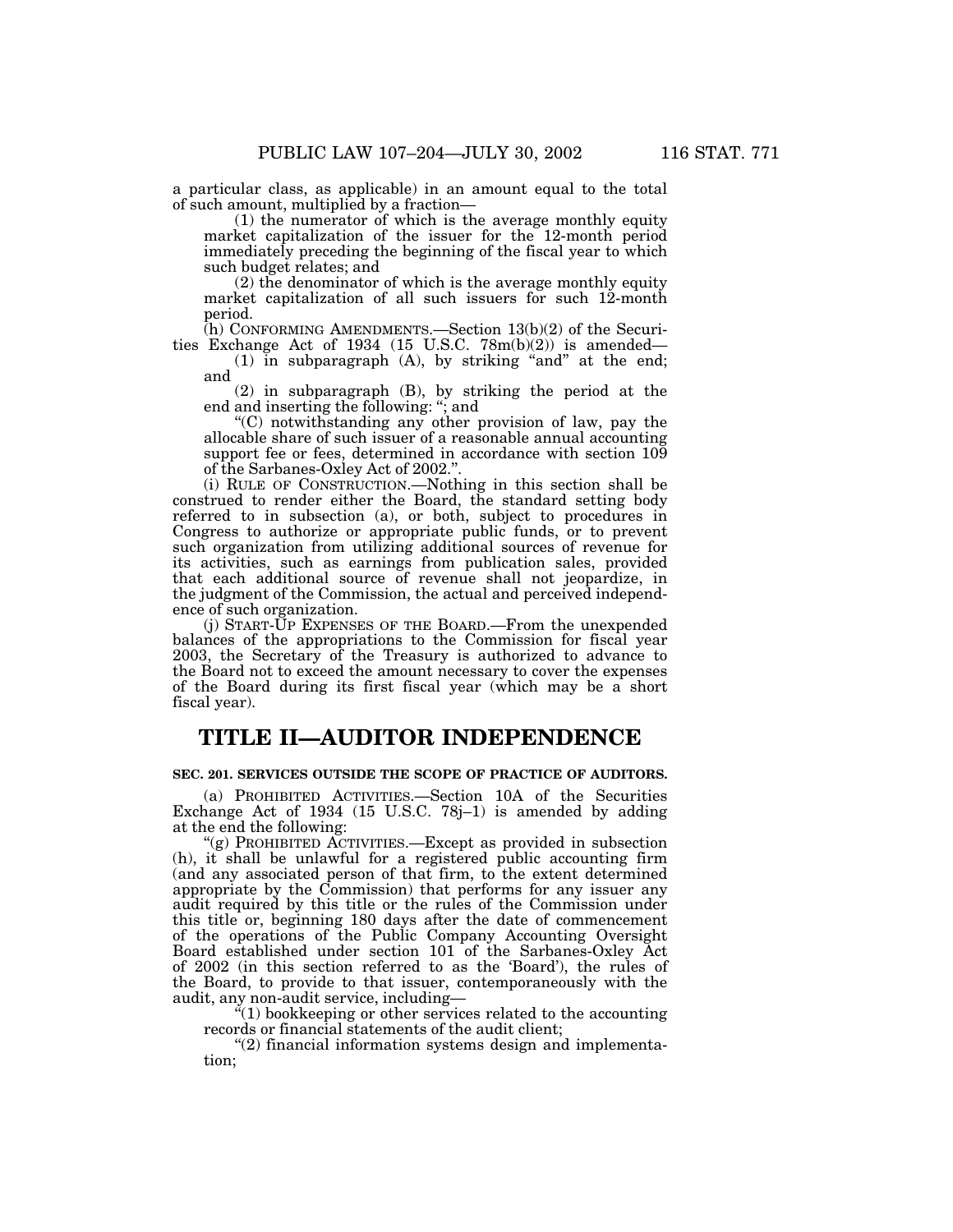a particular class, as applicable) in an amount equal to the total of such amount, multiplied by a fraction—

(1) the numerator of which is the average monthly equity market capitalization of the issuer for the 12-month period immediately preceding the beginning of the fiscal year to which such budget relates; and

(2) the denominator of which is the average monthly equity market capitalization of all such issuers for such 12-month period.

(h) CONFORMING AMENDMENTS.—Section 13(b)(2) of the Securities Exchange Act of 1934 (15 U.S.C. 78m(b)(2)) is amended—

(1) in subparagraph (A), by striking "and" at the end; and

(2) in subparagraph (B), by striking the period at the end and inserting the following: "; and

"(C) notwithstanding any other provision of law, pay the allocable share of such issuer of a reasonable annual accounting support fee or fees, determined in accordance with section 109 of the Sarbanes-Oxley Act of 2002.".

(i) RULE OF CONSTRUCTION.—Nothing in this section shall be construed to render either the Board, the standard setting body referred to in subsection (a), or both, subject to procedures in Congress to authorize or appropriate public funds, or to prevent such organization from utilizing additional sources of revenue for its activities, such as earnings from publication sales, provided that each additional source of revenue shall not jeopardize, in the judgment of the Commission, the actual and perceived independence of such organization.

(j) START-UP EXPENSES OF THE BOARD.—From the unexpended balances of the appropriations to the Commission for fiscal year 2003, the Secretary of the Treasury is authorized to advance to the Board not to exceed the amount necessary to cover the expenses of the Board during its first fiscal year (which may be a short fiscal year).

# TITLE II—AUDITOR INDEPENDENCE

### SEC. 201. SERVICES OUTSIDE THE SCOPE OF PRACTICE OF AUDITORS.

(a) PROHIBITED ACTIVITIES.—Section 10A of the Securities Exchange Act of 1934 (15 U.S.C. 78j–1) is amended by adding at the end the following:

"(g) PROHIBITED ACTIVITIES.—Except as provided in subsection (h), it shall be unlawful for a registered public accounting firm (and any associated person of that firm, to the extent determined appropriate by the Commission) that performs for any issuer any audit required by this title or the rules of the Commission under this title or, beginning 180 days after the date of commencement of the operations of the Public Company Accounting Oversight Board established under section 101 of the Sarbanes-Oxley Act of 2002 (in this section referred to as the 'Board'), the rules of the Board, to provide to that issuer, contemporaneously with the audit, any non-audit service, including—

"(1) bookkeeping or other services related to the accounting records or financial statements of the audit client;

"(2) financial information systems design and implementation;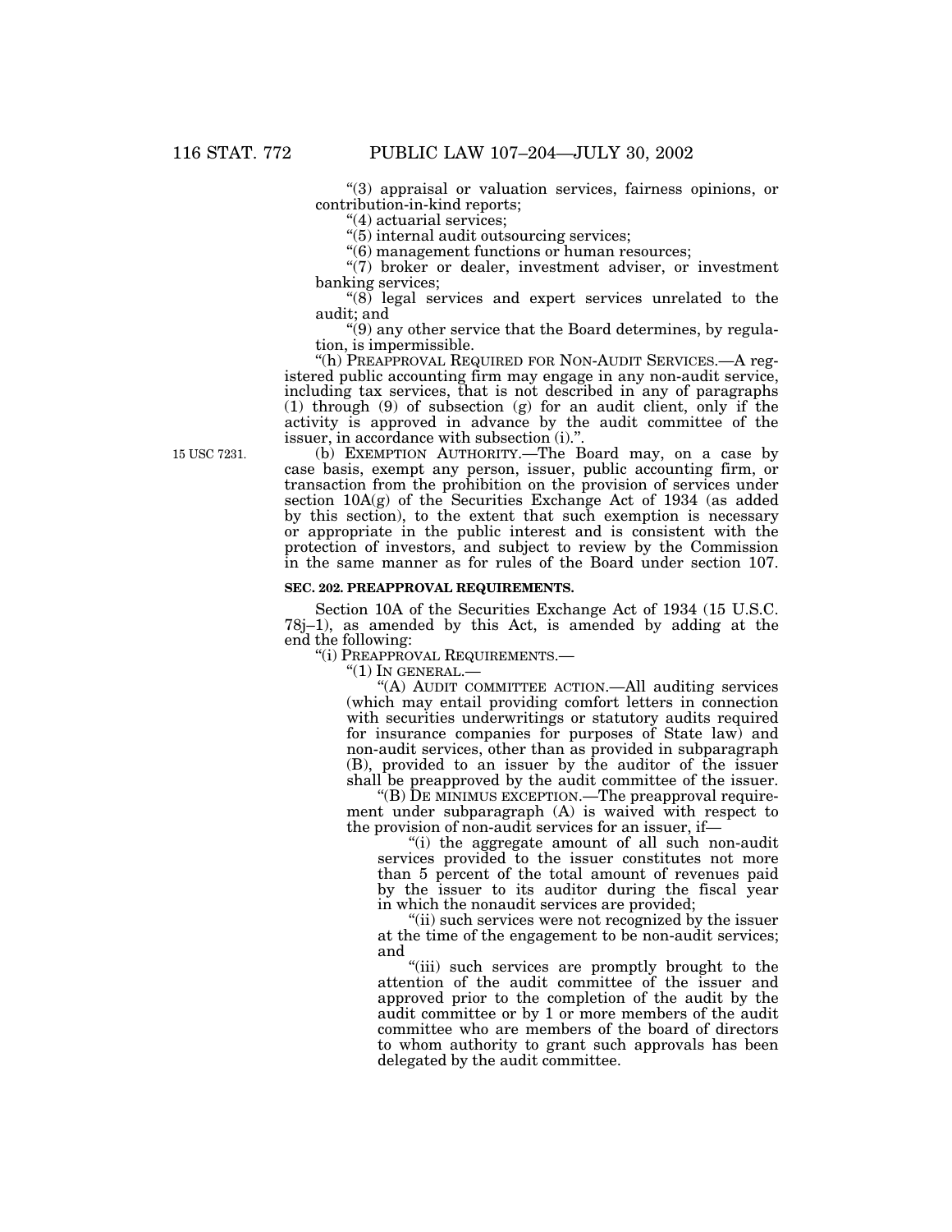"(3) appraisal or valuation services, fairness opinions, or contribution-in-kind reports;

"(4) actuarial services;

"(5) internal audit outsourcing services;

"(6) management functions or human resources;

"(7) broker or dealer, investment adviser, or investment banking services;

"(8) legal services and expert services unrelated to the audit; and

"(9) any other service that the Board determines, by regulation, is impermissible.

"(h) PREAPPROVAL REQUIRED FOR NON-AUDIT SERVICES.—A registered public accounting firm may engage in any non-audit service, including tax services, that is not described in any of paragraphs (1) through (9) of subsection (g) for an audit client, only if the activity is approved in advance by the audit committee of the issuer, in accordance with subsection (i).".

15 USC 7231.

(b) EXEMPTION AUTHORITY.—The Board may, on a case by case basis, exempt any person, issuer, public accounting firm, or transaction from the prohibition on the provision of services under section 10A(g) of the Securities Exchange Act of 1934 (as added by this section), to the extent that such exemption is necessary or appropriate in the public interest and is consistent with the protection of investors, and subject to review by the Commission in the same manner as for rules of the Board under section 107.

### SEC. 202. PREAPPROVAL REQUIREMENTS.

Section 10A of the Securities Exchange Act of 1934 (15 U.S.C. 78j–1), as amended by this Act, is amended by adding at the end the following:

"(i) PREAPPROVAL REQUIREMENTS.—

"(1) IN GENERAL.—

"(A) AUDIT COMMITTEE ACTION.—All auditing services (which may entail providing comfort letters in connection with securities underwritings or statutory audits required for insurance companies for purposes of State law) and non-audit services, other than as provided in subparagraph (B), provided to an issuer by the auditor of the issuer shall be preapproved by the audit committee of the issuer.

"(B) DE MINIMUS EXCEPTION.—The preapproval requirement under subparagraph (A) is waived with respect to the provision of non-audit services for an issuer, if—

"(i) the aggregate amount of all such non-audit services provided to the issuer constitutes not more than 5 percent of the total amount of revenues paid by the issuer to its auditor during the fiscal year in which the nonaudit services are provided;

"(ii) such services were not recognized by the issuer at the time of the engagement to be non-audit services; and

"(iii) such services are promptly brought to the attention of the audit committee of the issuer and approved prior to the completion of the audit by the audit committee or by 1 or more members of the audit committee who are members of the board of directors to whom authority to grant such approvals has been delegated by the audit committee.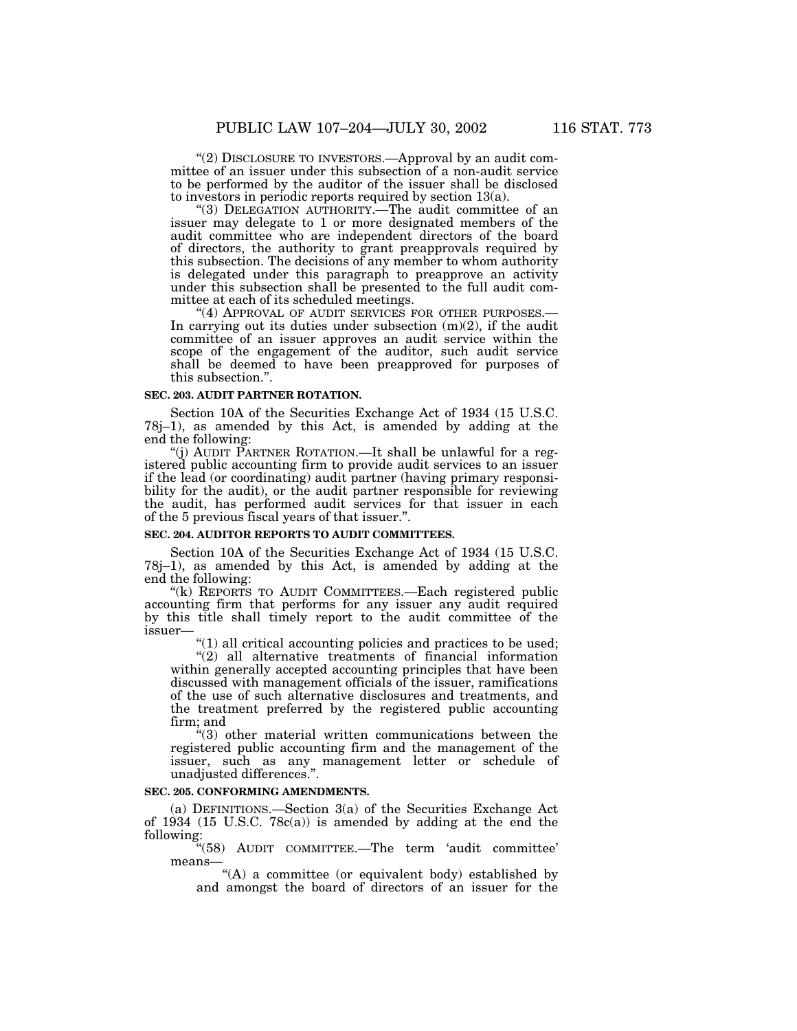"(2) DISCLOSURE TO INVESTORS.—Approval by an audit committee of an issuer under this subsection of a non-audit service to be performed by the auditor of the issuer shall be disclosed to investors in periodic reports required by section 13(a).

"(3) DELEGATION AUTHORITY.—The audit committee of an issuer may delegate to 1 or more designated members of the audit committee who are independent directors of the board of directors, the authority to grant preapprovals required by this subsection. The decisions of any member to whom authority is delegated under this paragraph to preapprove an activity under this subsection shall be presented to the full audit committee at each of its scheduled meetings.

"(4) APPROVAL OF AUDIT SERVICES FOR OTHER PURPOSES.—In carrying out its duties under subsection (m)(2), if the audit committee of an issuer approves an audit service within the scope of the engagement of the auditor, such audit service shall be deemed to have been preapproved for purposes of this subsection.".

**SEC. 203. AUDIT PARTNER ROTATION.**

Section 10A of the Securities Exchange Act of 1934 (15 U.S.C. 78j–1), as amended by this Act, is amended by adding at the end the following:

"(j) AUDIT PARTNER ROTATION.—It shall be unlawful for a registered public accounting firm to provide audit services to an issuer if the lead (or coordinating) audit partner (having primary responsibility for the audit), or the audit partner responsible for reviewing the audit, has performed audit services for that issuer in each of the 5 previous fiscal years of that issuer.".

**SEC. 204. AUDITOR REPORTS TO AUDIT COMMITTEES.**

Section 10A of the Securities Exchange Act of 1934 (15 U.S.C. 78j–1), as amended by this Act, is amended by adding at the end the following:

"(k) REPORTS TO AUDIT COMMITTEES.—Each registered public accounting firm that performs for any issuer any audit required by this title shall timely report to the audit committee of the issuer—

"(1) all critical accounting policies and practices to be used;

"(2) all alternative treatments of financial information within generally accepted accounting principles that have been discussed with management officials of the issuer, ramifications of the use of such alternative disclosures and treatments, and the treatment preferred by the registered public accounting firm; and

"(3) other material written communications between the registered public accounting firm and the management of the issuer, such as any management letter or schedule of unadjusted differences.".

**SEC. 205. CONFORMING AMENDMENTS.**

(a) DEFINITIONS.—Section 3(a) of the Securities Exchange Act of 1934 (15 U.S.C. 78c(a)) is amended by adding at the end the following:

"(58) AUDIT COMMITTEE.—The term 'audit committee' means—

"(A) a committee (or equivalent body) established by and amongst the board of directors of an issuer for the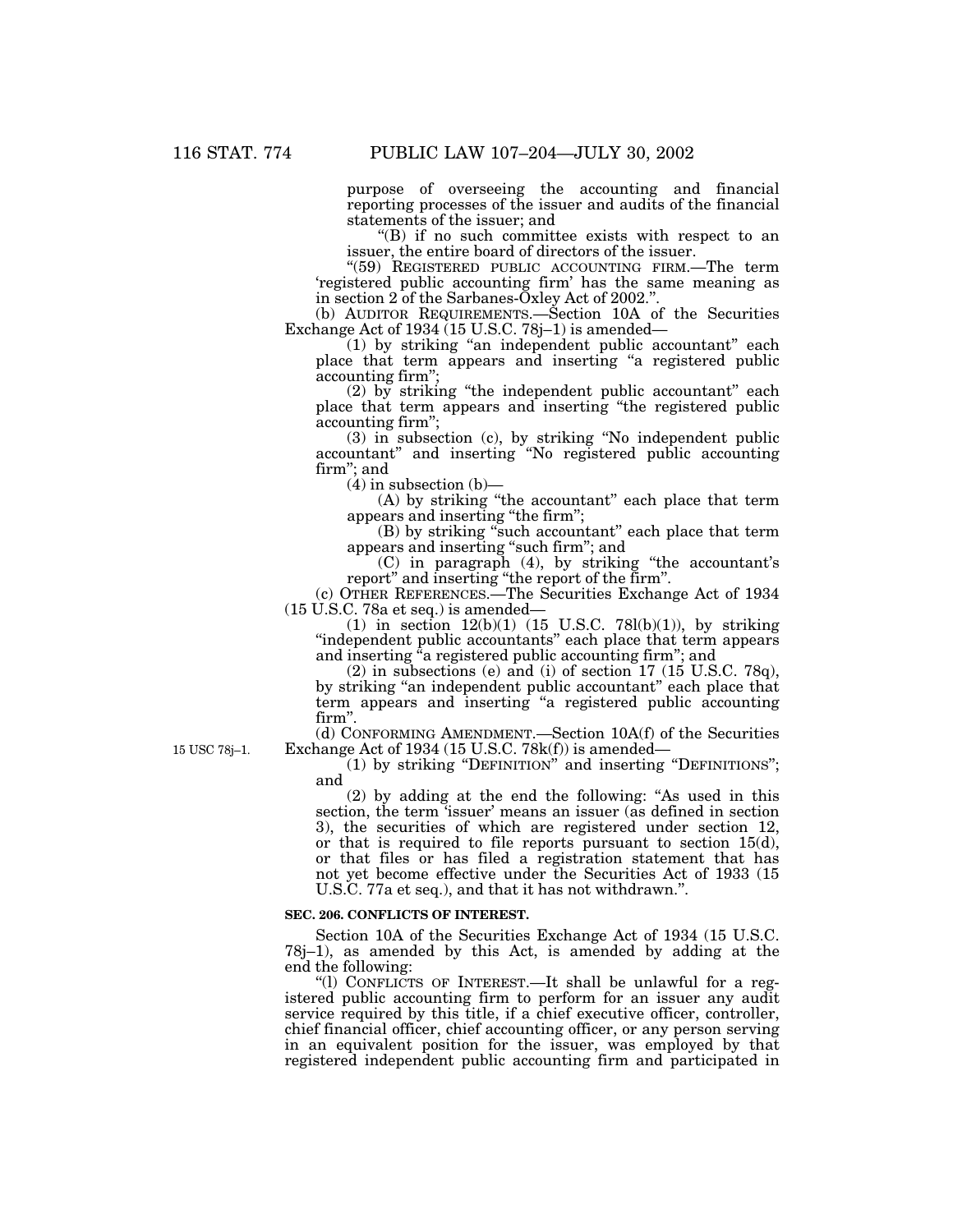purpose of overseeing the accounting and financial reporting processes of the issuer and audits of the financial statements of the issuer; and

"(B) if no such committee exists with respect to an issuer, the entire board of directors of the issuer.

"(59) REGISTERED PUBLIC ACCOUNTING FIRM.—The term 'registered public accounting firm' has the same meaning as in section 2 of the Sarbanes-Oxley Act of 2002.".

(b) AUDITOR REQUIREMENTS.—Section 10A of the Securities Exchange Act of 1934 (15 U.S.C. 78j–1) is amended—

(1) by striking "an independent public accountant" each place that term appears and inserting "a registered public accounting firm";

(2) by striking "the independent public accountant" each place that term appears and inserting "the registered public accounting firm";

(3) in subsection (c), by striking "No independent public accountant" and inserting "No registered public accounting firm"; and

(4) in subsection (b)—

(A) by striking "the accountant" each place that term appears and inserting "the firm";

(B) by striking "such accountant" each place that term appears and inserting "such firm"; and

(C) in paragraph (4), by striking "the accountant's report" and inserting "the report of the firm".

(c) OTHER REFERENCES.—The Securities Exchange Act of 1934 (15 U.S.C. 78a et seq.) is amended—

(1) in section 12(b)(1) (15 U.S.C. 78l(b)(1)), by striking "independent public accountants" each place that term appears and inserting "a registered public accounting firm"; and

(2) in subsections (e) and (i) of section 17 (15 U.S.C. 78q), by striking "an independent public accountant" each place that term appears and inserting "a registered public accounting firm".

15 USC 78j–1.

(d) CONFORMING AMENDMENT.—Section 10A(f) of the Securities Exchange Act of 1934 (15 U.S.C. 78k(f)) is amended—

(1) by striking "DEFINITION" and inserting "DEFINITIONS"; and

(2) by adding at the end the following: "As used in this section, the term 'issuer' means an issuer (as defined in section 3), the securities of which are registered under section 12, or that is required to file reports pursuant to section 15(d), or that files or has filed a registration statement that has not yet become effective under the Securities Act of 1933 (15 U.S.C. 77a et seq.), and that it has not withdrawn.".

**SEC. 206. CONFLICTS OF INTEREST.**

Section 10A of the Securities Exchange Act of 1934 (15 U.S.C. 78j–1), as amended by this Act, is amended by adding at the end the following:

"(l) CONFLICTS OF INTEREST.—It shall be unlawful for a registered public accounting firm to perform for an issuer any audit service required by this title, if a chief executive officer, controller, chief financial officer, chief accounting officer, or any person serving in an equivalent position for the issuer, was employed by that registered independent public accounting firm and participated in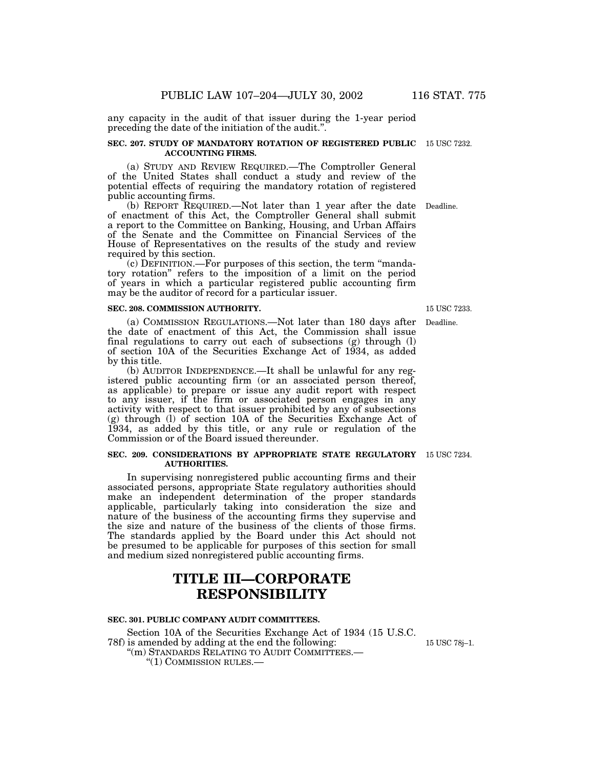any capacity in the audit of that issuer during the 1-year period preceding the date of the initiation of the audit.".

**SEC. 207. STUDY OF MANDATORY ROTATION OF REGISTERED PUBLIC ACCOUNTING FIRMS.**

15 USC 7232.

(a) STUDY AND REVIEW REQUIRED.—The Comptroller General of the United States shall conduct a study and review of the potential effects of requiring the mandatory rotation of registered public accounting firms.

(b) REPORT REQUIRED.—Not later than 1 year after the date of enactment of this Act, the Comptroller General shall submit a report to the Committee on Banking, Housing, and Urban Affairs of the Senate and the Committee on Financial Services of the House of Representatives on the results of the study and review required by this section.

Deadline.

(c) DEFINITION.—For purposes of this section, the term "mandatory rotation" refers to the imposition of a limit on the period of years in which a particular registered public accounting firm may be the auditor of record for a particular issuer.

**SEC. 208. COMMISSION AUTHORITY.**

15 USC 7233.

(a) COMMISSION REGULATIONS.—Not later than 180 days after the date of enactment of this Act, the Commission shall issue final regulations to carry out each of subsections (g) through (l) of section 10A of the Securities Exchange Act of 1934, as added by this title.

Deadline.

(b) AUDITOR INDEPENDENCE.—It shall be unlawful for any registered public accounting firm (or an associated person thereof, as applicable) to prepare or issue any audit report with respect to any issuer, if the firm or associated person engages in any activity with respect to that issuer prohibited by any of subsections (g) through (l) of section 10A of the Securities Exchange Act of 1934, as added by this title, or any rule or regulation of the Commission or of the Board issued thereunder.

**SEC. 209. CONSIDERATIONS BY APPROPRIATE STATE REGULATORY AUTHORITIES.**

15 USC 7234.

In supervising nonregistered public accounting firms and their associated persons, appropriate State regulatory authorities should make an independent determination of the proper standards applicable, particularly taking into consideration the size and nature of the business of the accounting firms they supervise and the size and nature of the business of the clients of those firms. The standards applied by the Board under this Act should not be presumed to be applicable for purposes of this section for small and medium sized nonregistered public accounting firms.

# TITLE III—CORPORATE RESPONSIBILITY

**SEC. 301. PUBLIC COMPANY AUDIT COMMITTEES.**

Section 10A of the Securities Exchange Act of 1934 (15 U.S.C. 78f) is amended by adding at the end the following:

15 USC 78j–1.

"(m) STANDARDS RELATING TO AUDIT COMMITTEES.—

"(1) COMMISSION RULES.—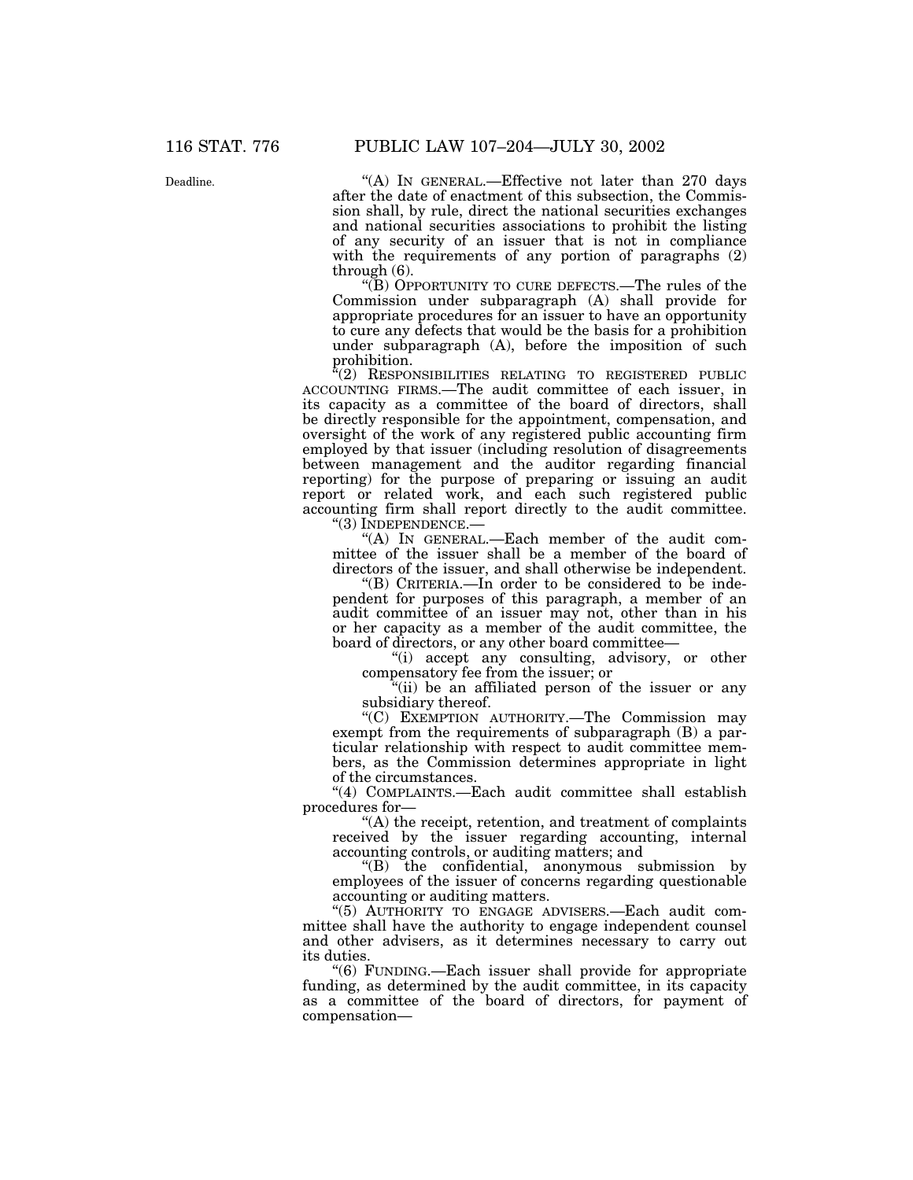Deadline.

"(A) IN GENERAL.—Effective not later than 270 days after the date of enactment of this subsection, the Commission shall, by rule, direct the national securities exchanges and national securities associations to prohibit the listing of any security of an issuer that is not in compliance with the requirements of any portion of paragraphs (2) through (6).

"(B) OPPORTUNITY TO CURE DEFECTS.—The rules of the Commission under subparagraph (A) shall provide for appropriate procedures for an issuer to have an opportunity to cure any defects that would be the basis for a prohibition under subparagraph (A), before the imposition of such prohibition.

"(2) RESPONSIBILITIES RELATING TO REGISTERED PUBLIC ACCOUNTING FIRMS.—The audit committee of each issuer, in its capacity as a committee of the board of directors, shall be directly responsible for the appointment, compensation, and oversight of the work of any registered public accounting firm employed by that issuer (including resolution of disagreements between management and the auditor regarding financial reporting) for the purpose of preparing or issuing an audit report or related work, and each such registered public accounting firm shall report directly to the audit committee.

"(3) INDEPENDENCE.—

"(A) IN GENERAL.—Each member of the audit committee of the issuer shall be a member of the board of directors of the issuer, and shall otherwise be independent.

"(B) CRITERIA.—In order to be considered to be independent for purposes of this paragraph, a member of an audit committee of an issuer may not, other than in his or her capacity as a member of the audit committee, the board of directors, or any other board committee—

"(i) accept any consulting, advisory, or other compensatory fee from the issuer; or

"(ii) be an affiliated person of the issuer or any subsidiary thereof.

"(C) EXEMPTION AUTHORITY.—The Commission may exempt from the requirements of subparagraph (B) a particular relationship with respect to audit committee members, as the Commission determines appropriate in light of the circumstances.

"(4) COMPLAINTS.—Each audit committee shall establish procedures for—

"(A) the receipt, retention, and treatment of complaints received by the issuer regarding accounting, internal accounting controls, or auditing matters; and

"(B) the confidential, anonymous submission by employees of the issuer of concerns regarding questionable accounting or auditing matters.

"(5) AUTHORITY TO ENGAGE ADVISERS.—Each audit committee shall have the authority to engage independent counsel and other advisers, as it determines necessary to carry out its duties.

"(6) FUNDING.—Each issuer shall provide for appropriate funding, as determined by the audit committee, in its capacity as a committee of the board of directors, for payment of compensation—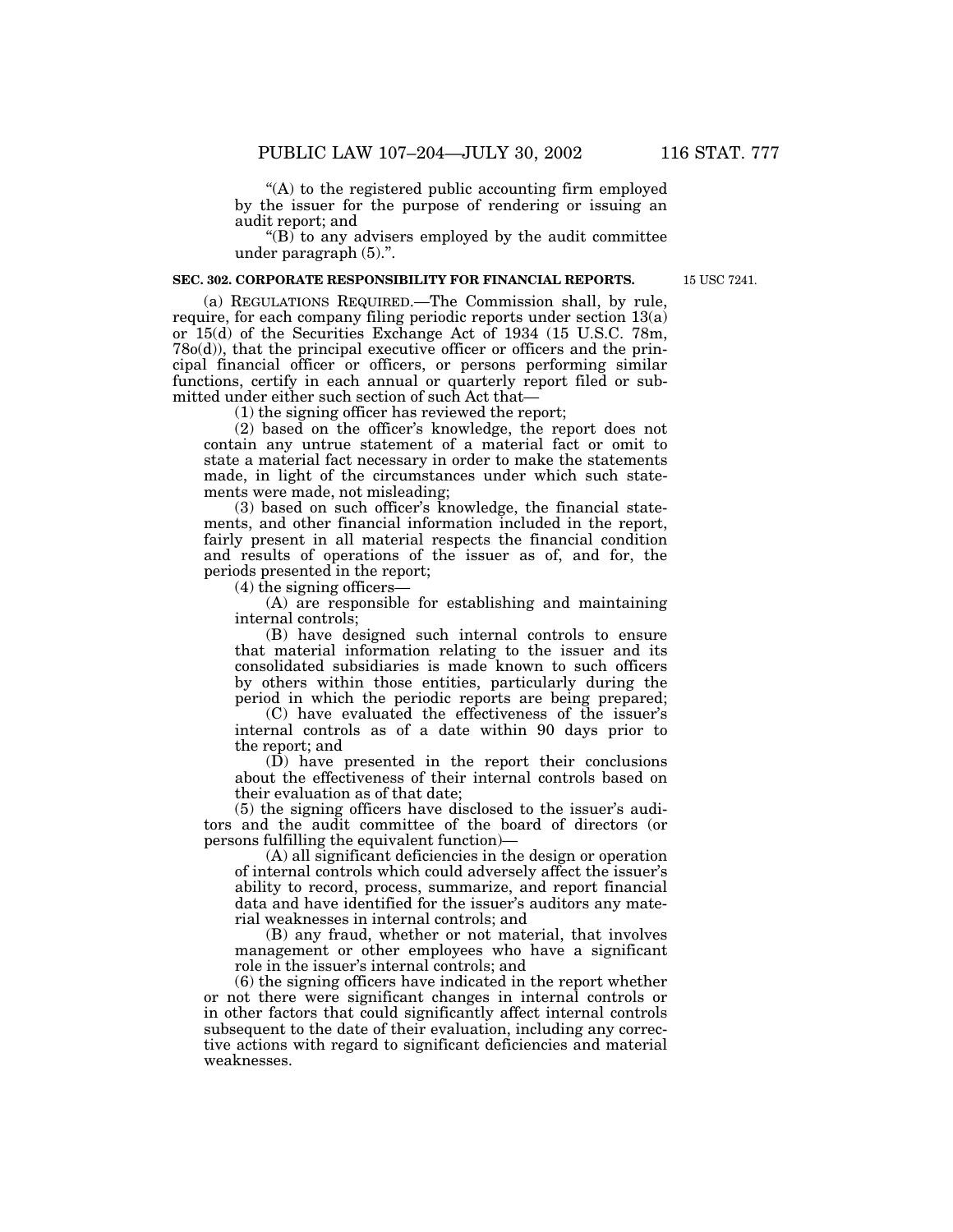"(A) to the registered public accounting firm employed by the issuer for the purpose of rendering or issuing an audit report; and

"(B) to any advisers employed by the audit committee under paragraph (5).".

**SEC. 302. CORPORATE RESPONSIBILITY FOR FINANCIAL REPORTS.**

15 USC 7241.

(a) REGULATIONS REQUIRED.—The Commission shall, by rule, require, for each company filing periodic reports under section 13(a) or 15(d) of the Securities Exchange Act of 1934 (15 U.S.C. 78m, 78o(d)), that the principal executive officer or officers and the principal financial officer or officers, or persons performing similar functions, certify in each annual or quarterly report filed or submitted under either such section of such Act that—

(1) the signing officer has reviewed the report;

(2) based on the officer's knowledge, the report does not contain any untrue statement of a material fact or omit to state a material fact necessary in order to make the statements made, in light of the circumstances under which such statements were made, not misleading;

(3) based on such officer's knowledge, the financial statements, and other financial information included in the report, fairly present in all material respects the financial condition and results of operations of the issuer as of, and for, the periods presented in the report;

(4) the signing officers—

(A) are responsible for establishing and maintaining internal controls;

(B) have designed such internal controls to ensure that material information relating to the issuer and its consolidated subsidiaries is made known to such officers by others within those entities, particularly during the period in which the periodic reports are being prepared;

(C) have evaluated the effectiveness of the issuer's internal controls as of a date within 90 days prior to the report; and

(D) have presented in the report their conclusions about the effectiveness of their internal controls based on their evaluation as of that date;

(5) the signing officers have disclosed to the issuer's auditors and the audit committee of the board of directors (or persons fulfilling the equivalent function)—

(A) all significant deficiencies in the design or operation of internal controls which could adversely affect the issuer's ability to record, process, summarize, and report financial data and have identified for the issuer's auditors any material weaknesses in internal controls; and

(B) any fraud, whether or not material, that involves management or other employees who have a significant role in the issuer's internal controls; and

(6) the signing officers have indicated in the report whether or not there were significant changes in internal controls or in other factors that could significantly affect internal controls subsequent to the date of their evaluation, including any corrective actions with regard to significant deficiencies and material weaknesses.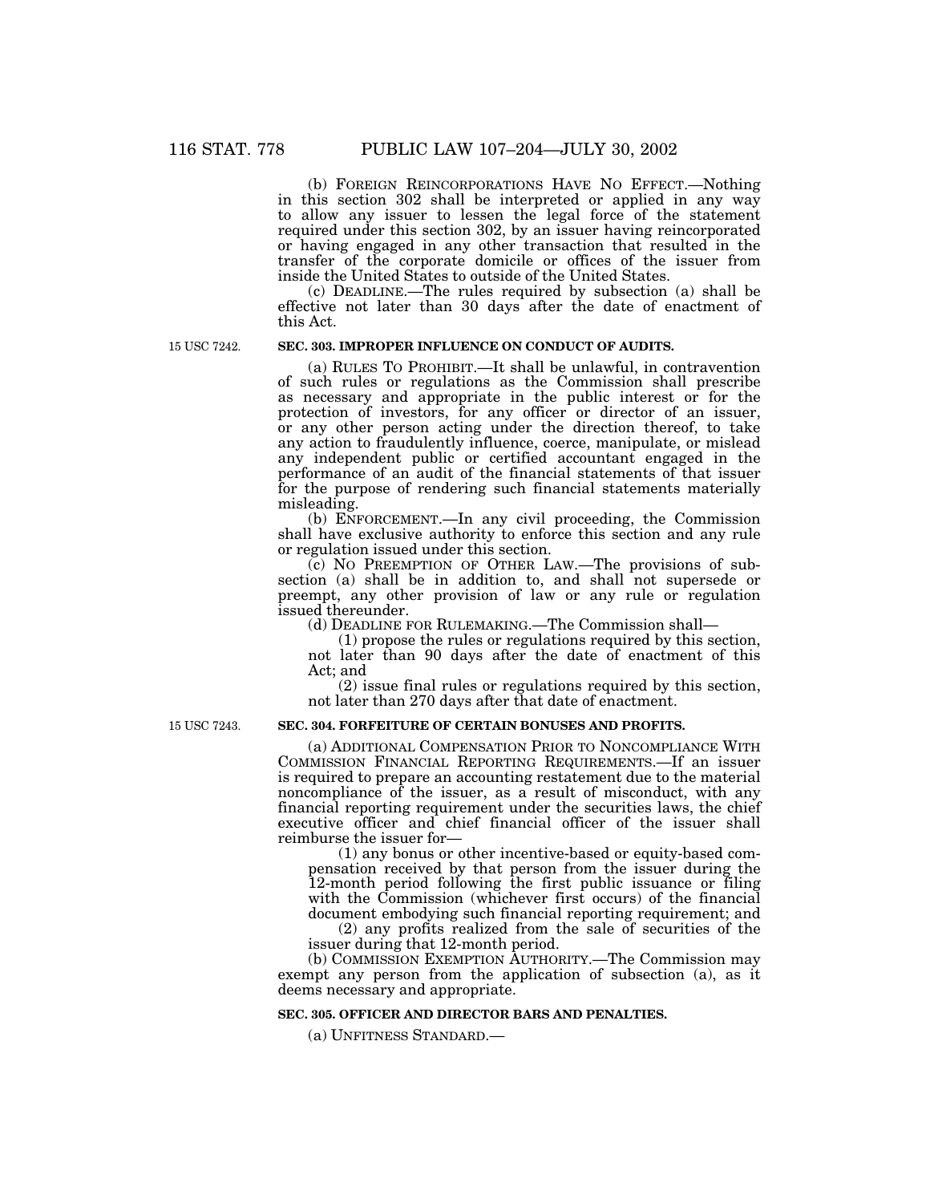(b) FOREIGN REINCORPORATIONS HAVE NO EFFECT.—Nothing in this section 302 shall be interpreted or applied in any way to allow any issuer to lessen the legal force of the statement required under this section 302, by an issuer having reincorporated or having engaged in any other transaction that resulted in the transfer of the corporate domicile or offices of the issuer from inside the United States to outside of the United States.

(c) DEADLINE.—The rules required by subsection (a) shall be effective not later than 30 days after the date of enactment of this Act.

15 USC 7242.

**SEC. 303. IMPROPER INFLUENCE ON CONDUCT OF AUDITS.**

(a) RULES TO PROHIBIT.—It shall be unlawful, in contravention of such rules or regulations as the Commission shall prescribe as necessary and appropriate in the public interest or for the protection of investors, for any officer or director of an issuer, or any other person acting under the direction thereof, to take any action to fraudulently influence, coerce, manipulate, or mislead any independent public or certified accountant engaged in the performance of an audit of the financial statements of that issuer for the purpose of rendering such financial statements materially misleading.

(b) ENFORCEMENT.—In any civil proceeding, the Commission shall have exclusive authority to enforce this section and any rule or regulation issued under this section.

(c) NO PREEMPTION OF OTHER LAW.—The provisions of subsection (a) shall be in addition to, and shall not supersede or preempt, any other provision of law or any rule or regulation issued thereunder.

(d) DEADLINE FOR RULEMAKING.—The Commission shall—

(1) propose the rules or regulations required by this section, not later than 90 days after the date of enactment of this Act; and

(2) issue final rules or regulations required by this section, not later than 270 days after that date of enactment.

15 USC 7243.

**SEC. 304. FORFEITURE OF CERTAIN BONUSES AND PROFITS.**

(a) ADDITIONAL COMPENSATION PRIOR TO NONCOMPLIANCE WITH COMMISSION FINANCIAL REPORTING REQUIREMENTS.—If an issuer is required to prepare an accounting restatement due to the material noncompliance of the issuer, as a result of misconduct, with any financial reporting requirement under the securities laws, the chief executive officer and chief financial officer of the issuer shall reimburse the issuer for—

(1) any bonus or other incentive-based or equity-based compensation received by that person from the issuer during the 12-month period following the first public issuance or filing with the Commission (whichever first occurs) of the financial document embodying such financial reporting requirement; and

(2) any profits realized from the sale of securities of the issuer during that 12-month period.

(b) COMMISSION EXEMPTION AUTHORITY.—The Commission may exempt any person from the application of subsection (a), as it deems necessary and appropriate.

**SEC. 305. OFFICER AND DIRECTOR BARS AND PENALTIES.**

(a) UNFITNESS STANDARD.—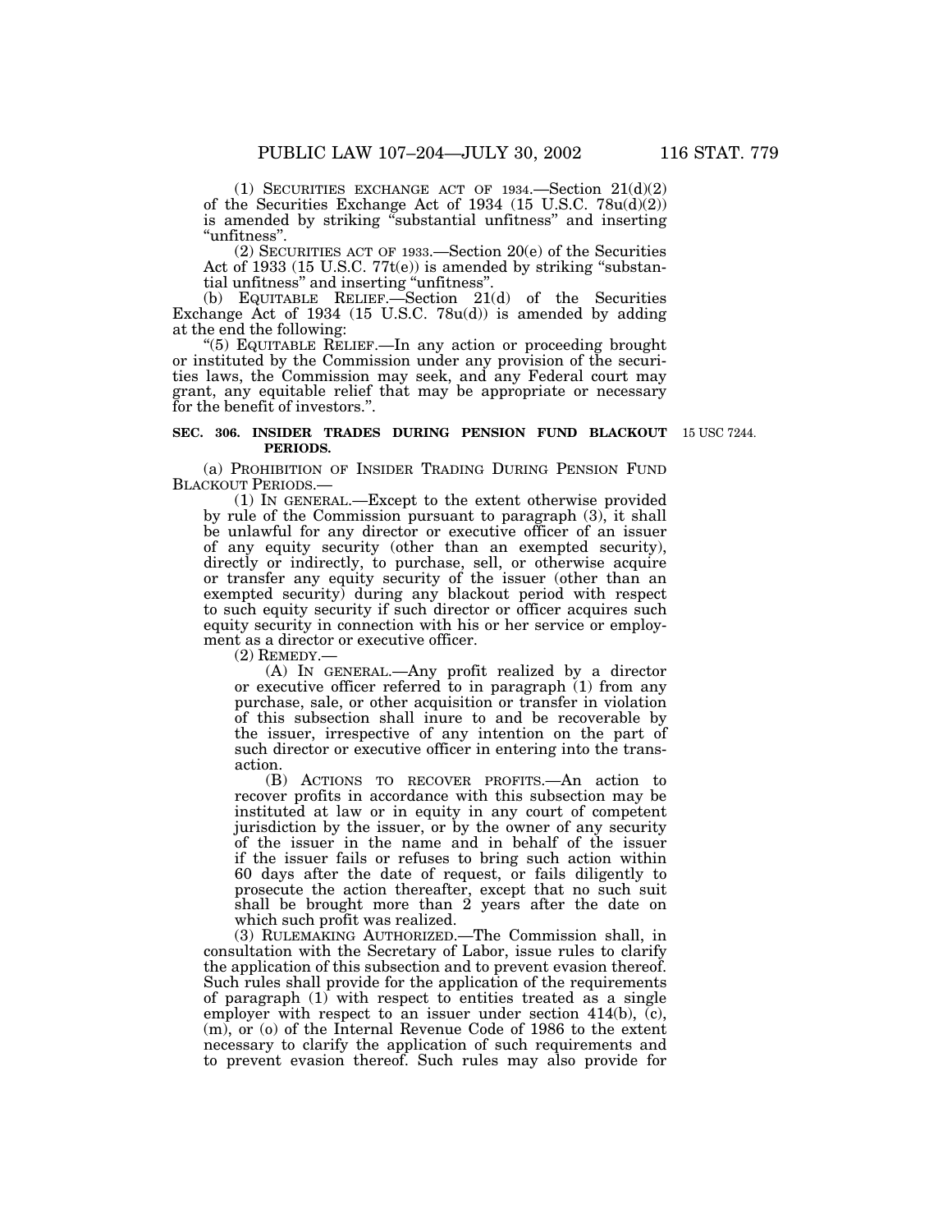(1) SECURITIES EXCHANGE ACT OF 1934.—Section 21(d)(2) of the Securities Exchange Act of 1934 (15 U.S.C. 78u(d)(2)) is amended by striking "substantial unfitness" and inserting "unfitness".

(2) SECURITIES ACT OF 1933.—Section 20(e) of the Securities Act of 1933 (15 U.S.C. 77t(e)) is amended by striking "substantial unfitness" and inserting "unfitness".

(b) EQUITABLE RELIEF.—Section 21(d) of the Securities Exchange Act of 1934 (15 U.S.C. 78u(d)) is amended by adding at the end the following:

"(5) EQUITABLE RELIEF.—In any action or proceeding brought or instituted by the Commission under any provision of the securities laws, the Commission may seek, and any Federal court may grant, any equitable relief that may be appropriate or necessary for the benefit of investors.".

**SEC. 306. INSIDER TRADES DURING PENSION FUND BLACKOUT PERIODS.**

15 USC 7244.

(a) PROHIBITION OF INSIDER TRADING DURING PENSION FUND BLACKOUT PERIODS.—

(1) IN GENERAL.—Except to the extent otherwise provided by rule of the Commission pursuant to paragraph (3), it shall be unlawful for any director or executive officer of an issuer of any equity security (other than an exempted security), directly or indirectly, to purchase, sell, or otherwise acquire or transfer any equity security of the issuer (other than an exempted security) during any blackout period with respect to such equity security if such director or officer acquires such equity security in connection with his or her service or employment as a director or executive officer.

(2) REMEDY.—

(A) IN GENERAL.—Any profit realized by a director or executive officer referred to in paragraph (1) from any purchase, sale, or other acquisition or transfer in violation of this subsection shall inure to and be recoverable by the issuer, irrespective of any intention on the part of such director or executive officer in entering into the transaction.

(B) ACTIONS TO RECOVER PROFITS.—An action to recover profits in accordance with this subsection may be instituted at law or in equity in any court of competent jurisdiction by the issuer, or by the owner of any security of the issuer in the name and in behalf of the issuer if the issuer fails or refuses to bring such action within 60 days after the date of request, or fails diligently to prosecute the action thereafter, except that no such suit shall be brought more than 2 years after the date on which such profit was realized.

(3) RULEMAKING AUTHORIZED.—The Commission shall, in consultation with the Secretary of Labor, issue rules to clarify the application of this subsection and to prevent evasion thereof. Such rules shall provide for the application of the requirements of paragraph (1) with respect to entities treated as a single employer with respect to an issuer under section 414(b), (c), (m), or (o) of the Internal Revenue Code of 1986 to the extent necessary to clarify the application of such requirements and to prevent evasion thereof. Such rules may also provide for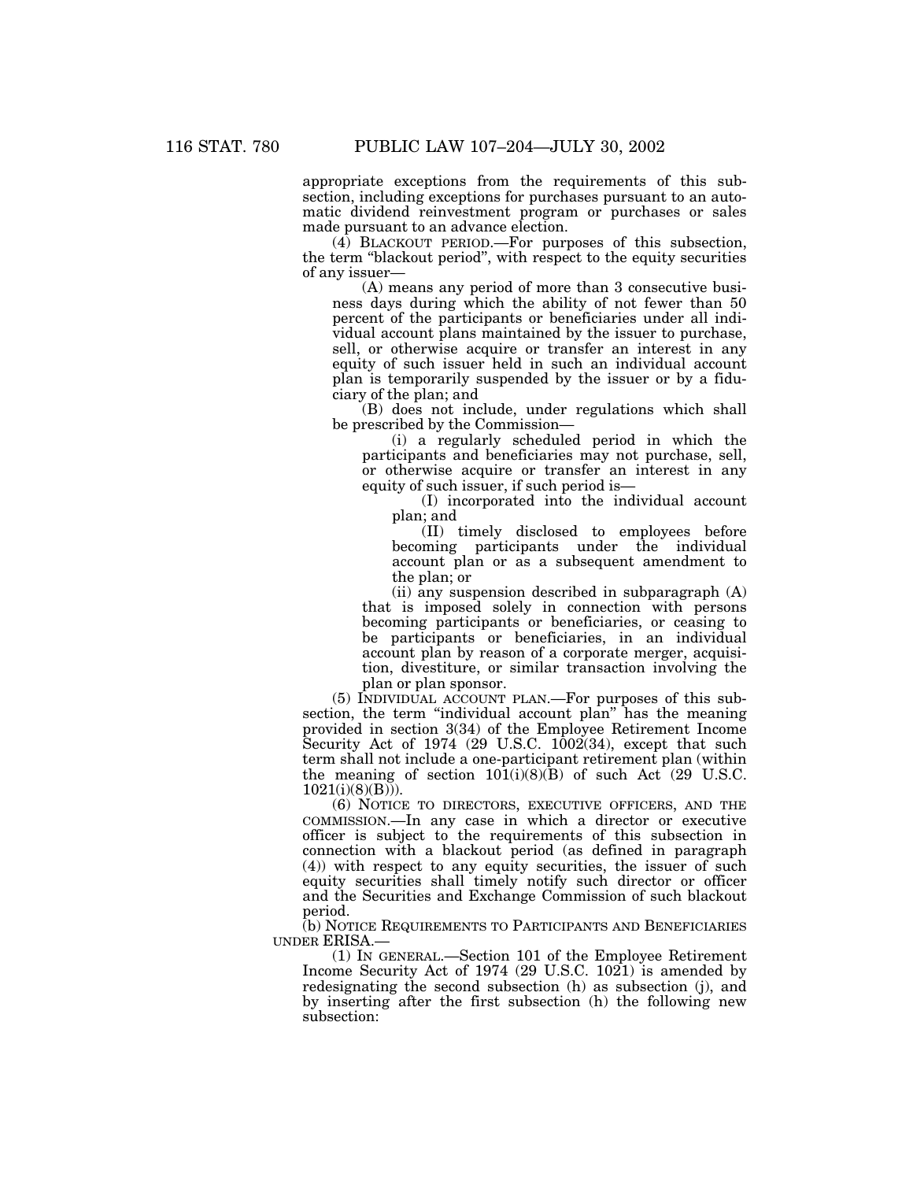appropriate exceptions from the requirements of this subsection, including exceptions for purchases pursuant to an automatic dividend reinvestment program or purchases or sales made pursuant to an advance election.

(4) BLACKOUT PERIOD.—For purposes of this subsection, the term "blackout period", with respect to the equity securities of any issuer—

(A) means any period of more than 3 consecutive business days during which the ability of not fewer than 50 percent of the participants or beneficiaries under all individual account plans maintained by the issuer to purchase, sell, or otherwise acquire or transfer an interest in any equity of such issuer held in such an individual account plan is temporarily suspended by the issuer or by a fiduciary of the plan; and

(B) does not include, under regulations which shall be prescribed by the Commission—

(i) a regularly scheduled period in which the participants and beneficiaries may not purchase, sell, or otherwise acquire or transfer an interest in any equity of such issuer, if such period is—

(I) incorporated into the individual account plan; and

(II) timely disclosed to employees before becoming participants under the individual account plan or as a subsequent amendment to the plan; or

(ii) any suspension described in subparagraph (A) that is imposed solely in connection with persons becoming participants or beneficiaries, or ceasing to be participants or beneficiaries, in an individual account plan by reason of a corporate merger, acquisition, divestiture, or similar transaction involving the plan or plan sponsor.

(5) INDIVIDUAL ACCOUNT PLAN.—For purposes of this subsection, the term "individual account plan" has the meaning provided in section 3(34) of the Employee Retirement Income Security Act of 1974 (29 U.S.C. 1002(34), except that such term shall not include a one-participant retirement plan (within the meaning of section 101(i)(8)(B) of such Act (29 U.S.C. 1021(i)(8)(B))).

(6) NOTICE TO DIRECTORS, EXECUTIVE OFFICERS, AND THE COMMISSION.—In any case in which a director or executive officer is subject to the requirements of this subsection in connection with a blackout period (as defined in paragraph (4)) with respect to any equity securities, the issuer of such equity securities shall timely notify such director or officer and the Securities and Exchange Commission of such blackout period.

(b) NOTICE REQUIREMENTS TO PARTICIPANTS AND BENEFICIARIES UNDER ERISA.—

(1) IN GENERAL.—Section 101 of the Employee Retirement Income Security Act of 1974 (29 U.S.C. 1021) is amended by redesignating the second subsection (h) as subsection (j), and by inserting after the first subsection (h) the following new subsection: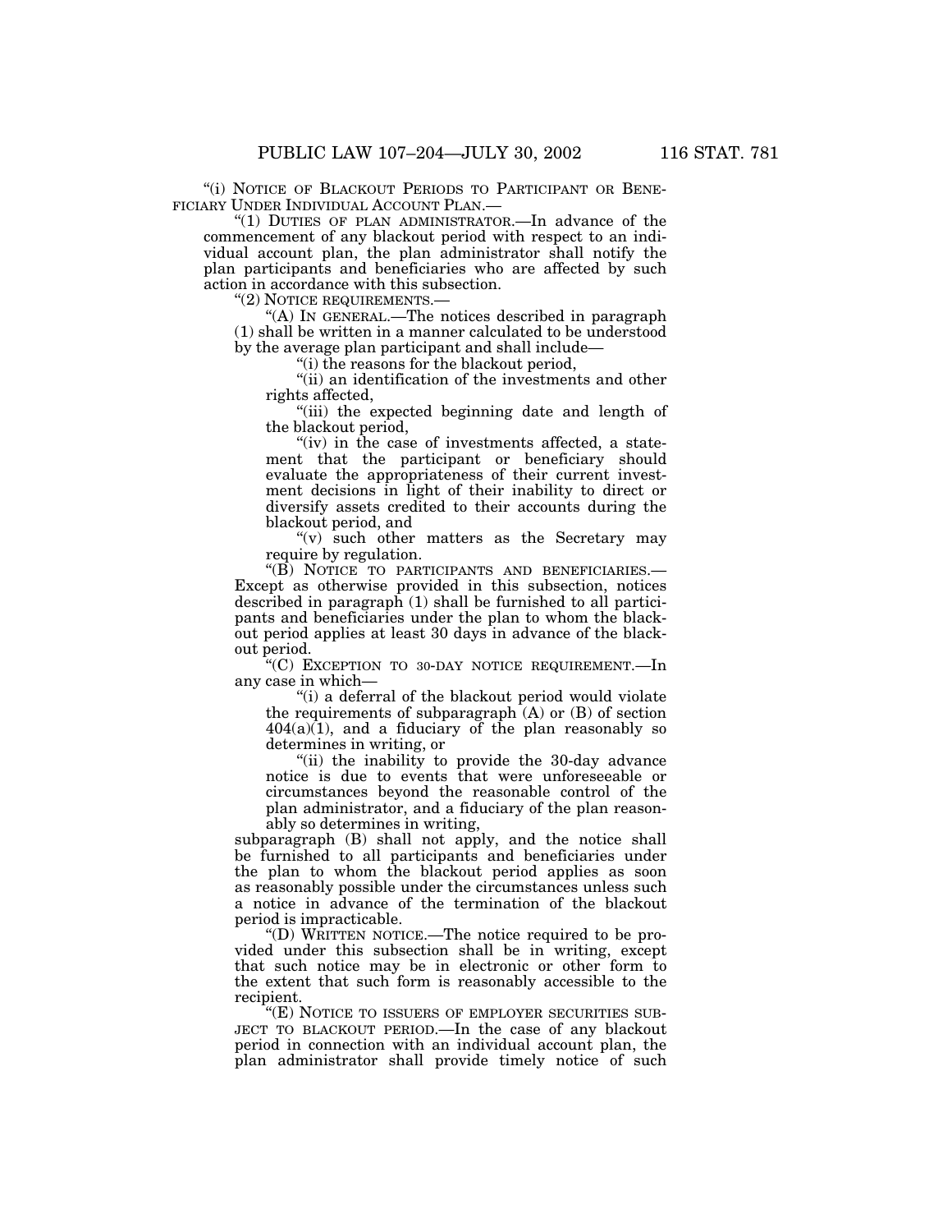"(i) NOTICE OF BLACKOUT PERIODS TO PARTICIPANT OR BENEFICIARY UNDER INDIVIDUAL ACCOUNT PLAN.—

"(1) DUTIES OF PLAN ADMINISTRATOR.—In advance of the commencement of any blackout period with respect to an individual account plan, the plan administrator shall notify the plan participants and beneficiaries who are affected by such action in accordance with this subsection.

"(2) NOTICE REQUIREMENTS.—

"(A) IN GENERAL.—The notices described in paragraph (1) shall be written in a manner calculated to be understood by the average plan participant and shall include—

"(i) the reasons for the blackout period,

"(ii) an identification of the investments and other rights affected,

"(iii) the expected beginning date and length of the blackout period,

"(iv) in the case of investments affected, a statement that the participant or beneficiary should evaluate the appropriateness of their current investment decisions in light of their inability to direct or diversify assets credited to their accounts during the blackout period, and

"(v) such other matters as the Secretary may require by regulation.

"(B) NOTICE TO PARTICIPANTS AND BENEFICIARIES.—Except as otherwise provided in this subsection, notices described in paragraph (1) shall be furnished to all participants and beneficiaries under the plan to whom the blackout period applies at least 30 days in advance of the blackout period.

"(C) EXCEPTION TO 30-DAY NOTICE REQUIREMENT.—In any case in which—

"(i) a deferral of the blackout period would violate the requirements of subparagraph (A) or (B) of section 404(a)(1), and a fiduciary of the plan reasonably so determines in writing, or

"(ii) the inability to provide the 30-day advance notice is due to events that were unforeseeable or circumstances beyond the reasonable control of the plan administrator, and a fiduciary of the plan reasonably so determines in writing,

subparagraph (B) shall not apply, and the notice shall be furnished to all participants and beneficiaries under the plan to whom the blackout period applies as soon as reasonably possible under the circumstances unless such a notice in advance of the termination of the blackout period is impracticable.

"(D) WRITTEN NOTICE.—The notice required to be provided under this subsection shall be in writing, except that such notice may be in electronic or other form to the extent that such form is reasonably accessible to the recipient.

"(E) NOTICE TO ISSUERS OF EMPLOYER SECURITIES SUBJECT TO BLACKOUT PERIOD.—In the case of any blackout period in connection with an individual account plan, the plan administrator shall provide timely notice of such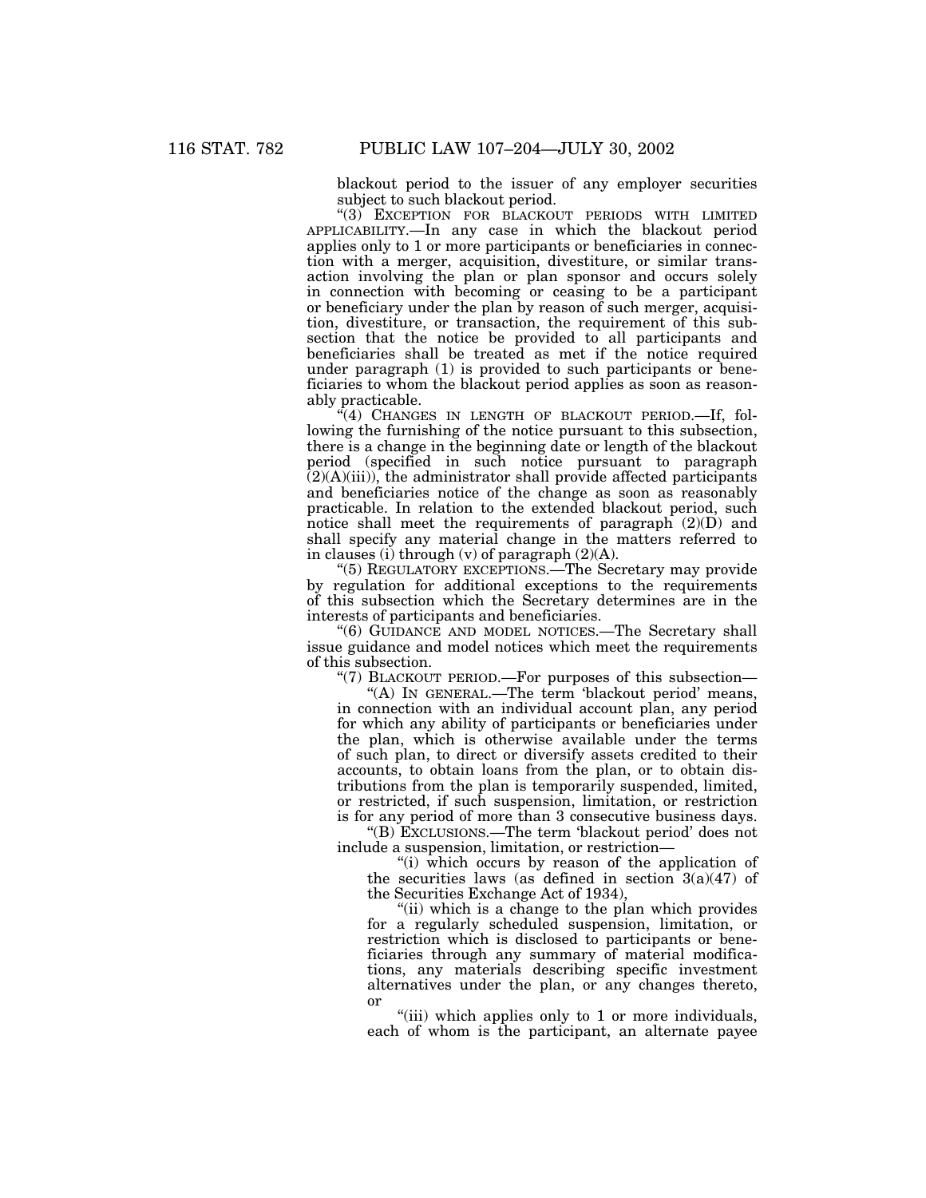blackout period to the issuer of any employer securities subject to such blackout period.

"(3) EXCEPTION FOR BLACKOUT PERIODS WITH LIMITED APPLICABILITY.—In any case in which the blackout period applies only to 1 or more participants or beneficiaries in connection with a merger, acquisition, divestiture, or similar transaction involving the plan or plan sponsor and occurs solely in connection with becoming or ceasing to be a participant or beneficiary under the plan by reason of such merger, acquisition, divestiture, or transaction, the requirement of this subsection that the notice be provided to all participants and beneficiaries shall be treated as met if the notice required under paragraph (1) is provided to such participants or beneficiaries to whom the blackout period applies as soon as reasonably practicable.

"(4) CHANGES IN LENGTH OF BLACKOUT PERIOD.—If, following the furnishing of the notice pursuant to this subsection, there is a change in the beginning date or length of the blackout period (specified in such notice pursuant to paragraph (2)(A)(iii)), the administrator shall provide affected participants and beneficiaries notice of the change as soon as reasonably practicable. In relation to the extended blackout period, such notice shall meet the requirements of paragraph (2)(D) and shall specify any material change in the matters referred to in clauses (i) through (v) of paragraph (2)(A).

"(5) REGULATORY EXCEPTIONS.—The Secretary may provide by regulation for additional exceptions to the requirements of this subsection which the Secretary determines are in the interests of participants and beneficiaries.

"(6) GUIDANCE AND MODEL NOTICES.—The Secretary shall issue guidance and model notices which meet the requirements of this subsection.

"(7) BLACKOUT PERIOD.—For purposes of this subsection—

"(A) IN GENERAL.—The term 'blackout period' means, in connection with an individual account plan, any period for which any ability of participants or beneficiaries under the plan, which is otherwise available under the terms of such plan, to direct or diversify assets credited to their accounts, to obtain loans from the plan, or to obtain distributions from the plan is temporarily suspended, limited, or restricted, if such suspension, limitation, or restriction is for any period of more than 3 consecutive business days.

"(B) EXCLUSIONS.—The term 'blackout period' does not include a suspension, limitation, or restriction—

"(i) which occurs by reason of the application of the securities laws (as defined in section 3(a)(47) of the Securities Exchange Act of 1934),

"(ii) which is a change to the plan which provides for a regularly scheduled suspension, limitation, or restriction which is disclosed to participants or beneficiaries through any summary of material modifications, any materials describing specific investment alternatives under the plan, or any changes thereto, or

"(iii) which applies only to 1 or more individuals, each of whom is the participant, an alternate payee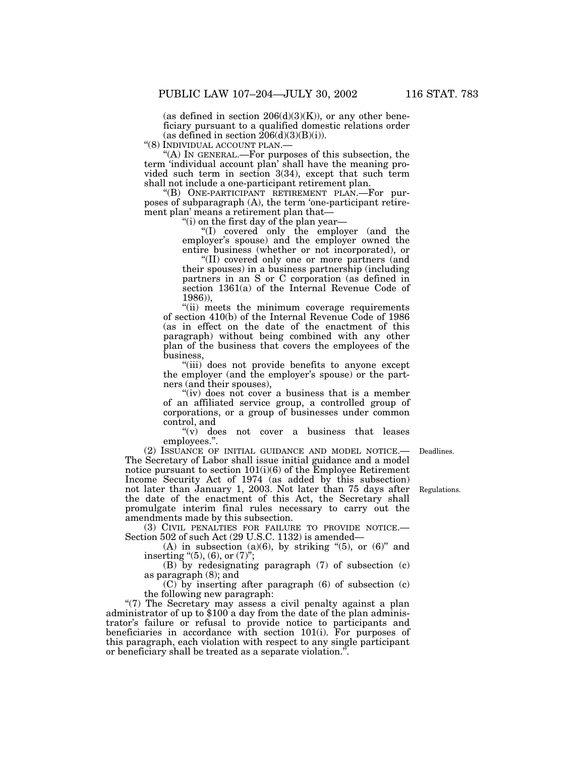(as defined in section 206(d)(3)(K)), or any other beneficiary pursuant to a qualified domestic relations order (as defined in section 206(d)(3)(B)(i)).

"(8) INDIVIDUAL ACCOUNT PLAN.—

"(A) IN GENERAL.—For purposes of this subsection, the term 'individual account plan' shall have the meaning provided such term in section 3(34), except that such term shall not include a one-participant retirement plan.

"(B) ONE-PARTICIPANT RETIREMENT PLAN.—For purposes of subparagraph (A), the term 'one-participant retirement plan' means a retirement plan that—

"(i) on the first day of the plan year—

"(I) covered only the employer (and the employer's spouse) and the employer owned the entire business (whether or not incorporated), or

"(II) covered only one or more partners (and their spouses) in a business partnership (including partners in an S or C corporation (as defined in section 1361(a) of the Internal Revenue Code of 1986)),

"(ii) meets the minimum coverage requirements of section 410(b) of the Internal Revenue Code of 1986 (as in effect on the date of the enactment of this paragraph) without being combined with any other plan of the business that covers the employees of the business,

"(iii) does not provide benefits to anyone except the employer (and the employer's spouse) or the partners (and their spouses),

"(iv) does not cover a business that is a member of an affiliated service group, a controlled group of corporations, or a group of businesses under common control, and

"(v) does not cover a business that leases employees.".

Deadlines.

(2) ISSUANCE OF INITIAL GUIDANCE AND MODEL NOTICE.—The Secretary of Labor shall issue initial guidance and a model notice pursuant to section 101(i)(6) of the Employee Retirement Income Security Act of 1974 (as added by this subsection) not later than January 1, 2003. Not later than 75 days after the date of the enactment of this Act, the Secretary shall promulgate interim final rules necessary to carry out the amendments made by this subsection.

Regulations.

(3) CIVIL PENALTIES FOR FAILURE TO PROVIDE NOTICE.—Section 502 of such Act (29 U.S.C. 1132) is amended—

(A) in subsection (a)(6), by striking "(5), or (6)" and inserting "(5), (6), or (7)";

(B) by redesignating paragraph (7) of subsection (c) as paragraph (8); and

(C) by inserting after paragraph (6) of subsection (c) the following new paragraph:

"(7) The Secretary may assess a civil penalty against a plan administrator of up to $100 a day from the date of the plan administrator's failure or refusal to provide notice to participants and beneficiaries in accordance with section 101(i). For purposes of this paragraph, each violation with respect to any single participant or beneficiary shall be treated as a separate violation.".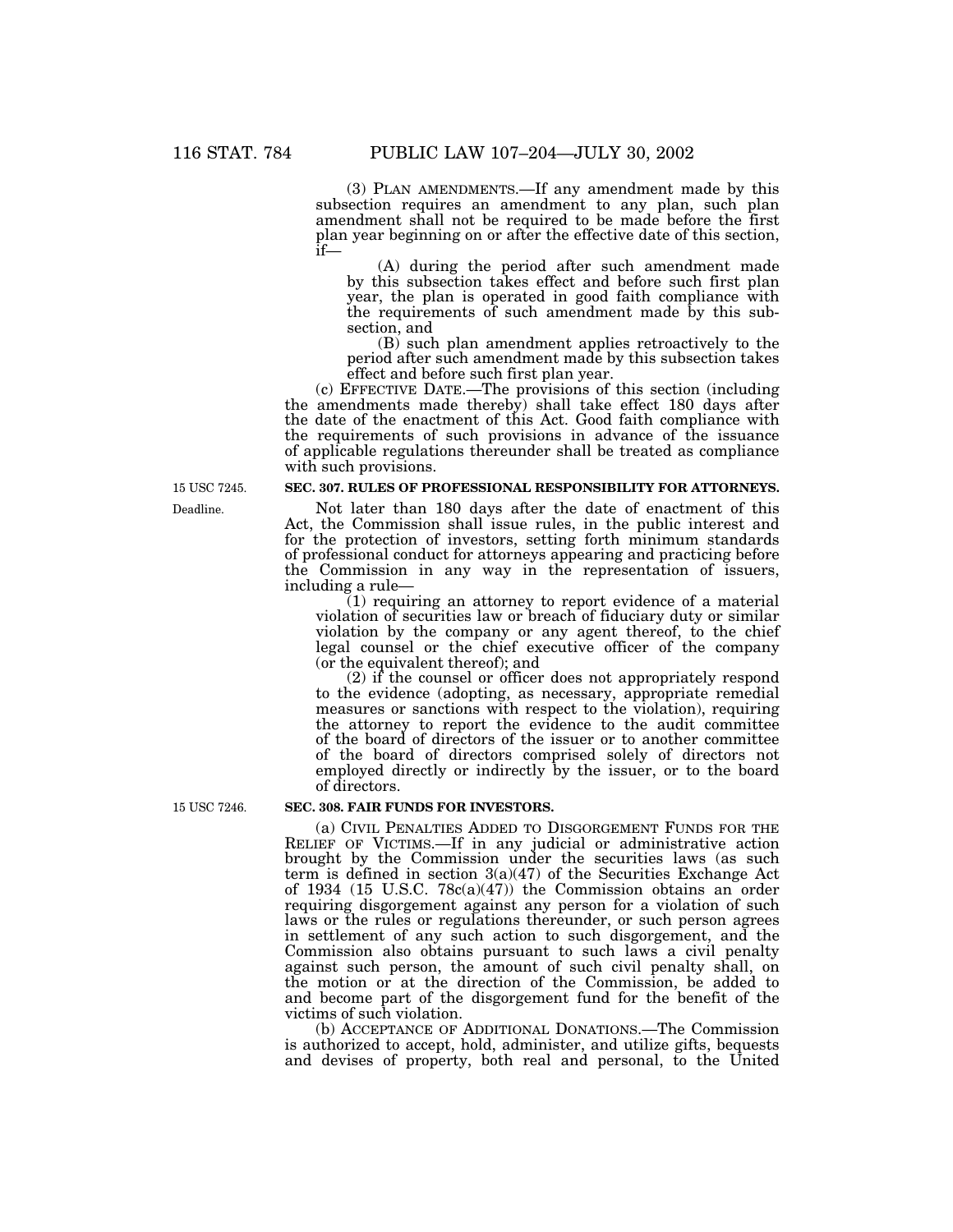(3) PLAN AMENDMENTS.—If any amendment made by this subsection requires an amendment to any plan, such plan amendment shall not be required to be made before the first plan year beginning on or after the effective date of this section, if—

(A) during the period after such amendment made by this subsection takes effect and before such first plan year, the plan is operated in good faith compliance with the requirements of such amendment made by this subsection, and

(B) such plan amendment applies retroactively to the period after such amendment made by this subsection takes effect and before such first plan year.

(c) EFFECTIVE DATE.—The provisions of this section (including the amendments made thereby) shall take effect 180 days after the date of the enactment of this Act. Good faith compliance with the requirements of such provisions in advance of the issuance of applicable regulations thereunder shall be treated as compliance with such provisions.

15 USC 7245.

Deadline.

**SEC. 307. RULES OF PROFESSIONAL RESPONSIBILITY FOR ATTORNEYS.**

Not later than 180 days after the date of enactment of this Act, the Commission shall issue rules, in the public interest and for the protection of investors, setting forth minimum standards of professional conduct for attorneys appearing and practicing before the Commission in any way in the representation of issuers, including a rule—

(1) requiring an attorney to report evidence of a material violation of securities law or breach of fiduciary duty or similar violation by the company or any agent thereof, to the chief legal counsel or the chief executive officer of the company (or the equivalent thereof); and

(2) if the counsel or officer does not appropriately respond to the evidence (adopting, as necessary, appropriate remedial measures or sanctions with respect to the violation), requiring the attorney to report the evidence to the audit committee of the board of directors of the issuer or to another committee of the board of directors comprised solely of directors not employed directly or indirectly by the issuer, or to the board of directors.

15 USC 7246.

**SEC. 308. FAIR FUNDS FOR INVESTORS.**

(a) CIVIL PENALTIES ADDED TO DISGORGEMENT FUNDS FOR THE RELIEF OF VICTIMS.—If in any judicial or administrative action brought by the Commission under the securities laws (as such term is defined in section 3(a)(47) of the Securities Exchange Act of 1934 (15 U.S.C. 78c(a)(47)) the Commission obtains an order requiring disgorgement against any person for a violation of such laws or the rules or regulations thereunder, or such person agrees in settlement of any such action to such disgorgement, and the Commission also obtains pursuant to such laws a civil penalty against such person, the amount of such civil penalty shall, on the motion or at the direction of the Commission, be added to and become part of the disgorgement fund for the benefit of the victims of such violation.

(b) ACCEPTANCE OF ADDITIONAL DONATIONS.—The Commission is authorized to accept, hold, administer, and utilize gifts, bequests and devises of property, both real and personal, to the United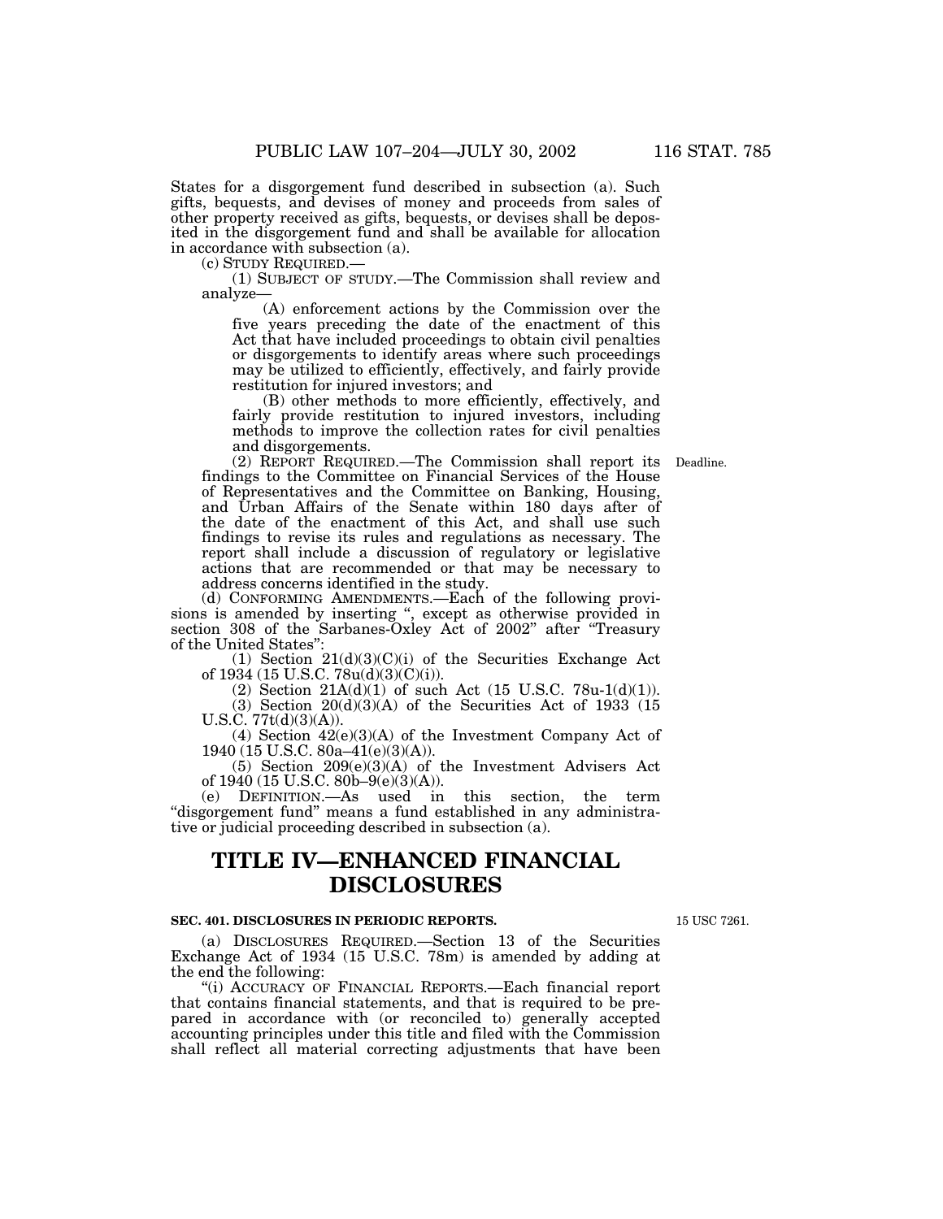States for a disgorgement fund described in subsection (a). Such gifts, bequests, and devises of money and proceeds from sales of other property received as gifts, bequests, or devises shall be deposited in the disgorgement fund and shall be available for allocation in accordance with subsection (a).

(c) STUDY REQUIRED.—

(1) SUBJECT OF STUDY.—The Commission shall review and analyze—

(A) enforcement actions by the Commission over the five years preceding the date of the enactment of this Act that have included proceedings to obtain civil penalties or disgorgements to identify areas where such proceedings may be utilized to efficiently, effectively, and fairly provide restitution for injured investors; and

(B) other methods to more efficiently, effectively, and fairly provide restitution to injured investors, including methods to improve the collection rates for civil penalties and disgorgements.

(2) REPORT REQUIRED.—The Commission shall report its findings to the Committee on Financial Services of the House of Representatives and the Committee on Banking, Housing, and Urban Affairs of the Senate within 180 days after of the date of the enactment of this Act, and shall use such findings to revise its rules and regulations as necessary. The report shall include a discussion of regulatory or legislative actions that are recommended or that may be necessary to address concerns identified in the study.

Deadline.

(d) CONFORMING AMENDMENTS.—Each of the following provisions is amended by inserting ", except as otherwise provided in section 308 of the Sarbanes-Oxley Act of 2002" after "Treasury of the United States":

(1) Section 21(d)(3)(C)(i) of the Securities Exchange Act of 1934 (15 U.S.C. 78u(d)(3)(C)(i)).

(2) Section 21A(d)(1) of such Act (15 U.S.C. 78u-1(d)(1)).

(3) Section 20(d)(3)(A) of the Securities Act of 1933 (15 U.S.C. 77t(d)(3)(A)).

(4) Section 42(e)(3)(A) of the Investment Company Act of 1940 (15 U.S.C. 80a–41(e)(3)(A)).

(5) Section 209(e)(3)(A) of the Investment Advisers Act of 1940 (15 U.S.C. 80b–9(e)(3)(A)).

(e) DEFINITION.—As used in this section, the term "disgorgement fund" means a fund established in any administrative or judicial proceeding described in subsection (a).

# TITLE IV—ENHANCED FINANCIAL DISCLOSURES

### SEC. 401. DISCLOSURES IN PERIODIC REPORTS.

15 USC 7261.

(a) DISCLOSURES REQUIRED.—Section 13 of the Securities Exchange Act of 1934 (15 U.S.C. 78m) is amended by adding at the end the following:

"(i) ACCURACY OF FINANCIAL REPORTS.—Each financial report that contains financial statements, and that is required to be prepared in accordance with (or reconciled to) generally accepted accounting principles under this title and filed with the Commission shall reflect all material correcting adjustments that have been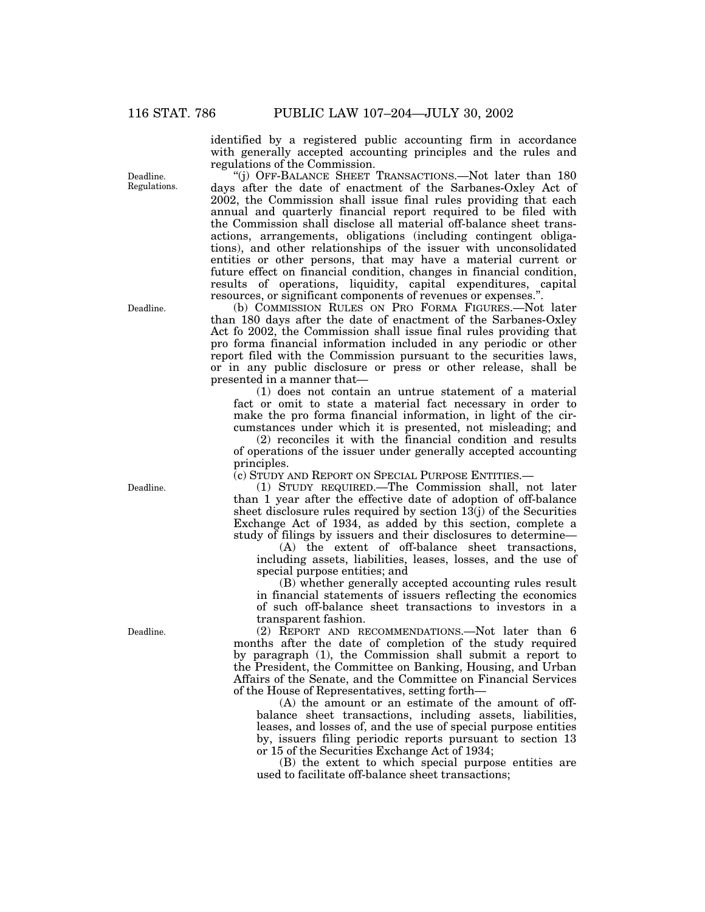identified by a registered public accounting firm in accordance with generally accepted accounting principles and the rules and regulations of the Commission.

Deadline. Regulations.

"(j) OFF-BALANCE SHEET TRANSACTIONS.—Not later than 180 days after the date of enactment of the Sarbanes-Oxley Act of 2002, the Commission shall issue final rules providing that each annual and quarterly financial report required to be filed with the Commission shall disclose all material off-balance sheet transactions, arrangements, obligations (including contingent obligations), and other relationships of the issuer with unconsolidated entities or other persons, that may have a material current or future effect on financial condition, changes in financial condition, results of operations, liquidity, capital expenditures, capital resources, or significant components of revenues or expenses.".

Deadline.

(b) COMMISSION RULES ON PRO FORMA FIGURES.—Not later than 180 days after the date of enactment of the Sarbanes-Oxley Act fo 2002, the Commission shall issue final rules providing that pro forma financial information included in any periodic or other report filed with the Commission pursuant to the securities laws, or in any public disclosure or press or other release, shall be presented in a manner that—

(1) does not contain an untrue statement of a material fact or omit to state a material fact necessary in order to make the pro forma financial information, in light of the circumstances under which it is presented, not misleading; and

(2) reconciles it with the financial condition and results of operations of the issuer under generally accepted accounting principles.

(c) STUDY AND REPORT ON SPECIAL PURPOSE ENTITIES.—

Deadline.

(1) STUDY REQUIRED.—The Commission shall, not later than 1 year after the effective date of adoption of off-balance sheet disclosure rules required by section 13(j) of the Securities Exchange Act of 1934, as added by this section, complete a study of filings by issuers and their disclosures to determine—

(A) the extent of off-balance sheet transactions, including assets, liabilities, leases, losses, and the use of special purpose entities; and

(B) whether generally accepted accounting rules result in financial statements of issuers reflecting the economics of such off-balance sheet transactions to investors in a transparent fashion.

Deadline.

(2) REPORT AND RECOMMENDATIONS.—Not later than 6 months after the date of completion of the study required by paragraph (1), the Commission shall submit a report to the President, the Committee on Banking, Housing, and Urban Affairs of the Senate, and the Committee on Financial Services of the House of Representatives, setting forth—

(A) the amount or an estimate of the amount of off-balance sheet transactions, including assets, liabilities, leases, and losses of, and the use of special purpose entities by, issuers filing periodic reports pursuant to section 13 or 15 of the Securities Exchange Act of 1934;

(B) the extent to which special purpose entities are used to facilitate off-balance sheet transactions;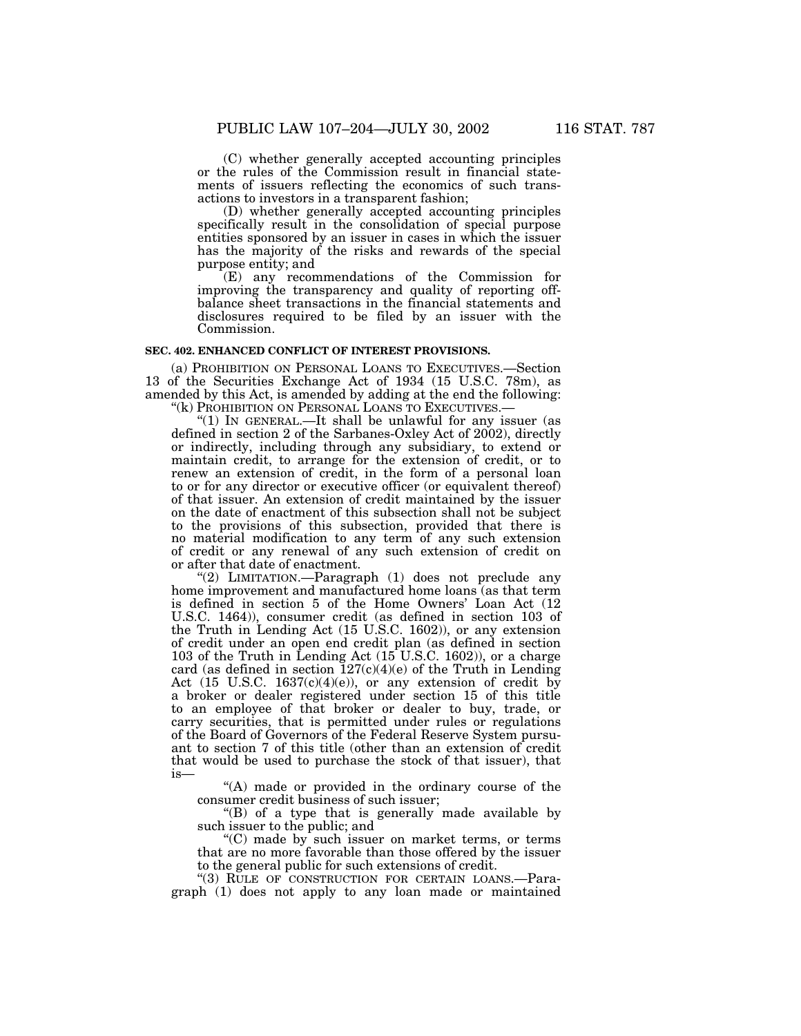(C) whether generally accepted accounting principles or the rules of the Commission result in financial statements of issuers reflecting the economics of such transactions to investors in a transparent fashion;

(D) whether generally accepted accounting principles specifically result in the consolidation of special purpose entities sponsored by an issuer in cases in which the issuer has the majority of the risks and rewards of the special purpose entity; and

(E) any recommendations of the Commission for improving the transparency and quality of reporting off-balance sheet transactions in the financial statements and disclosures required to be filed by an issuer with the Commission.

**SEC. 402. ENHANCED CONFLICT OF INTEREST PROVISIONS.**

(a) PROHIBITION ON PERSONAL LOANS TO EXECUTIVES.—Section 13 of the Securities Exchange Act of 1934 (15 U.S.C. 78m), as amended by this Act, is amended by adding at the end the following:

"(k) PROHIBITION ON PERSONAL LOANS TO EXECUTIVES.—

"(1) IN GENERAL.—It shall be unlawful for any issuer (as defined in section 2 of the Sarbanes-Oxley Act of 2002), directly or indirectly, including through any subsidiary, to extend or maintain credit, to arrange for the extension of credit, or to renew an extension of credit, in the form of a personal loan to or for any director or executive officer (or equivalent thereof) of that issuer. An extension of credit maintained by the issuer on the date of enactment of this subsection shall not be subject to the provisions of this subsection, provided that there is no material modification to any term of any such extension of credit or any renewal of any such extension of credit on or after that date of enactment.

"(2) LIMITATION.—Paragraph (1) does not preclude any home improvement and manufactured home loans (as that term is defined in section 5 of the Home Owners' Loan Act (12 U.S.C. 1464)), consumer credit (as defined in section 103 of the Truth in Lending Act (15 U.S.C. 1602)), or any extension of credit under an open end credit plan (as defined in section 103 of the Truth in Lending Act (15 U.S.C. 1602)), or a charge card (as defined in section 127(c)(4)(e) of the Truth in Lending Act (15 U.S.C. 1637(c)(4)(e)), or any extension of credit by a broker or dealer registered under section 15 of this title to an employee of that broker or dealer to buy, trade, or carry securities, that is permitted under rules or regulations of the Board of Governors of the Federal Reserve System pursuant to section 7 of this title (other than an extension of credit that would be used to purchase the stock of that issuer), that is—

"(A) made or provided in the ordinary course of the consumer credit business of such issuer;

"(B) of a type that is generally made available by such issuer to the public; and

"(C) made by such issuer on market terms, or terms that are no more favorable than those offered by the issuer to the general public for such extensions of credit.

"(3) RULE OF CONSTRUCTION FOR CERTAIN LOANS.—Paragraph (1) does not apply to any loan made or maintained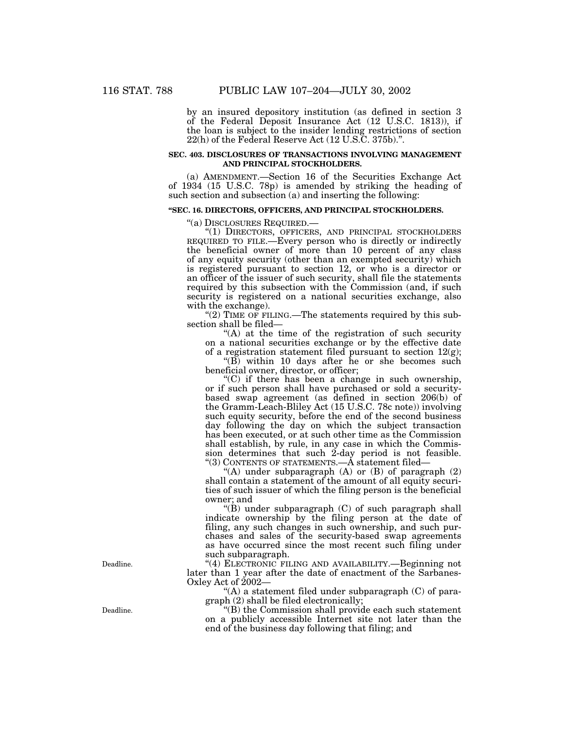by an insured depository institution (as defined in section 3 of the Federal Deposit Insurance Act (12 U.S.C. 1813)), if the loan is subject to the insider lending restrictions of section 22(h) of the Federal Reserve Act (12 U.S.C. 375b).".

**SEC. 403. DISCLOSURES OF TRANSACTIONS INVOLVING MANAGEMENT AND PRINCIPAL STOCKHOLDERS.**

(a) AMENDMENT.—Section 16 of the Securities Exchange Act of 1934 (15 U.S.C. 78p) is amended by striking the heading of such section and subsection (a) and inserting the following:

**"SEC. 16. DIRECTORS, OFFICERS, AND PRINCIPAL STOCKHOLDERS.**

"(a) DISCLOSURES REQUIRED.—

"(1) DIRECTORS, OFFICERS, AND PRINCIPAL STOCKHOLDERS REQUIRED TO FILE.—Every person who is directly or indirectly the beneficial owner of more than 10 percent of any class of any equity security (other than an exempted security) which is registered pursuant to section 12, or who is a director or an officer of the issuer of such security, shall file the statements required by this subsection with the Commission (and, if such security is registered on a national securities exchange, also with the exchange).

"(2) TIME OF FILING.—The statements required by this subsection shall be filed—

"(A) at the time of the registration of such security on a national securities exchange or by the effective date of a registration statement filed pursuant to section 12(g);

"(B) within 10 days after he or she becomes such beneficial owner, director, or officer;

"(C) if there has been a change in such ownership, or if such person shall have purchased or sold a security-based swap agreement (as defined in section 206(b) of the Gramm-Leach-Bliley Act (15 U.S.C. 78c note)) involving such equity security, before the end of the second business day following the day on which the subject transaction has been executed, or at such other time as the Commission shall establish, by rule, in any case in which the Commission determines that such 2-day period is not feasible.

"(3) CONTENTS OF STATEMENTS.—A statement filed—

"(A) under subparagraph (A) or (B) of paragraph (2) shall contain a statement of the amount of all equity securities of such issuer of which the filing person is the beneficial owner; and

"(B) under subparagraph (C) of such paragraph shall indicate ownership by the filing person at the date of filing, any such changes in such ownership, and such purchases and sales of the security-based swap agreements as have occurred since the most recent such filing under such subparagraph.

Deadline.

"(4) ELECTRONIC FILING AND AVAILABILITY.—Beginning not later than 1 year after the date of enactment of the Sarbanes-Oxley Act of 2002—

"(A) a statement filed under subparagraph (C) of paragraph (2) shall be filed electronically;

Deadline.

"(B) the Commission shall provide each such statement on a publicly accessible Internet site not later than the end of the business day following that filing; and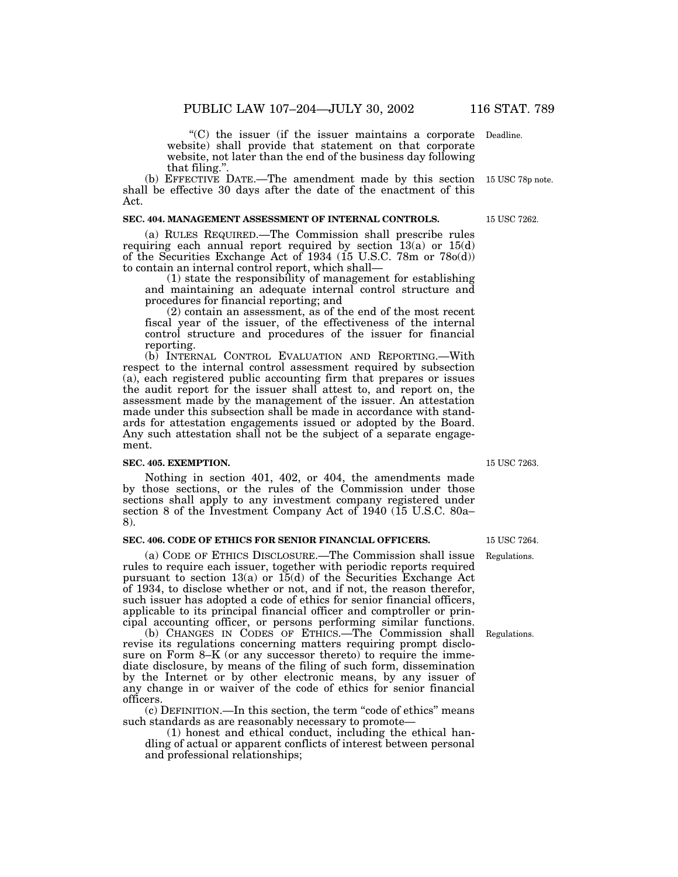"(C) the issuer (if the issuer maintains a corporate website) shall provide that statement on that corporate website, not later than the end of the business day following that filing.".

Deadline.

(b) EFFECTIVE DATE.—The amendment made by this section shall be effective 30 days after the date of the enactment of this Act.

15 USC 78p note.

### SEC. 404. MANAGEMENT ASSESSMENT OF INTERNAL CONTROLS.

15 USC 7262.

(a) RULES REQUIRED.—The Commission shall prescribe rules requiring each annual report required by section 13(a) or 15(d) of the Securities Exchange Act of 1934 (15 U.S.C. 78m or 78o(d)) to contain an internal control report, which shall—

(1) state the responsibility of management for establishing and maintaining an adequate internal control structure and procedures for financial reporting; and

(2) contain an assessment, as of the end of the most recent fiscal year of the issuer, of the effectiveness of the internal control structure and procedures of the issuer for financial reporting.

(b) INTERNAL CONTROL EVALUATION AND REPORTING.—With respect to the internal control assessment required by subsection (a), each registered public accounting firm that prepares or issues the audit report for the issuer shall attest to, and report on, the assessment made by the management of the issuer. An attestation made under this subsection shall be made in accordance with standards for attestation engagements issued or adopted by the Board. Any such attestation shall not be the subject of a separate engagement.

### SEC. 405. EXEMPTION.

15 USC 7263.

Nothing in section 401, 402, or 404, the amendments made by those sections, or the rules of the Commission under those sections shall apply to any investment company registered under section 8 of the Investment Company Act of 1940 (15 U.S.C. 80a–8).

### SEC. 406. CODE OF ETHICS FOR SENIOR FINANCIAL OFFICERS.

15 USC 7264.

Regulations.

(a) CODE OF ETHICS DISCLOSURE.—The Commission shall issue rules to require each issuer, together with periodic reports required pursuant to section 13(a) or 15(d) of the Securities Exchange Act of 1934, to disclose whether or not, and if not, the reason therefor, such issuer has adopted a code of ethics for senior financial officers, applicable to its principal financial officer and comptroller or principal accounting officer, or persons performing similar functions.

Regulations.

(b) CHANGES IN CODES OF ETHICS.—The Commission shall revise its regulations concerning matters requiring prompt disclosure on Form 8–K (or any successor thereto) to require the immediate disclosure, by means of the filing of such form, dissemination by the Internet or by other electronic means, by any issuer of any change in or waiver of the code of ethics for senior financial officers.

(c) DEFINITION.—In this section, the term "code of ethics" means such standards as are reasonably necessary to promote—

(1) honest and ethical conduct, including the ethical handling of actual or apparent conflicts of interest between personal and professional relationships;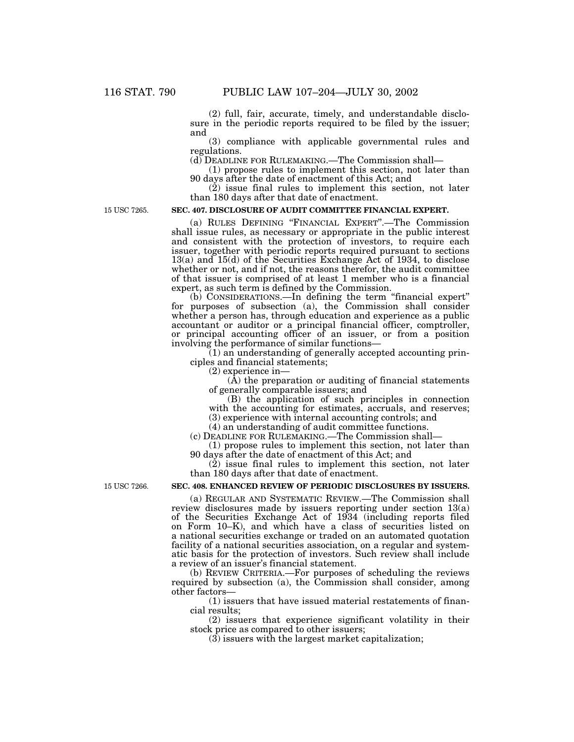(2) full, fair, accurate, timely, and understandable disclosure in the periodic reports required to be filed by the issuer; and

(3) compliance with applicable governmental rules and regulations.

(d) DEADLINE FOR RULEMAKING.—The Commission shall—

(1) propose rules to implement this section, not later than 90 days after the date of enactment of this Act; and

(2) issue final rules to implement this section, not later than 180 days after that date of enactment.

15 USC 7265.

### SEC. 407. DISCLOSURE OF AUDIT COMMITTEE FINANCIAL EXPERT.

(a) RULES DEFINING "FINANCIAL EXPERT".—The Commission shall issue rules, as necessary or appropriate in the public interest and consistent with the protection of investors, to require each issuer, together with periodic reports required pursuant to sections 13(a) and 15(d) of the Securities Exchange Act of 1934, to disclose whether or not, and if not, the reasons therefor, the audit committee of that issuer is comprised of at least 1 member who is a financial expert, as such term is defined by the Commission.

(b) CONSIDERATIONS.—In defining the term "financial expert" for purposes of subsection (a), the Commission shall consider whether a person has, through education and experience as a public accountant or auditor or a principal financial officer, comptroller, or principal accounting officer of an issuer, or from a position involving the performance of similar functions—

(1) an understanding of generally accepted accounting principles and financial statements;

(2) experience in—

(A) the preparation or auditing of financial statements of generally comparable issuers; and

(B) the application of such principles in connection with the accounting for estimates, accruals, and reserves;

(3) experience with internal accounting controls; and

(4) an understanding of audit committee functions.

(c) DEADLINE FOR RULEMAKING.—The Commission shall—

(1) propose rules to implement this section, not later than 90 days after the date of enactment of this Act; and

(2) issue final rules to implement this section, not later than 180 days after that date of enactment.

15 USC 7266.

### SEC. 408. ENHANCED REVIEW OF PERIODIC DISCLOSURES BY ISSUERS.

(a) REGULAR AND SYSTEMATIC REVIEW.—The Commission shall review disclosures made by issuers reporting under section 13(a) of the Securities Exchange Act of 1934 (including reports filed on Form 10–K), and which have a class of securities listed on a national securities exchange or traded on an automated quotation facility of a national securities association, on a regular and systematic basis for the protection of investors. Such review shall include a review of an issuer's financial statement.

(b) REVIEW CRITERIA.—For purposes of scheduling the reviews required by subsection (a), the Commission shall consider, among other factors—

(1) issuers that have issued material restatements of financial results;

(2) issuers that experience significant volatility in their stock price as compared to other issuers;

(3) issuers with the largest market capitalization;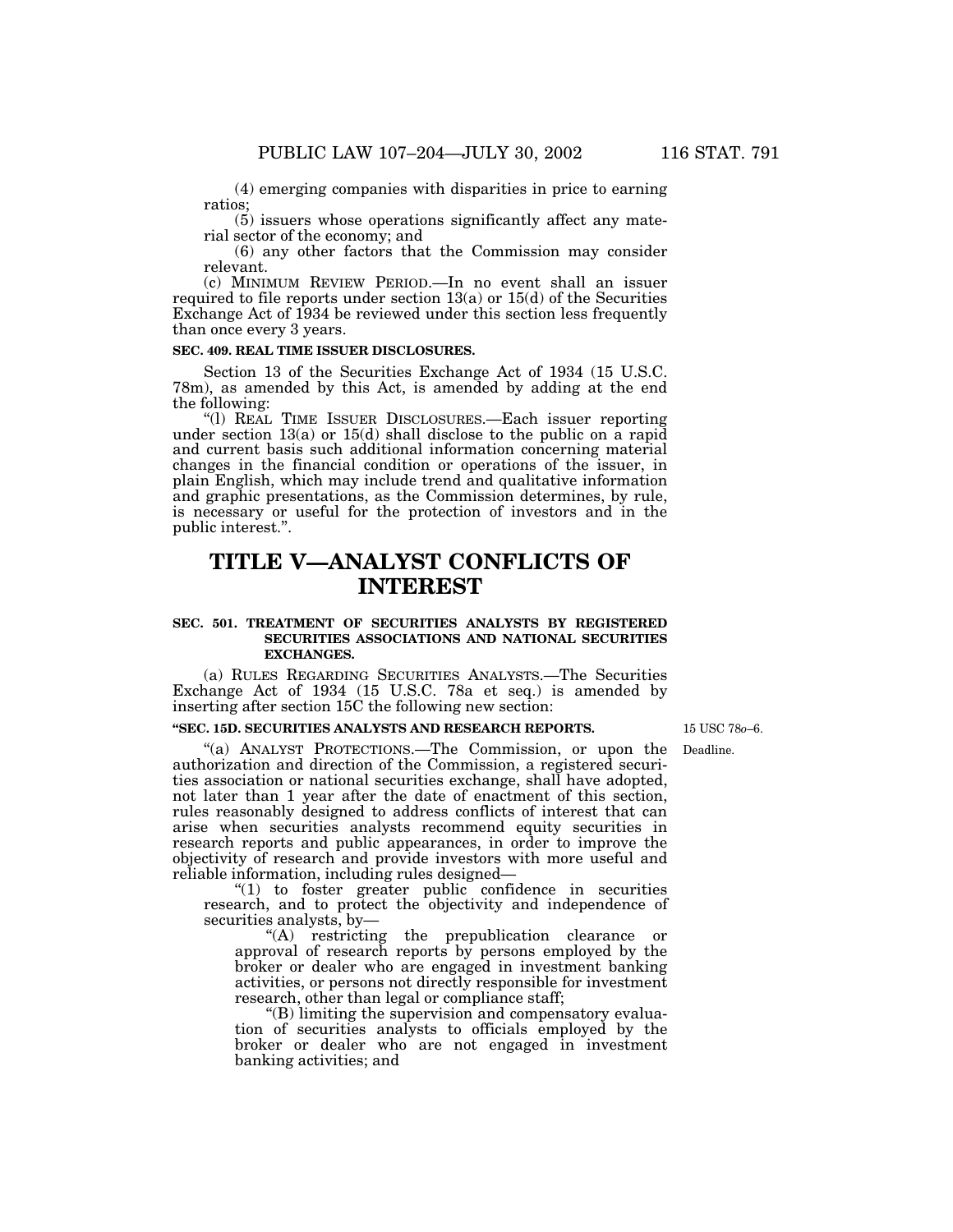(4) emerging companies with disparities in price to earning ratios;

(5) issuers whose operations significantly affect any material sector of the economy; and

(6) any other factors that the Commission may consider relevant.

(c) MINIMUM REVIEW PERIOD.—In no event shall an issuer required to file reports under section 13(a) or 15(d) of the Securities Exchange Act of 1934 be reviewed under this section less frequently than once every 3 years.

**SEC. 409. REAL TIME ISSUER DISCLOSURES.**

Section 13 of the Securities Exchange Act of 1934 (15 U.S.C. 78m), as amended by this Act, is amended by adding at the end the following:

"(l) REAL TIME ISSUER DISCLOSURES.—Each issuer reporting under section 13(a) or 15(d) shall disclose to the public on a rapid and current basis such additional information concerning material changes in the financial condition or operations of the issuer, in plain English, which may include trend and qualitative information and graphic presentations, as the Commission determines, by rule, is necessary or useful for the protection of investors and in the public interest.".

# TITLE V—ANALYST CONFLICTS OF INTEREST

**SEC. 501. TREATMENT OF SECURITIES ANALYSTS BY REGISTERED SECURITIES ASSOCIATIONS AND NATIONAL SECURITIES EXCHANGES.**

(a) RULES REGARDING SECURITIES ANALYSTS.—The Securities Exchange Act of 1934 (15 U.S.C. 78a et seq.) is amended by inserting after section 15C the following new section:

**"SEC. 15D. SECURITIES ANALYSTS AND RESEARCH REPORTS.**

15 USC 78o–6.

Deadline.

"(a) ANALYST PROTECTIONS.—The Commission, or upon the authorization and direction of the Commission, a registered securities association or national securities exchange, shall have adopted, not later than 1 year after the date of enactment of this section, rules reasonably designed to address conflicts of interest that can arise when securities analysts recommend equity securities in research reports and public appearances, in order to improve the objectivity of research and provide investors with more useful and reliable information, including rules designed—

"(1) to foster greater public confidence in securities research, and to protect the objectivity and independence of securities analysts, by—

"(A) restricting the prepublication clearance or approval of research reports by persons employed by the broker or dealer who are engaged in investment banking activities, or persons not directly responsible for investment research, other than legal or compliance staff;

"(B) limiting the supervision and compensatory evaluation of securities analysts to officials employed by the broker or dealer who are not engaged in investment banking activities; and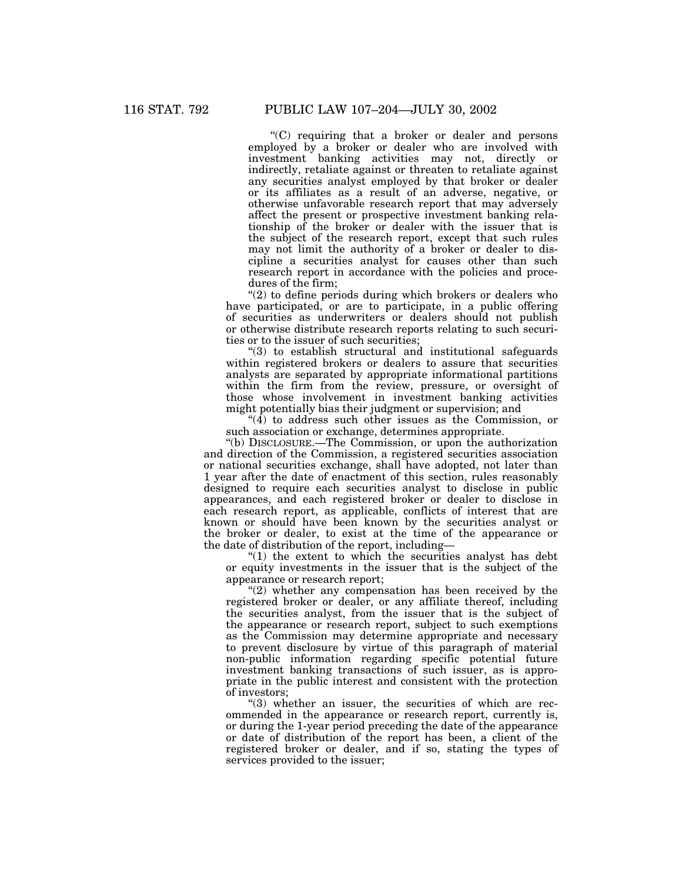"(C) requiring that a broker or dealer and persons employed by a broker or dealer who are involved with investment banking activities may not, directly or indirectly, retaliate against or threaten to retaliate against any securities analyst employed by that broker or dealer or its affiliates as a result of an adverse, negative, or otherwise unfavorable research report that may adversely affect the present or prospective investment banking relationship of the broker or dealer with the issuer that is the subject of the research report, except that such rules may not limit the authority of a broker or dealer to discipline a securities analyst for causes other than such research report in accordance with the policies and procedures of the firm;

"(2) to define periods during which brokers or dealers who have participated, or are to participate, in a public offering of securities as underwriters or dealers should not publish or otherwise distribute research reports relating to such securities or to the issuer of such securities;

"(3) to establish structural and institutional safeguards within registered brokers or dealers to assure that securities analysts are separated by appropriate informational partitions within the firm from the review, pressure, or oversight of those whose involvement in investment banking activities might potentially bias their judgment or supervision; and

"(4) to address such other issues as the Commission, or such association or exchange, determines appropriate.

"(b) DISCLOSURE.—The Commission, or upon the authorization and direction of the Commission, a registered securities association or national securities exchange, shall have adopted, not later than 1 year after the date of enactment of this section, rules reasonably designed to require each securities analyst to disclose in public appearances, and each registered broker or dealer to disclose in each research report, as applicable, conflicts of interest that are known or should have been known by the securities analyst or the broker or dealer, to exist at the time of the appearance or the date of distribution of the report, including—

"(1) the extent to which the securities analyst has debt or equity investments in the issuer that is the subject of the appearance or research report;

"(2) whether any compensation has been received by the registered broker or dealer, or any affiliate thereof, including the securities analyst, from the issuer that is the subject of the appearance or research report, subject to such exemptions as the Commission may determine appropriate and necessary to prevent disclosure by virtue of this paragraph of material non-public information regarding specific potential future investment banking transactions of such issuer, as is appropriate in the public interest and consistent with the protection of investors;

"(3) whether an issuer, the securities of which are recommended in the appearance or research report, currently is, or during the 1-year period preceding the date of the appearance or date of distribution of the report has been, a client of the registered broker or dealer, and if so, stating the types of services provided to the issuer;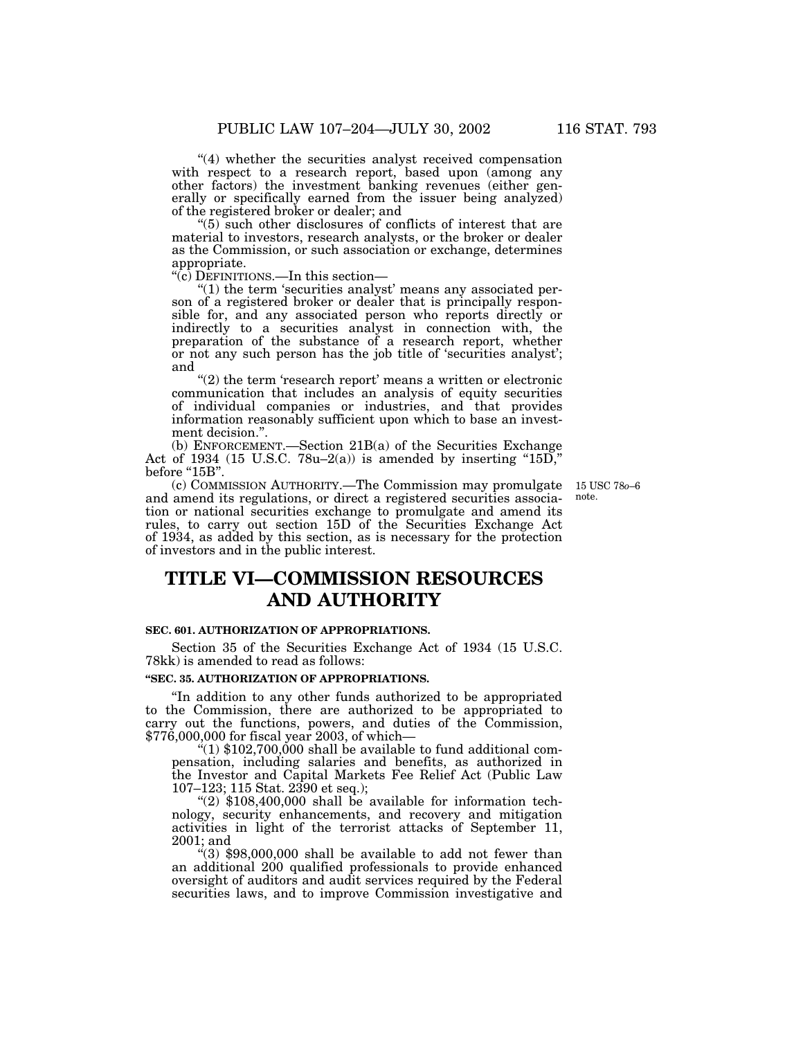"(4) whether the securities analyst received compensation with respect to a research report, based upon (among any other factors) the investment banking revenues (either generally or specifically earned from the issuer being analyzed) of the registered broker or dealer; and

"(5) such other disclosures of conflicts of interest that are material to investors, research analysts, or the broker or dealer as the Commission, or such association or exchange, determines appropriate.

"(c) DEFINITIONS.—In this section—

"(1) the term 'securities analyst' means any associated person of a registered broker or dealer that is principally responsible for, and any associated person who reports directly or indirectly to a securities analyst in connection with, the preparation of the substance of a research report, whether or not any such person has the job title of 'securities analyst'; and

"(2) the term 'research report' means a written or electronic communication that includes an analysis of equity securities of individual companies or industries, and that provides information reasonably sufficient upon which to base an investment decision.".

(b) ENFORCEMENT.—Section 21B(a) of the Securities Exchange Act of 1934 (15 U.S.C. 78u–2(a)) is amended by inserting "15D," before "15B".

(c) COMMISSION AUTHORITY.—The Commission may promulgate and amend its regulations, or direct a registered securities association or national securities exchange to promulgate and amend its rules, to carry out section 15D of the Securities Exchange Act of 1934, as added by this section, as is necessary for the protection of investors and in the public interest.

15 USC 78o–6 note.

# TITLE VI—COMMISSION RESOURCES AND AUTHORITY

**SEC. 601. AUTHORIZATION OF APPROPRIATIONS.**

Section 35 of the Securities Exchange Act of 1934 (15 U.S.C. 78kk) is amended to read as follows:

**"SEC. 35. AUTHORIZATION OF APPROPRIATIONS.**

"In addition to any other funds authorized to be appropriated to the Commission, there are authorized to be appropriated to carry out the functions, powers, and duties of the Commission, $776,000,000 for fiscal year 2003, of which—

"(1) $102,700,000 shall be available to fund additional compensation, including salaries and benefits, as authorized in the Investor and Capital Markets Fee Relief Act (Public Law 107–123; 115 Stat. 2390 et seq.);

"(2) $108,400,000 shall be available for information technology, security enhancements, and recovery and mitigation activities in light of the terrorist attacks of September 11, 2001; and

"(3) $98,000,000 shall be available to add not fewer than an additional 200 qualified professionals to provide enhanced oversight of auditors and audit services required by the Federal securities laws, and to improve Commission investigative and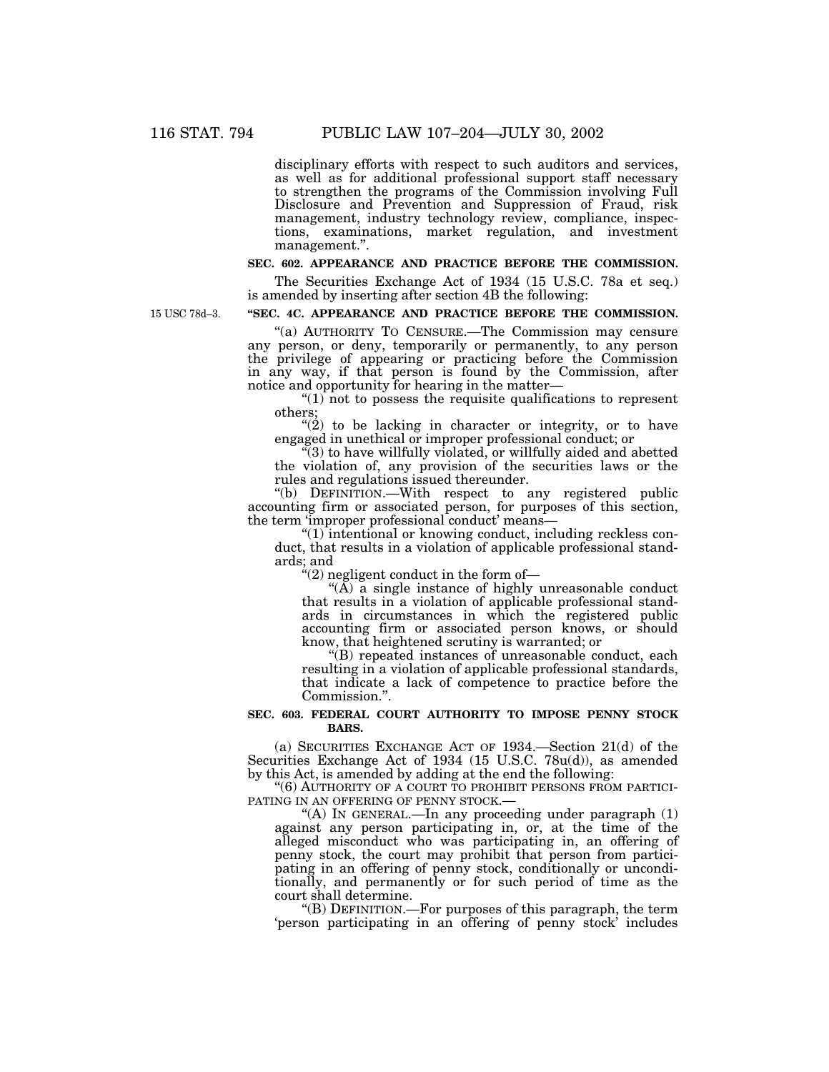disciplinary efforts with respect to such auditors and services, as well as for additional professional support staff necessary to strengthen the programs of the Commission involving Full Disclosure and Prevention and Suppression of Fraud, risk management, industry technology review, compliance, inspections, examinations, market regulation, and investment management.".

**SEC. 602. APPEARANCE AND PRACTICE BEFORE THE COMMISSION.**

The Securities Exchange Act of 1934 (15 U.S.C. 78a et seq.) is amended by inserting after section 4B the following:

15 USC 78d–3.

**"SEC. 4C. APPEARANCE AND PRACTICE BEFORE THE COMMISSION.**

"(a) AUTHORITY TO CENSURE.—The Commission may censure any person, or deny, temporarily or permanently, to any person the privilege of appearing or practicing before the Commission in any way, if that person is found by the Commission, after notice and opportunity for hearing in the matter—

"(1) not to possess the requisite qualifications to represent others;

"(2) to be lacking in character or integrity, or to have engaged in unethical or improper professional conduct; or

"(3) to have willfully violated, or willfully aided and abetted the violation of, any provision of the securities laws or the rules and regulations issued thereunder.

"(b) DEFINITION.—With respect to any registered public accounting firm or associated person, for purposes of this section, the term 'improper professional conduct' means—

"(1) intentional or knowing conduct, including reckless conduct, that results in a violation of applicable professional standards; and

"(2) negligent conduct in the form of—

"(A) a single instance of highly unreasonable conduct that results in a violation of applicable professional standards in circumstances in which the registered public accounting firm or associated person knows, or should know, that heightened scrutiny is warranted; or

"(B) repeated instances of unreasonable conduct, each resulting in a violation of applicable professional standards, that indicate a lack of competence to practice before the Commission.".

**SEC. 603. FEDERAL COURT AUTHORITY TO IMPOSE PENNY STOCK BARS.**

(a) SECURITIES EXCHANGE ACT OF 1934.—Section 21(d) of the Securities Exchange Act of 1934 (15 U.S.C. 78u(d)), as amended by this Act, is amended by adding at the end the following:

"(6) AUTHORITY OF A COURT TO PROHIBIT PERSONS FROM PARTICIPATING IN AN OFFERING OF PENNY STOCK.—

"(A) IN GENERAL.—In any proceeding under paragraph (1) against any person participating in, or, at the time of the alleged misconduct who was participating in, an offering of penny stock, the court may prohibit that person from participating in an offering of penny stock, conditionally or unconditionally, and permanently or for such period of time as the court shall determine.

"(B) DEFINITION.—For purposes of this paragraph, the term 'person participating in an offering of penny stock' includes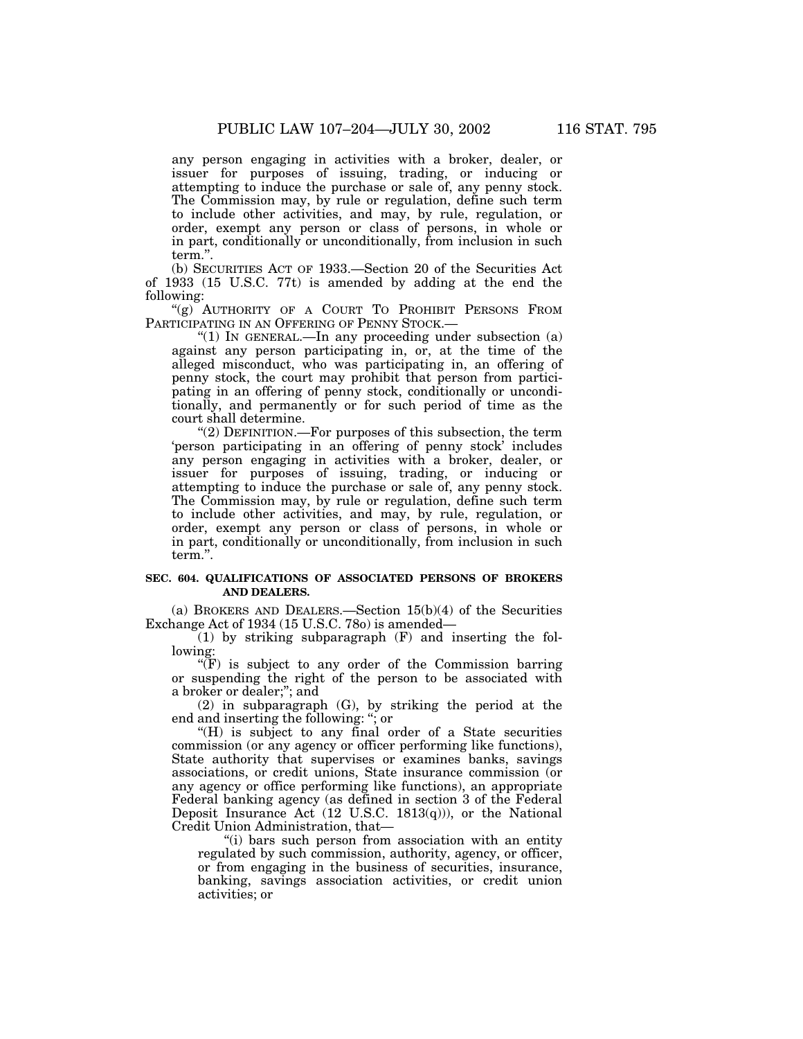any person engaging in activities with a broker, dealer, or issuer for purposes of issuing, trading, or inducing or attempting to induce the purchase or sale of, any penny stock. The Commission may, by rule or regulation, define such term to include other activities, and may, by rule, regulation, or order, exempt any person or class of persons, in whole or in part, conditionally or unconditionally, from inclusion in such term.".

(b) SECURITIES ACT OF 1933.—Section 20 of the Securities Act of 1933 (15 U.S.C. 77t) is amended by adding at the end the following:

"(g) AUTHORITY OF A COURT TO PROHIBIT PERSONS FROM PARTICIPATING IN AN OFFERING OF PENNY STOCK.—

"(1) IN GENERAL.—In any proceeding under subsection (a) against any person participating in, or, at the time of the alleged misconduct, who was participating in, an offering of penny stock, the court may prohibit that person from participating in an offering of penny stock, conditionally or unconditionally, and permanently or for such period of time as the court shall determine.

"(2) DEFINITION.—For purposes of this subsection, the term 'person participating in an offering of penny stock' includes any person engaging in activities with a broker, dealer, or issuer for purposes of issuing, trading, or inducing or attempting to induce the purchase or sale of, any penny stock. The Commission may, by rule or regulation, define such term to include other activities, and may, by rule, regulation, or order, exempt any person or class of persons, in whole or in part, conditionally or unconditionally, from inclusion in such term.".

**SEC. 604. QUALIFICATIONS OF ASSOCIATED PERSONS OF BROKERS AND DEALERS.**

(a) BROKERS AND DEALERS.—Section 15(b)(4) of the Securities Exchange Act of 1934 (15 U.S.C. 78o) is amended—

(1) by striking subparagraph (F) and inserting the following:

"(F) is subject to any order of the Commission barring or suspending the right of the person to be associated with a broker or dealer;"; and

(2) in subparagraph (G), by striking the period at the end and inserting the following: "; or

"(H) is subject to any final order of a State securities commission (or any agency or officer performing like functions), State authority that supervises or examines banks, savings associations, or credit unions, State insurance commission (or any agency or office performing like functions), an appropriate Federal banking agency (as defined in section 3 of the Federal Deposit Insurance Act (12 U.S.C. 1813(q))), or the National Credit Union Administration, that—

"(i) bars such person from association with an entity regulated by such commission, authority, agency, or officer, or from engaging in the business of securities, insurance, banking, savings association activities, or credit union activities; or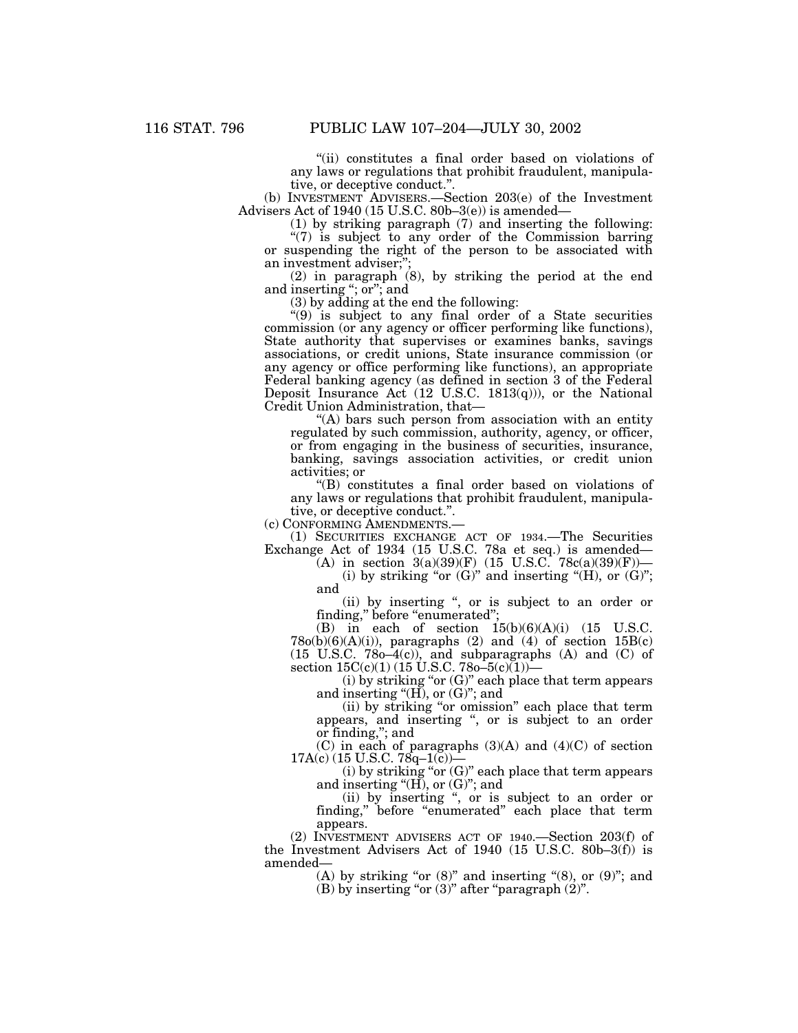"(ii) constitutes a final order based on violations of any laws or regulations that prohibit fraudulent, manipulative, or deceptive conduct.".

(b) INVESTMENT ADVISERS.—Section 203(e) of the Investment Advisers Act of 1940 (15 U.S.C. 80b–3(e)) is amended—

(1) by striking paragraph (7) and inserting the following:

"(7) is subject to any order of the Commission barring or suspending the right of the person to be associated with an investment adviser;";

(2) in paragraph (8), by striking the period at the end and inserting "; or"; and

(3) by adding at the end the following:

"(9) is subject to any final order of a State securities commission (or any agency or officer performing like functions), State authority that supervises or examines banks, savings associations, or credit unions, State insurance commission (or any agency or office performing like functions), an appropriate Federal banking agency (as defined in section 3 of the Federal Deposit Insurance Act (12 U.S.C. 1813(q))), or the National Credit Union Administration, that—

"(A) bars such person from association with an entity regulated by such commission, authority, agency, or officer, or from engaging in the business of securities, insurance, banking, savings association activities, or credit union activities; or

"(B) constitutes a final order based on violations of any laws or regulations that prohibit fraudulent, manipulative, or deceptive conduct.".

(c) CONFORMING AMENDMENTS.—

(1) SECURITIES EXCHANGE ACT OF 1934.—The Securities Exchange Act of 1934 (15 U.S.C. 78a et seq.) is amended—

(A) in section 3(a)(39)(F) (15 U.S.C. 78c(a)(39)(F))—

(i) by striking "or (G)" and inserting "(H), or (G)"; and

(ii) by inserting ", or is subject to an order or finding," before "enumerated";

(B) in each of section 15(b)(6)(A)(i) (15 U.S.C. 78o(b)(6)(A)(i)), paragraphs (2) and (4) of section 15B(c) (15 U.S.C. 78o–4(c)), and subparagraphs (A) and (C) of section 15C(c)(1) (15 U.S.C. 78o–5(c)(1))—

(i) by striking "or (G)" each place that term appears and inserting "(H), or (G)"; and

(ii) by striking "or omission" each place that term appears, and inserting ", or is subject to an order or finding,"; and

(C) in each of paragraphs (3)(A) and (4)(C) of section 17A(c) (15 U.S.C. 78q–1(c))—

(i) by striking "or (G)" each place that term appears and inserting "(H), or (G)"; and

(ii) by inserting ", or is subject to an order or finding," before "enumerated" each place that term appears.

(2) INVESTMENT ADVISERS ACT OF 1940.—Section 203(f) of the Investment Advisers Act of 1940 (15 U.S.C. 80b–3(f)) is amended—

(A) by striking "or (8)" and inserting "(8), or (9)"; and

(B) by inserting "or (3)" after "paragraph (2)".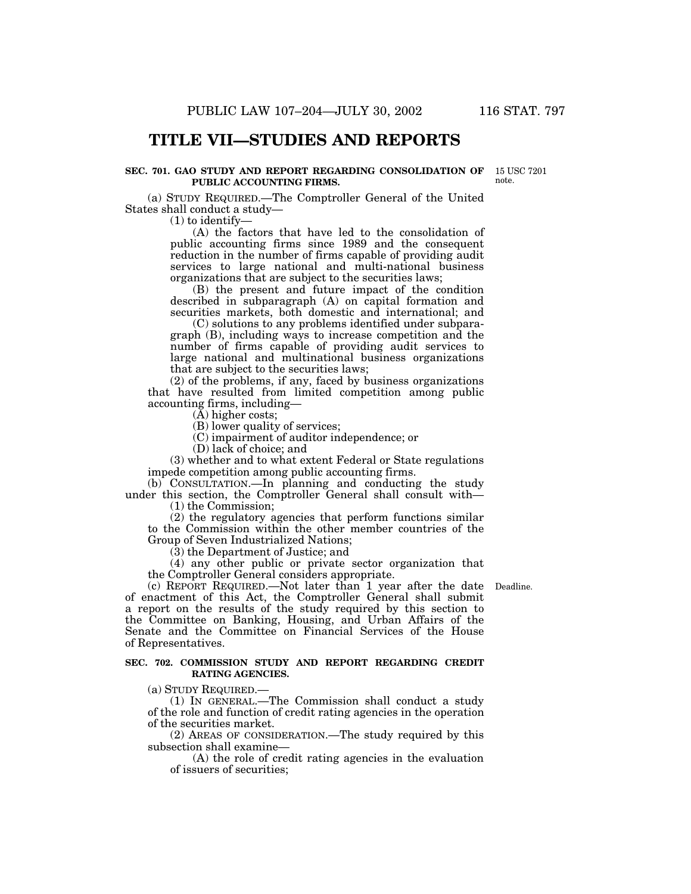# TITLE VII—STUDIES AND REPORTS

**SEC. 701. GAO STUDY AND REPORT REGARDING CONSOLIDATION OF PUBLIC ACCOUNTING FIRMS.**

15 USC 7201 note.

(a) STUDY REQUIRED.—The Comptroller General of the United States shall conduct a study—

(1) to identify—

(A) the factors that have led to the consolidation of public accounting firms since 1989 and the consequent reduction in the number of firms capable of providing audit services to large national and multi-national business organizations that are subject to the securities laws;

(B) the present and future impact of the condition described in subparagraph (A) on capital formation and securities markets, both domestic and international; and

(C) solutions to any problems identified under subparagraph (B), including ways to increase competition and the number of firms capable of providing audit services to large national and multinational business organizations that are subject to the securities laws;

(2) of the problems, if any, faced by business organizations that have resulted from limited competition among public accounting firms, including—

(A) higher costs;

(B) lower quality of services;

(C) impairment of auditor independence; or

(D) lack of choice; and

(3) whether and to what extent Federal or State regulations impede competition among public accounting firms.

(b) CONSULTATION.—In planning and conducting the study under this section, the Comptroller General shall consult with—

(1) the Commission;

(2) the regulatory agencies that perform functions similar to the Commission within the other member countries of the Group of Seven Industrialized Nations;

(3) the Department of Justice; and

(4) any other public or private sector organization that the Comptroller General considers appropriate.

Deadline.

(c) REPORT REQUIRED.—Not later than 1 year after the date of enactment of this Act, the Comptroller General shall submit a report on the results of the study required by this section to the Committee on Banking, Housing, and Urban Affairs of the Senate and the Committee on Financial Services of the House of Representatives.

**SEC. 702. COMMISSION STUDY AND REPORT REGARDING CREDIT RATING AGENCIES.**

(a) STUDY REQUIRED.—

(1) IN GENERAL.—The Commission shall conduct a study of the role and function of credit rating agencies in the operation of the securities market.

(2) AREAS OF CONSIDERATION.—The study required by this subsection shall examine—

(A) the role of credit rating agencies in the evaluation of issuers of securities;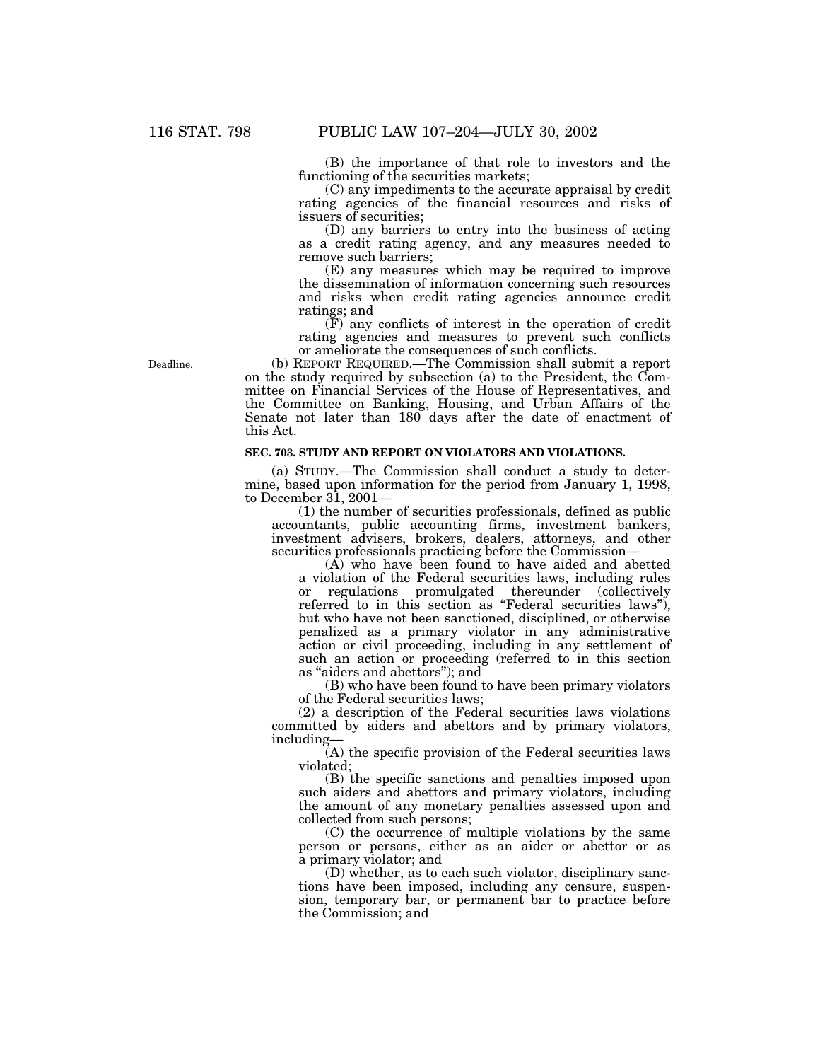(B) the importance of that role to investors and the functioning of the securities markets;

(C) any impediments to the accurate appraisal by credit rating agencies of the financial resources and risks of issuers of securities;

(D) any barriers to entry into the business of acting as a credit rating agency, and any measures needed to remove such barriers;

(E) any measures which may be required to improve the dissemination of information concerning such resources and risks when credit rating agencies announce credit ratings; and

(F) any conflicts of interest in the operation of credit rating agencies and measures to prevent such conflicts or ameliorate the consequences of such conflicts.

Deadline.

(b) REPORT REQUIRED.—The Commission shall submit a report on the study required by subsection (a) to the President, the Committee on Financial Services of the House of Representatives, and the Committee on Banking, Housing, and Urban Affairs of the Senate not later than 180 days after the date of enactment of this Act.

**SEC. 703. STUDY AND REPORT ON VIOLATORS AND VIOLATIONS.**

(a) STUDY.—The Commission shall conduct a study to determine, based upon information for the period from January 1, 1998, to December 31, 2001—

(1) the number of securities professionals, defined as public accountants, public accounting firms, investment bankers, investment advisers, brokers, dealers, attorneys, and other securities professionals practicing before the Commission—

(A) who have been found to have aided and abetted a violation of the Federal securities laws, including rules or regulations promulgated thereunder (collectively referred to in this section as "Federal securities laws"), but who have not been sanctioned, disciplined, or otherwise penalized as a primary violator in any administrative action or civil proceeding, including in any settlement of such an action or proceeding (referred to in this section as "aiders and abettors"); and

(B) who have been found to have been primary violators of the Federal securities laws;

(2) a description of the Federal securities laws violations committed by aiders and abettors and by primary violators, including—

(A) the specific provision of the Federal securities laws violated;

(B) the specific sanctions and penalties imposed upon such aiders and abettors and primary violators, including the amount of any monetary penalties assessed upon and collected from such persons;

(C) the occurrence of multiple violations by the same person or persons, either as an aider or abettor or as a primary violator; and

(D) whether, as to each such violator, disciplinary sanctions have been imposed, including any censure, suspension, temporary bar, or permanent bar to practice before the Commission; and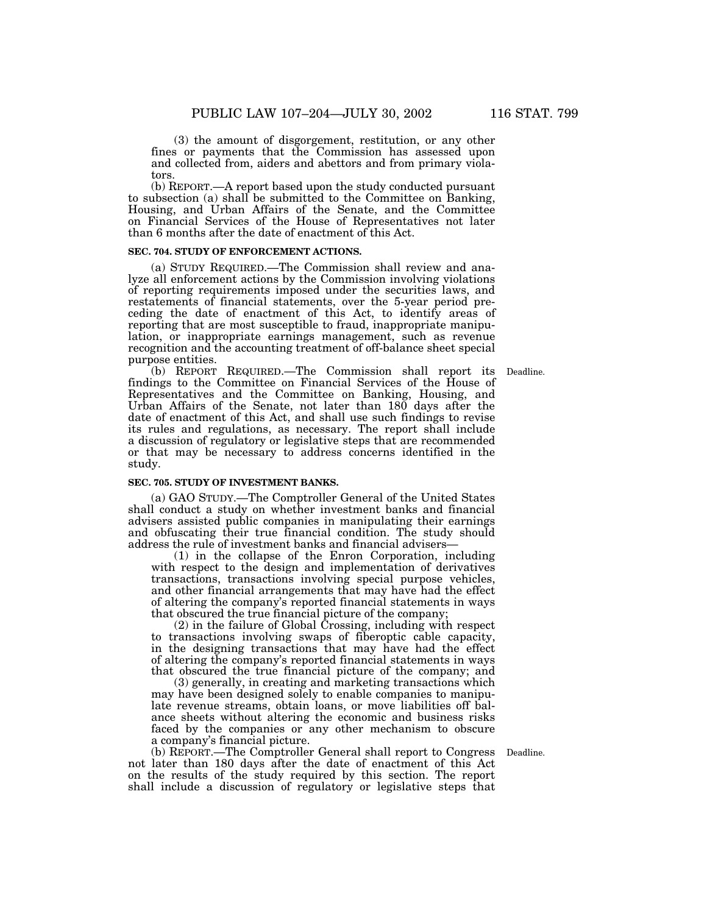(3) the amount of disgorgement, restitution, or any other fines or payments that the Commission has assessed upon and collected from, aiders and abettors and from primary violators.

(b) REPORT.—A report based upon the study conducted pursuant to subsection (a) shall be submitted to the Committee on Banking, Housing, and Urban Affairs of the Senate, and the Committee on Financial Services of the House of Representatives not later than 6 months after the date of enactment of this Act.

**SEC. 704. STUDY OF ENFORCEMENT ACTIONS.**

(a) STUDY REQUIRED.—The Commission shall review and analyze all enforcement actions by the Commission involving violations of reporting requirements imposed under the securities laws, and restatements of financial statements, over the 5-year period preceding the date of enactment of this Act, to identify areas of reporting that are most susceptible to fraud, inappropriate manipulation, or inappropriate earnings management, such as revenue recognition and the accounting treatment of off-balance sheet special purpose entities.

Deadline.

(b) REPORT REQUIRED.—The Commission shall report its findings to the Committee on Financial Services of the House of Representatives and the Committee on Banking, Housing, and Urban Affairs of the Senate, not later than 180 days after the date of enactment of this Act, and shall use such findings to revise its rules and regulations, as necessary. The report shall include a discussion of regulatory or legislative steps that are recommended or that may be necessary to address concerns identified in the study.

**SEC. 705. STUDY OF INVESTMENT BANKS.**

(a) GAO STUDY.—The Comptroller General of the United States shall conduct a study on whether investment banks and financial advisers assisted public companies in manipulating their earnings and obfuscating their true financial condition. The study should address the rule of investment banks and financial advisers—

(1) in the collapse of the Enron Corporation, including with respect to the design and implementation of derivatives transactions, transactions involving special purpose vehicles, and other financial arrangements that may have had the effect of altering the company's reported financial statements in ways that obscured the true financial picture of the company;

(2) in the failure of Global Crossing, including with respect to transactions involving swaps of fiberoptic cable capacity, in the designing transactions that may have had the effect of altering the company's reported financial statements in ways that obscured the true financial picture of the company; and

(3) generally, in creating and marketing transactions which may have been designed solely to enable companies to manipulate revenue streams, obtain loans, or move liabilities off balance sheets without altering the economic and business risks faced by the companies or any other mechanism to obscure a company's financial picture.

Deadline.

(b) REPORT.—The Comptroller General shall report to Congress not later than 180 days after the date of enactment of this Act on the results of the study required by this section. The report shall include a discussion of regulatory or legislative steps that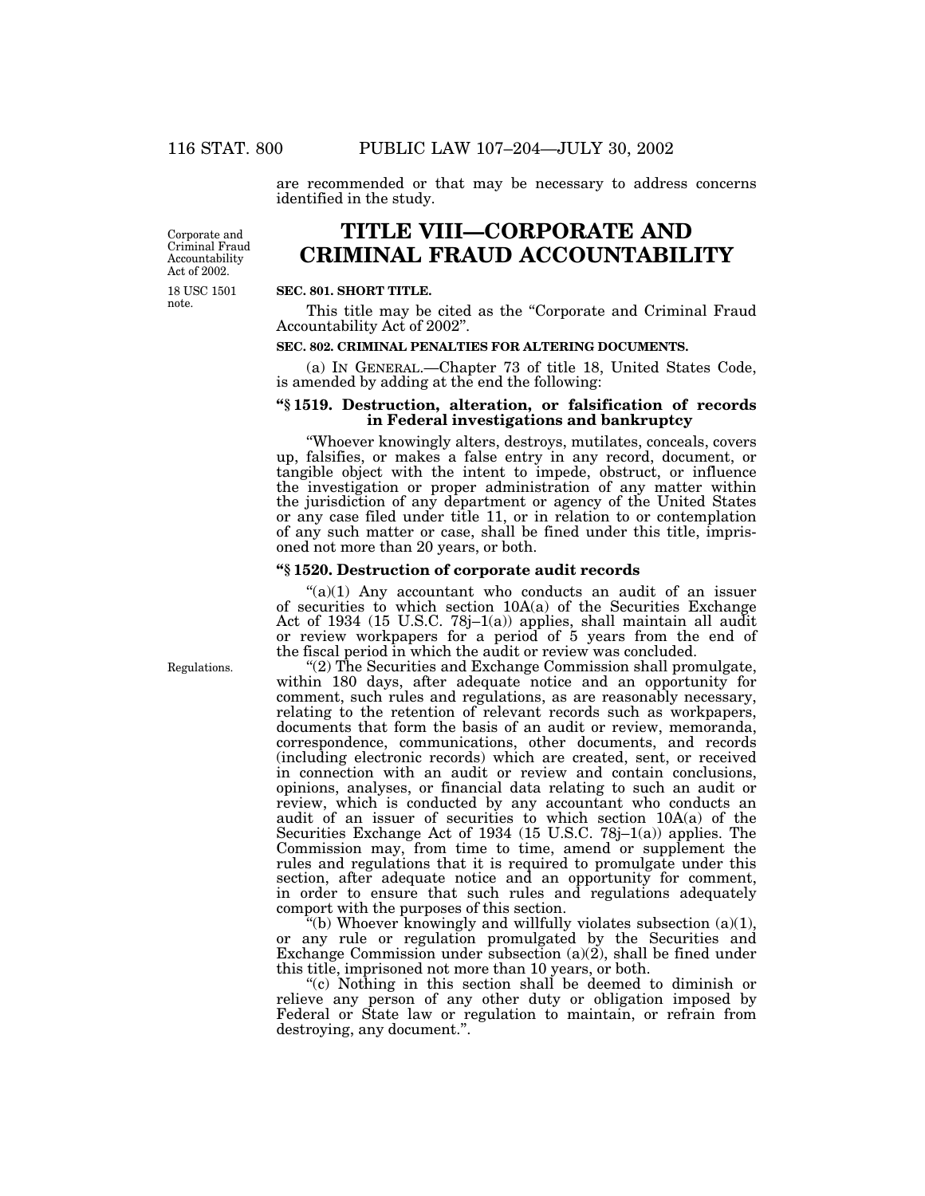are recommended or that may be necessary to address concerns identified in the study.

Corporate and Criminal Fraud Accountability Act of 2002.

# TITLE VIII—CORPORATE AND CRIMINAL FRAUD ACCOUNTABILITY

18 USC 1501 note.

**SEC. 801. SHORT TITLE.**

This title may be cited as the "Corporate and Criminal Fraud Accountability Act of 2002".

**SEC. 802. CRIMINAL PENALTIES FOR ALTERING DOCUMENTS.**

(a) IN GENERAL.—Chapter 73 of title 18, United States Code, is amended by adding at the end the following:

**"§ 1519. Destruction, alteration, or falsification of records in Federal investigations and bankruptcy**

"Whoever knowingly alters, destroys, mutilates, conceals, covers up, falsifies, or makes a false entry in any record, document, or tangible object with the intent to impede, obstruct, or influence the investigation or proper administration of any matter within the jurisdiction of any department or agency of the United States or any case filed under title 11, or in relation to or contemplation of any such matter or case, shall be fined under this title, imprisoned not more than 20 years, or both.

**"§ 1520. Destruction of corporate audit records**

"(a)(1) Any accountant who conducts an audit of an issuer of securities to which section 10A(a) of the Securities Exchange Act of 1934 (15 U.S.C. 78j–1(a)) applies, shall maintain all audit or review workpapers for a period of 5 years from the end of the fiscal period in which the audit or review was concluded.

Regulations.

"(2) The Securities and Exchange Commission shall promulgate, within 180 days, after adequate notice and an opportunity for comment, such rules and regulations, as are reasonably necessary, relating to the retention of relevant records such as workpapers, documents that form the basis of an audit or review, memoranda, correspondence, communications, other documents, and records (including electronic records) which are created, sent, or received in connection with an audit or review and contain conclusions, opinions, analyses, or financial data relating to such an audit or review, which is conducted by any accountant who conducts an audit of an issuer of securities to which section 10A(a) of the Securities Exchange Act of 1934 (15 U.S.C. 78j–1(a)) applies. The Commission may, from time to time, amend or supplement the rules and regulations that it is required to promulgate under this section, after adequate notice and an opportunity for comment, in order to ensure that such rules and regulations adequately comport with the purposes of this section.

"(b) Whoever knowingly and willfully violates subsection (a)(1), or any rule or regulation promulgated by the Securities and Exchange Commission under subsection (a)(2), shall be fined under this title, imprisoned not more than 10 years, or both.

"(c) Nothing in this section shall be deemed to diminish or relieve any person of any other duty or obligation imposed by Federal or State law or regulation to maintain, or refrain from destroying, any document.".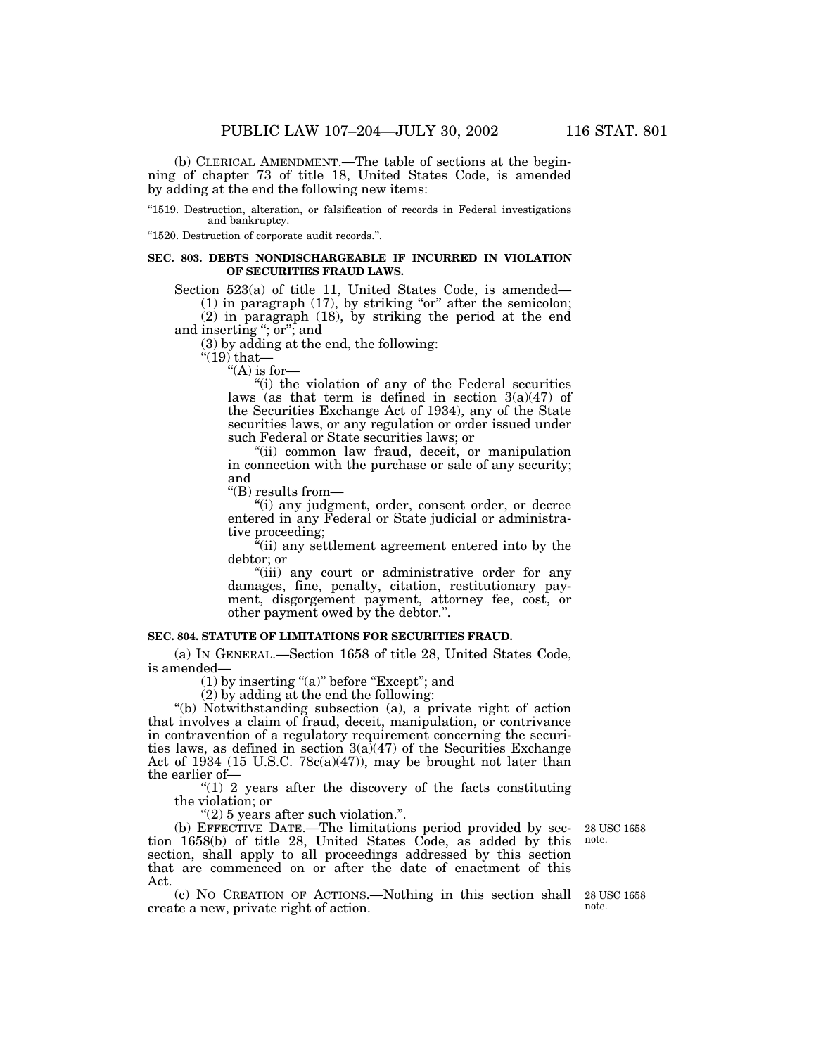(b) CLERICAL AMENDMENT.—The table of sections at the beginning of chapter 73 of title 18, United States Code, is amended by adding at the end the following new items:

"1519. Destruction, alteration, or falsification of records in Federal investigations and bankruptcy.

"1520. Destruction of corporate audit records.".

**SEC. 803. DEBTS NONDISCHARGEABLE IF INCURRED IN VIOLATION OF SECURITIES FRAUD LAWS.**

Section 523(a) of title 11, United States Code, is amended—

(1) in paragraph (17), by striking "or" after the semicolon;

(2) in paragraph (18), by striking the period at the end and inserting "; or"; and

(3) by adding at the end, the following:

"(19) that—

"(A) is for—

"(i) the violation of any of the Federal securities laws (as that term is defined in section 3(a)(47) of the Securities Exchange Act of 1934), any of the State securities laws, or any regulation or order issued under such Federal or State securities laws; or

"(ii) common law fraud, deceit, or manipulation in connection with the purchase or sale of any security; and

"(B) results from—

"(i) any judgment, order, consent order, or decree entered in any Federal or State judicial or administrative proceeding;

"(ii) any settlement agreement entered into by the debtor; or

"(iii) any court or administrative order for any damages, fine, penalty, citation, restitutionary payment, disgorgement payment, attorney fee, cost, or other payment owed by the debtor.".

**SEC. 804. STATUTE OF LIMITATIONS FOR SECURITIES FRAUD.**

(a) IN GENERAL.—Section 1658 of title 28, United States Code, is amended—

(1) by inserting "(a)" before "Except"; and

(2) by adding at the end the following:

"(b) Notwithstanding subsection (a), a private right of action that involves a claim of fraud, deceit, manipulation, or contrivance in contravention of a regulatory requirement concerning the securities laws, as defined in section 3(a)(47) of the Securities Exchange Act of 1934 (15 U.S.C. 78c(a)(47)), may be brought not later than the earlier of—

"(1) 2 years after the discovery of the facts constituting the violation; or

"(2) 5 years after such violation.".

(b) EFFECTIVE DATE.—The limitations period provided by section 1658(b) of title 28, United States Code, as added by this section, shall apply to all proceedings addressed by this section that are commenced on or after the date of enactment of this Act.

28 USC 1658 note.

(c) NO CREATION OF ACTIONS.—Nothing in this section shall create a new, private right of action.

28 USC 1658 note.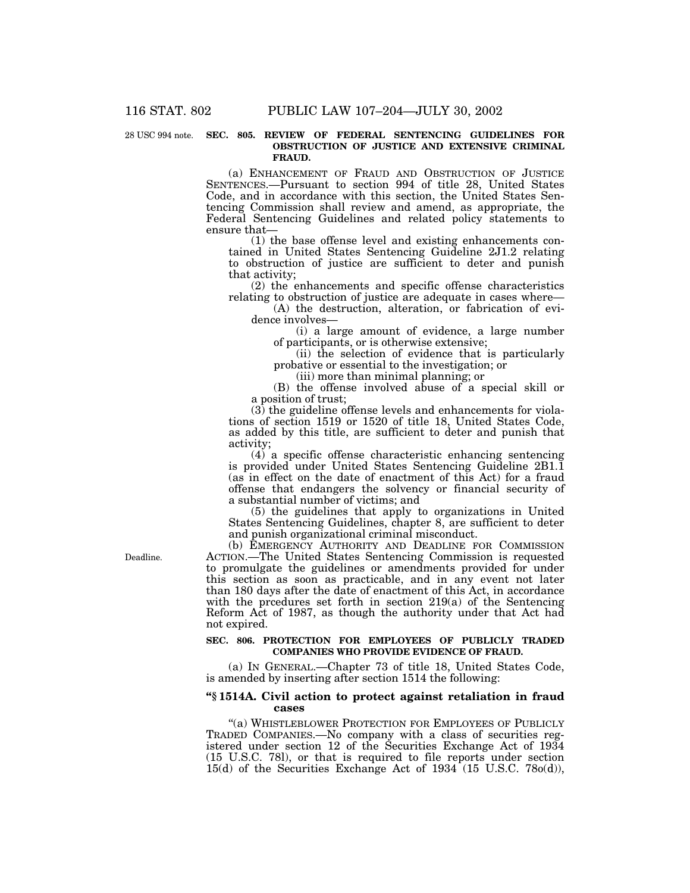28 USC 994 note.

**SEC. 805. REVIEW OF FEDERAL SENTENCING GUIDELINES FOR OBSTRUCTION OF JUSTICE AND EXTENSIVE CRIMINAL FRAUD.**

(a) ENHANCEMENT OF FRAUD AND OBSTRUCTION OF JUSTICE SENTENCES.—Pursuant to section 994 of title 28, United States Code, and in accordance with this section, the United States Sentencing Commission shall review and amend, as appropriate, the Federal Sentencing Guidelines and related policy statements to ensure that—

(1) the base offense level and existing enhancements contained in United States Sentencing Guideline 2J1.2 relating to obstruction of justice are sufficient to deter and punish that activity;

(2) the enhancements and specific offense characteristics relating to obstruction of justice are adequate in cases where—

(A) the destruction, alteration, or fabrication of evidence involves—

(i) a large amount of evidence, a large number of participants, or is otherwise extensive;

(ii) the selection of evidence that is particularly probative or essential to the investigation; or

(iii) more than minimal planning; or

(B) the offense involved abuse of a special skill or a position of trust;

(3) the guideline offense levels and enhancements for violations of section 1519 or 1520 of title 18, United States Code, as added by this title, are sufficient to deter and punish that activity;

(4) a specific offense characteristic enhancing sentencing is provided under United States Sentencing Guideline 2B1.1 (as in effect on the date of enactment of this Act) for a fraud offense that endangers the solvency or financial security of a substantial number of victims; and

(5) the guidelines that apply to organizations in United States Sentencing Guidelines, chapter 8, are sufficient to deter and punish organizational criminal misconduct.

Deadline.

(b) EMERGENCY AUTHORITY AND DEADLINE FOR COMMISSION ACTION.—The United States Sentencing Commission is requested to promulgate the guidelines or amendments provided for under this section as soon as practicable, and in any event not later than 180 days after the date of enactment of this Act, in accordance with the prcedures set forth in section 219(a) of the Sentencing Reform Act of 1987, as though the authority under that Act had not expired.

**SEC. 806. PROTECTION FOR EMPLOYEES OF PUBLICLY TRADED COMPANIES WHO PROVIDE EVIDENCE OF FRAUD.**

(a) IN GENERAL.—Chapter 73 of title 18, United States Code, is amended by inserting after section 1514 the following:

**"§ 1514A. Civil action to protect against retaliation in fraud cases**

"(a) WHISTLEBLOWER PROTECTION FOR EMPLOYEES OF PUBLICLY TRADED COMPANIES.—No company with a class of securities registered under section 12 of the Securities Exchange Act of 1934 (15 U.S.C. 78l), or that is required to file reports under section 15(d) of the Securities Exchange Act of 1934 (15 U.S.C. 78o(d)),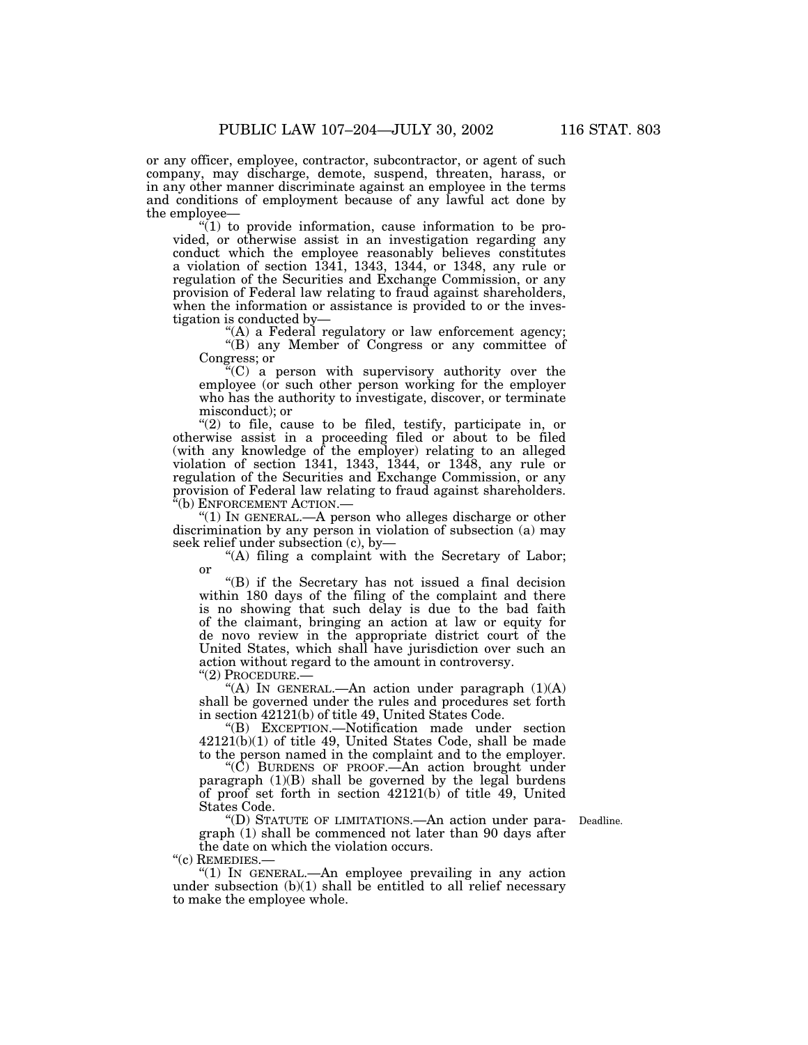or any officer, employee, contractor, subcontractor, or agent of such company, may discharge, demote, suspend, threaten, harass, or in any other manner discriminate against an employee in the terms and conditions of employment because of any lawful act done by the employee—

"(1) to provide information, cause information to be provided, or otherwise assist in an investigation regarding any conduct which the employee reasonably believes constitutes a violation of section 1341, 1343, 1344, or 1348, any rule or regulation of the Securities and Exchange Commission, or any provision of Federal law relating to fraud against shareholders, when the information or assistance is provided to or the investigation is conducted by—

"(A) a Federal regulatory or law enforcement agency;

"(B) any Member of Congress or any committee of Congress; or

"(C) a person with supervisory authority over the employee (or such other person working for the employer who has the authority to investigate, discover, or terminate misconduct); or

"(2) to file, cause to be filed, testify, participate in, or otherwise assist in a proceeding filed or about to be filed (with any knowledge of the employer) relating to an alleged violation of section 1341, 1343, 1344, or 1348, any rule or regulation of the Securities and Exchange Commission, or any provision of Federal law relating to fraud against shareholders.

"(b) ENFORCEMENT ACTION.—

"(1) IN GENERAL.—A person who alleges discharge or other discrimination by any person in violation of subsection (a) may seek relief under subsection (c), by—

"(A) filing a complaint with the Secretary of Labor; or

"(B) if the Secretary has not issued a final decision within 180 days of the filing of the complaint and there is no showing that such delay is due to the bad faith of the claimant, bringing an action at law or equity for de novo review in the appropriate district court of the United States, which shall have jurisdiction over such an action without regard to the amount in controversy.

"(2) PROCEDURE.—

"(A) IN GENERAL.—An action under paragraph (1)(A) shall be governed under the rules and procedures set forth in section 42121(b) of title 49, United States Code.

"(B) EXCEPTION.—Notification made under section 42121(b)(1) of title 49, United States Code, shall be made to the person named in the complaint and to the employer.

"(C) BURDENS OF PROOF.—An action brought under paragraph (1)(B) shall be governed by the legal burdens of proof set forth in section 42121(b) of title 49, United States Code.

"(D) STATUTE OF LIMITATIONS.—An action under paragraph (1) shall be commenced not later than 90 days after the date on which the violation occurs.

Deadline.

"(c) REMEDIES.—

"(1) IN GENERAL.—An employee prevailing in any action under subsection (b)(1) shall be entitled to all relief necessary to make the employee whole.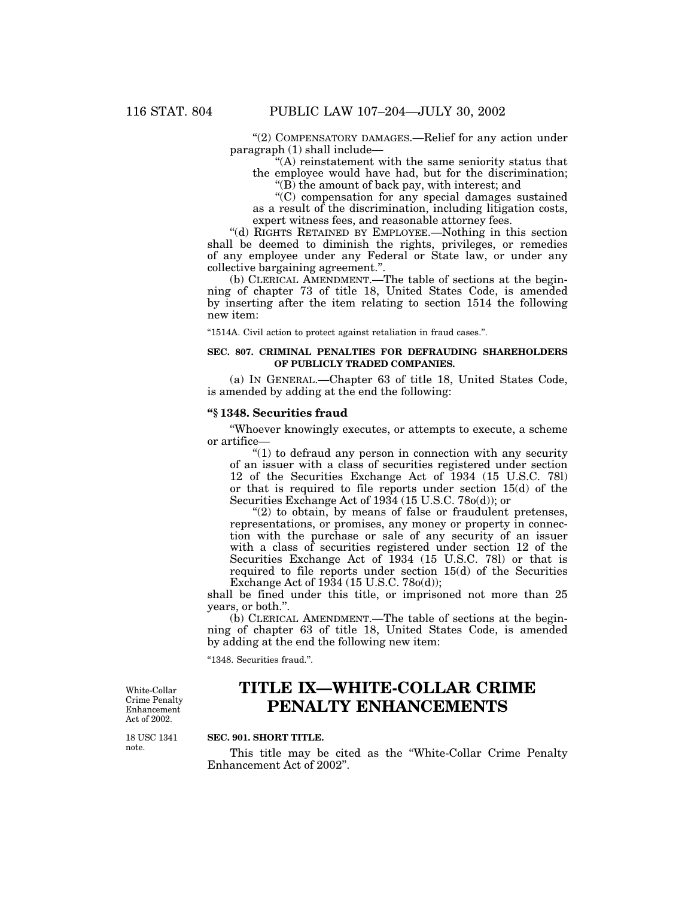"(2) COMPENSATORY DAMAGES.—Relief for any action under paragraph (1) shall include—

"(A) reinstatement with the same seniority status that the employee would have had, but for the discrimination;

"(B) the amount of back pay, with interest; and

"(C) compensation for any special damages sustained as a result of the discrimination, including litigation costs, expert witness fees, and reasonable attorney fees.

"(d) RIGHTS RETAINED BY EMPLOYEE.—Nothing in this section shall be deemed to diminish the rights, privileges, or remedies of any employee under any Federal or State law, or under any collective bargaining agreement.".

(b) CLERICAL AMENDMENT.—The table of sections at the beginning of chapter 73 of title 18, United States Code, is amended by inserting after the item relating to section 1514 the following new item:

"1514A. Civil action to protect against retaliation in fraud cases.".

**SEC. 807. CRIMINAL PENALTIES FOR DEFRAUDING SHAREHOLDERS OF PUBLICLY TRADED COMPANIES.**

(a) IN GENERAL.—Chapter 63 of title 18, United States Code, is amended by adding at the end the following:

**"§ 1348. Securities fraud**

"Whoever knowingly executes, or attempts to execute, a scheme or artifice—

"(1) to defraud any person in connection with any security of an issuer with a class of securities registered under section 12 of the Securities Exchange Act of 1934 (15 U.S.C. 78l) or that is required to file reports under section 15(d) of the Securities Exchange Act of 1934 (15 U.S.C. 78o(d)); or

"(2) to obtain, by means of false or fraudulent pretenses, representations, or promises, any money or property in connection with the purchase or sale of any security of an issuer with a class of securities registered under section 12 of the Securities Exchange Act of 1934 (15 U.S.C. 78l) or that is required to file reports under section 15(d) of the Securities Exchange Act of 1934 (15 U.S.C. 78o(d));

shall be fined under this title, or imprisoned not more than 25 years, or both.".

(b) CLERICAL AMENDMENT.—The table of sections at the beginning of chapter 63 of title 18, United States Code, is amended by adding at the end the following new item:

"1348. Securities fraud.".

White-Collar Crime Penalty Enhancement Act of 2002.

# TITLE IX—WHITE-COLLAR CRIME PENALTY ENHANCEMENTS

18 USC 1341 note.

**SEC. 901. SHORT TITLE.**

This title may be cited as the "White-Collar Crime Penalty Enhancement Act of 2002".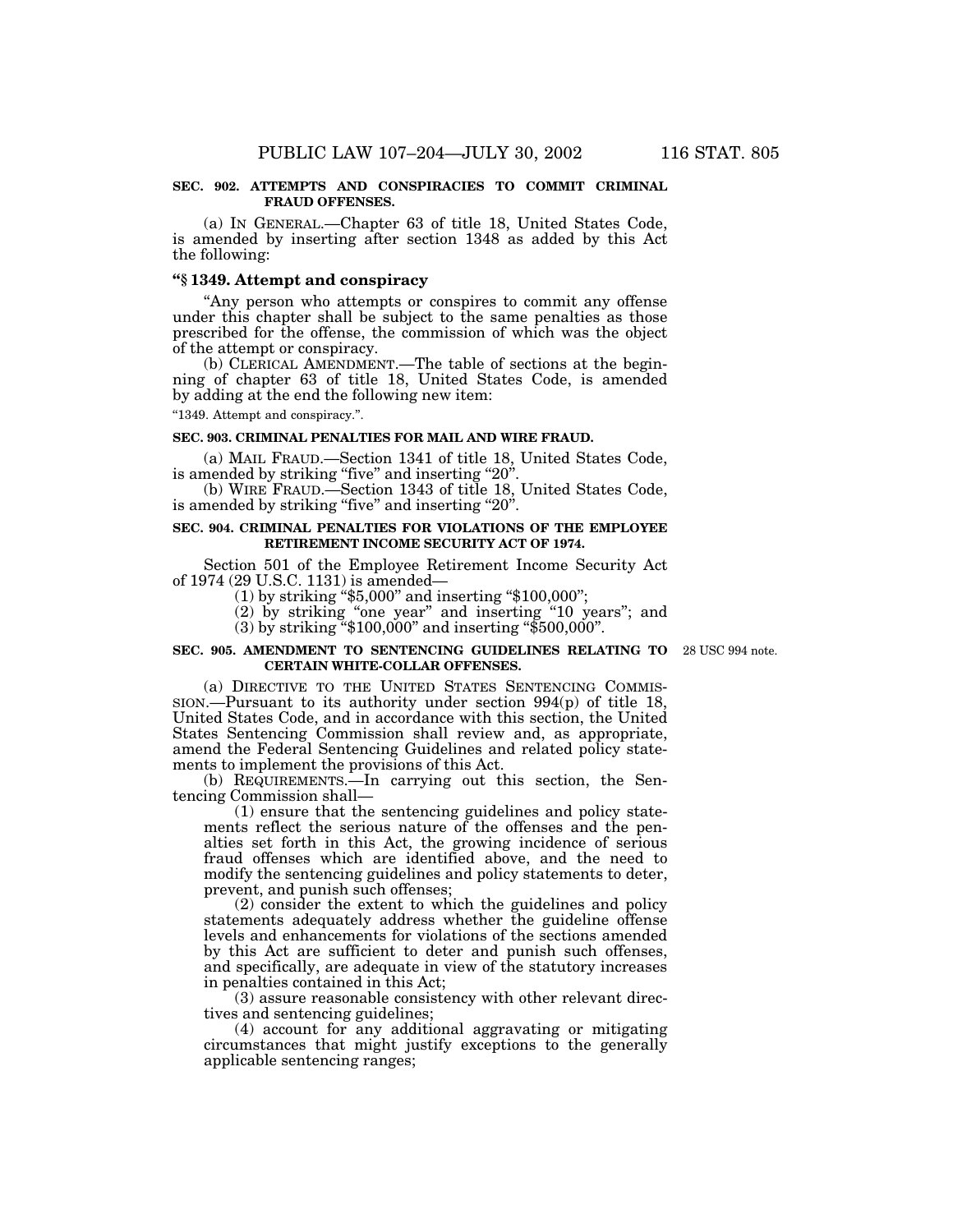**SEC. 902. ATTEMPTS AND CONSPIRACIES TO COMMIT CRIMINAL FRAUD OFFENSES.**

(a) IN GENERAL.—Chapter 63 of title 18, United States Code, is amended by inserting after section 1348 as added by this Act the following:

**"§ 1349. Attempt and conspiracy**

"Any person who attempts or conspires to commit any offense under this chapter shall be subject to the same penalties as those prescribed for the offense, the commission of which was the object of the attempt or conspiracy.

(b) CLERICAL AMENDMENT.—The table of sections at the beginning of chapter 63 of title 18, United States Code, is amended by adding at the end the following new item:

"1349. Attempt and conspiracy.".

**SEC. 903. CRIMINAL PENALTIES FOR MAIL AND WIRE FRAUD.**

(a) MAIL FRAUD.—Section 1341 of title 18, United States Code, is amended by striking "five" and inserting "20".

(b) WIRE FRAUD.—Section 1343 of title 18, United States Code, is amended by striking "five" and inserting "20".

**SEC. 904. CRIMINAL PENALTIES FOR VIOLATIONS OF THE EMPLOYEE RETIREMENT INCOME SECURITY ACT OF 1974.**

Section 501 of the Employee Retirement Income Security Act of 1974 (29 U.S.C. 1131) is amended—

(1) by striking "$5,000" and inserting "$100,000";

(2) by striking "one year" and inserting "10 years"; and

(3) by striking "$100,000" and inserting "$500,000".

**SEC. 905. AMENDMENT TO SENTENCING GUIDELINES RELATING TO CERTAIN WHITE-COLLAR OFFENSES.**

28 USC 994 note.

(a) DIRECTIVE TO THE UNITED STATES SENTENCING COMMISSION.—Pursuant to its authority under section 994(p) of title 18, United States Code, and in accordance with this section, the United States Sentencing Commission shall review and, as appropriate, amend the Federal Sentencing Guidelines and related policy statements to implement the provisions of this Act.

(b) REQUIREMENTS.—In carrying out this section, the Sentencing Commission shall—

(1) ensure that the sentencing guidelines and policy statements reflect the serious nature of the offenses and the penalties set forth in this Act, the growing incidence of serious fraud offenses which are identified above, and the need to modify the sentencing guidelines and policy statements to deter, prevent, and punish such offenses;

(2) consider the extent to which the guidelines and policy statements adequately address whether the guideline offense levels and enhancements for violations of the sections amended by this Act are sufficient to deter and punish such offenses, and specifically, are adequate in view of the statutory increases in penalties contained in this Act;

(3) assure reasonable consistency with other relevant directives and sentencing guidelines;

(4) account for any additional aggravating or mitigating circumstances that might justify exceptions to the generally applicable sentencing ranges;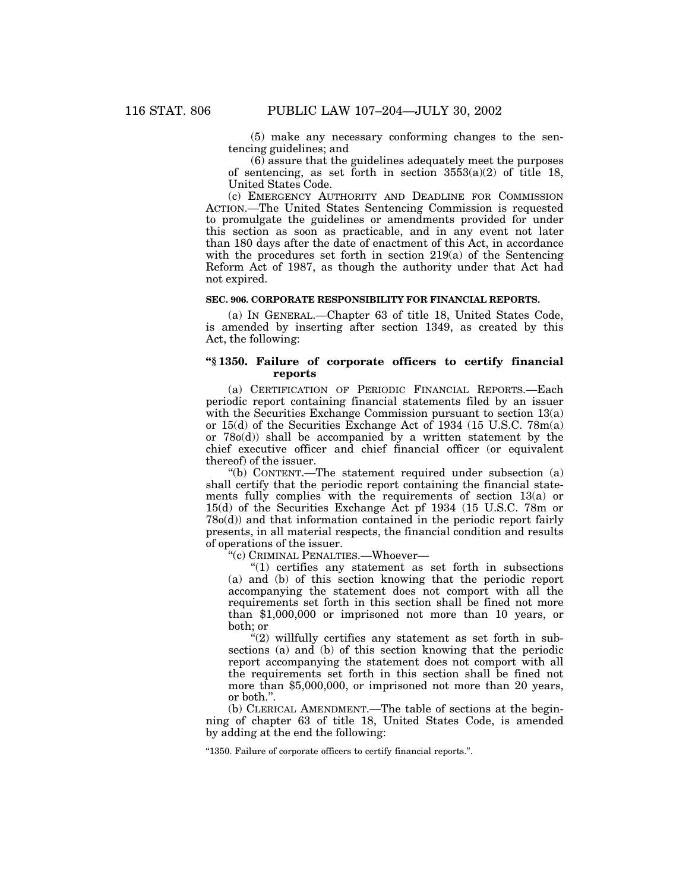(5) make any necessary conforming changes to the sentencing guidelines; and

(6) assure that the guidelines adequately meet the purposes of sentencing, as set forth in section 3553(a)(2) of title 18, United States Code.

(c) EMERGENCY AUTHORITY AND DEADLINE FOR COMMISSION ACTION.—The United States Sentencing Commission is requested to promulgate the guidelines or amendments provided for under this section as soon as practicable, and in any event not later than 180 days after the date of enactment of this Act, in accordance with the procedures set forth in section 219(a) of the Sentencing Reform Act of 1987, as though the authority under that Act had not expired.

**SEC. 906. CORPORATE RESPONSIBILITY FOR FINANCIAL REPORTS.**

(a) IN GENERAL.—Chapter 63 of title 18, United States Code, is amended by inserting after section 1349, as created by this Act, the following:

**"§ 1350. Failure of corporate officers to certify financial reports**

(a) CERTIFICATION OF PERIODIC FINANCIAL REPORTS.—Each periodic report containing financial statements filed by an issuer with the Securities Exchange Commission pursuant to section 13(a) or 15(d) of the Securities Exchange Act of 1934 (15 U.S.C. 78m(a) or 78o(d)) shall be accompanied by a written statement by the chief executive officer and chief financial officer (or equivalent thereof) of the issuer.

"(b) CONTENT.—The statement required under subsection (a) shall certify that the periodic report containing the financial statements fully complies with the requirements of section 13(a) or 15(d) of the Securities Exchange Act pf 1934 (15 U.S.C. 78m or 78o(d)) and that information contained in the periodic report fairly presents, in all material respects, the financial condition and results of operations of the issuer.

"(c) CRIMINAL PENALTIES.—Whoever—

"(1) certifies any statement as set forth in subsections (a) and (b) of this section knowing that the periodic report accompanying the statement does not comport with all the requirements set forth in this section shall be fined not more than $1,000,000 or imprisoned not more than 10 years, or both; or

"(2) willfully certifies any statement as set forth in subsections (a) and (b) of this section knowing that the periodic report accompanying the statement does not comport with all the requirements set forth in this section shall be fined not more than $5,000,000, or imprisoned not more than 20 years, or both.".

(b) CLERICAL AMENDMENT.—The table of sections at the beginning of chapter 63 of title 18, United States Code, is amended by adding at the end the following:

"1350. Failure of corporate officers to certify financial reports.".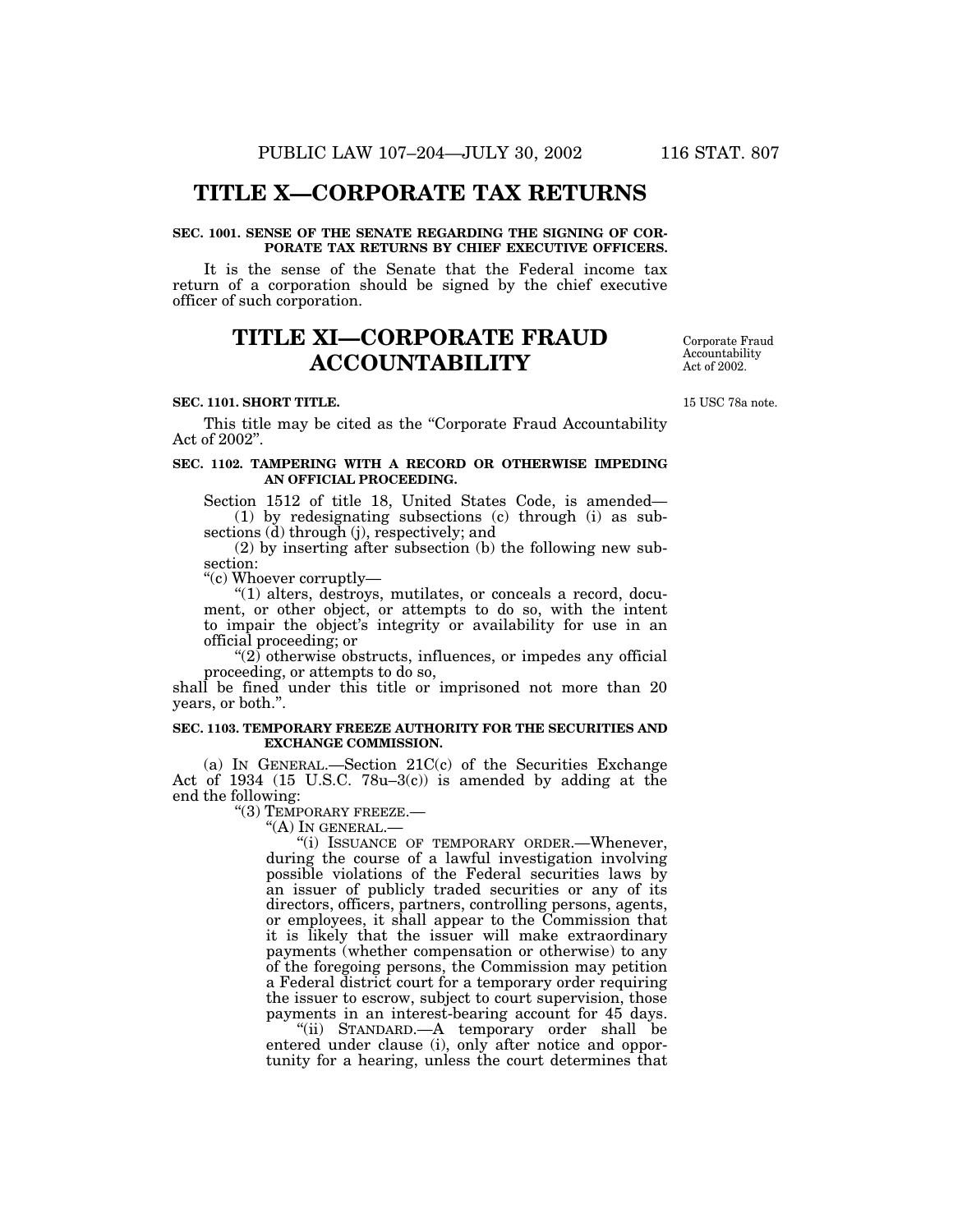# TITLE X—CORPORATE TAX RETURNS

**SEC. 1001. SENSE OF THE SENATE REGARDING THE SIGNING OF CORPORATE TAX RETURNS BY CHIEF EXECUTIVE OFFICERS.**

It is the sense of the Senate that the Federal income tax return of a corporation should be signed by the chief executive officer of such corporation.

# TITLE XI—CORPORATE FRAUD ACCOUNTABILITY

Corporate Fraud Accountability Act of 2002.

**SEC. 1101. SHORT TITLE.**

15 USC 78a note.

This title may be cited as the "Corporate Fraud Accountability Act of 2002".

**SEC. 1102. TAMPERING WITH A RECORD OR OTHERWISE IMPEDING AN OFFICIAL PROCEEDING.**

Section 1512 of title 18, United States Code, is amended—

(1) by redesignating subsections (c) through (i) as subsections (d) through (j), respectively; and

(2) by inserting after subsection (b) the following new subsection:

"(c) Whoever corruptly—

"(1) alters, destroys, mutilates, or conceals a record, document, or other object, or attempts to do so, with the intent to impair the object's integrity or availability for use in an official proceeding; or

"(2) otherwise obstructs, influences, or impedes any official proceeding, or attempts to do so,

shall be fined under this title or imprisoned not more than 20 years, or both.".

**SEC. 1103. TEMPORARY FREEZE AUTHORITY FOR THE SECURITIES AND EXCHANGE COMMISSION.**

(a) IN GENERAL.—Section 21C(c) of the Securities Exchange Act of 1934 (15 U.S.C. 78u–3(c)) is amended by adding at the end the following:

"(3) TEMPORARY FREEZE.—

"(A) IN GENERAL.—

"(i) ISSUANCE OF TEMPORARY ORDER.—Whenever, during the course of a lawful investigation involving possible violations of the Federal securities laws by an issuer of publicly traded securities or any of its directors, officers, partners, controlling persons, agents, or employees, it shall appear to the Commission that it is likely that the issuer will make extraordinary payments (whether compensation or otherwise) to any of the foregoing persons, the Commission may petition a Federal district court for a temporary order requiring the issuer to escrow, subject to court supervision, those payments in an interest-bearing account for 45 days.

"(ii) STANDARD.—A temporary order shall be entered under clause (i), only after notice and opportunity for a hearing, unless the court determines that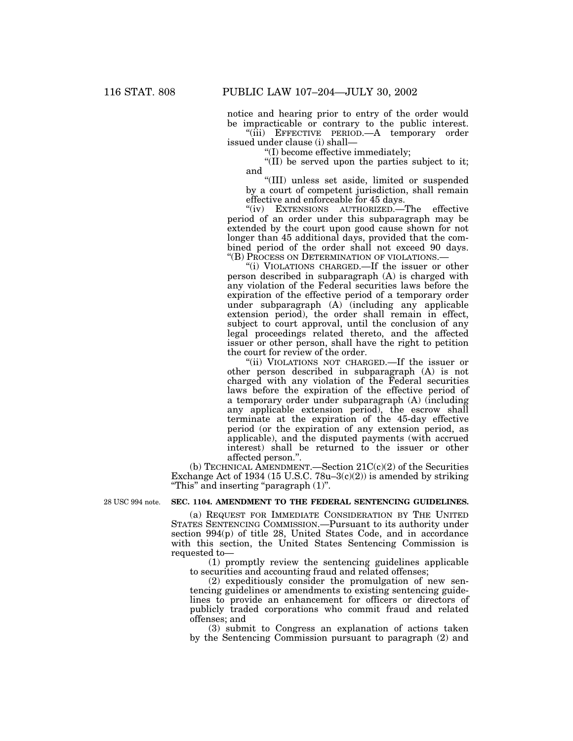notice and hearing prior to entry of the order would be impracticable or contrary to the public interest.

"(iii) EFFECTIVE PERIOD.—A temporary order issued under clause (i) shall—

"(I) become effective immediately;

"(II) be served upon the parties subject to it; and

"(III) unless set aside, limited or suspended by a court of competent jurisdiction, shall remain effective and enforceable for 45 days.

"(iv) EXTENSIONS AUTHORIZED.—The effective period of an order under this subparagraph may be extended by the court upon good cause shown for not longer than 45 additional days, provided that the combined period of the order shall not exceed 90 days.

"(B) PROCESS ON DETERMINATION OF VIOLATIONS.—

"(i) VIOLATIONS CHARGED.—If the issuer or other person described in subparagraph (A) is charged with any violation of the Federal securities laws before the expiration of the effective period of a temporary order under subparagraph (A) (including any applicable extension period), the order shall remain in effect, subject to court approval, until the conclusion of any legal proceedings related thereto, and the affected issuer or other person, shall have the right to petition the court for review of the order.

"(ii) VIOLATIONS NOT CHARGED.—If the issuer or other person described in subparagraph (A) is not charged with any violation of the Federal securities laws before the expiration of the effective period of a temporary order under subparagraph (A) (including any applicable extension period), the escrow shall terminate at the expiration of the 45-day effective period (or the expiration of any extension period, as applicable), and the disputed payments (with accrued interest) shall be returned to the issuer or other affected person.".

(b) TECHNICAL AMENDMENT.—Section 21C(c)(2) of the Securities Exchange Act of 1934 (15 U.S.C. 78u–3(c)(2)) is amended by striking "This" and inserting "paragraph (1)".

28 USC 994 note.

**SEC. 1104. AMENDMENT TO THE FEDERAL SENTENCING GUIDELINES.**

(a) REQUEST FOR IMMEDIATE CONSIDERATION BY THE UNITED STATES SENTENCING COMMISSION.—Pursuant to its authority under section 994(p) of title 28, United States Code, and in accordance with this section, the United States Sentencing Commission is requested to—

(1) promptly review the sentencing guidelines applicable to securities and accounting fraud and related offenses;

(2) expeditiously consider the promulgation of new sentencing guidelines or amendments to existing sentencing guidelines to provide an enhancement for officers or directors of publicly traded corporations who commit fraud and related offenses; and

(3) submit to Congress an explanation of actions taken by the Sentencing Commission pursuant to paragraph (2) and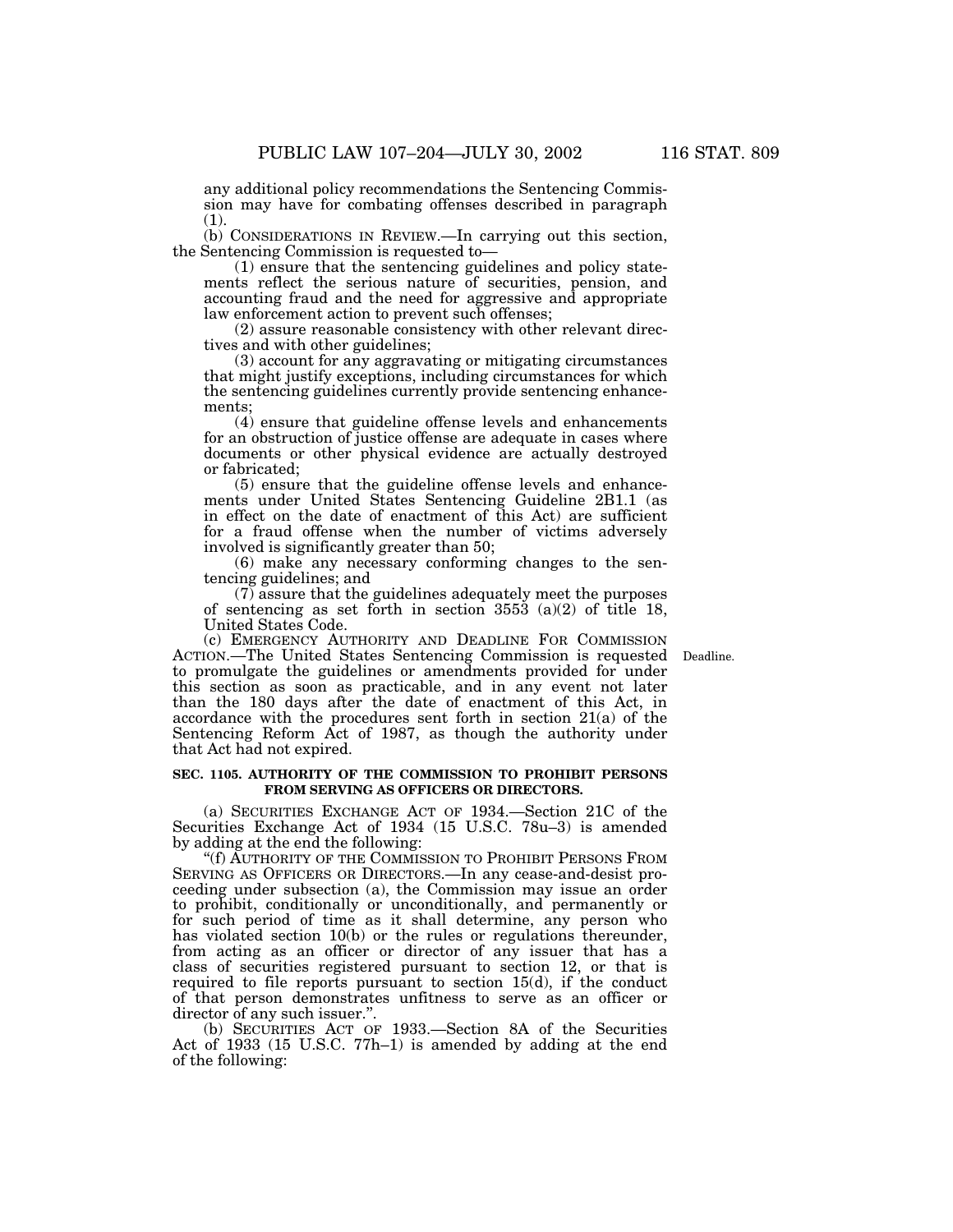any additional policy recommendations the Sentencing Commission may have for combating offenses described in paragraph (1).

(b) CONSIDERATIONS IN REVIEW.—In carrying out this section, the Sentencing Commission is requested to—

(1) ensure that the sentencing guidelines and policy statements reflect the serious nature of securities, pension, and accounting fraud and the need for aggressive and appropriate law enforcement action to prevent such offenses;

(2) assure reasonable consistency with other relevant directives and with other guidelines;

(3) account for any aggravating or mitigating circumstances that might justify exceptions, including circumstances for which the sentencing guidelines currently provide sentencing enhancements;

(4) ensure that guideline offense levels and enhancements for an obstruction of justice offense are adequate in cases where documents or other physical evidence are actually destroyed or fabricated;

(5) ensure that the guideline offense levels and enhancements under United States Sentencing Guideline 2B1.1 (as in effect on the date of enactment of this Act) are sufficient for a fraud offense when the number of victims adversely involved is significantly greater than 50;

(6) make any necessary conforming changes to the sentencing guidelines; and

(7) assure that the guidelines adequately meet the purposes of sentencing as set forth in section 3553 (a)(2) of title 18, United States Code.

(c) EMERGENCY AUTHORITY AND DEADLINE FOR COMMISSION ACTION.—The United States Sentencing Commission is requested to promulgate the guidelines or amendments provided for under this section as soon as practicable, and in any event not later than the 180 days after the date of enactment of this Act, in accordance with the procedures sent forth in section 21(a) of the Sentencing Reform Act of 1987, as though the authority under that Act had not expired.

Deadline.

**SEC. 1105. AUTHORITY OF THE COMMISSION TO PROHIBIT PERSONS FROM SERVING AS OFFICERS OR DIRECTORS.**

(a) SECURITIES EXCHANGE ACT OF 1934.—Section 21C of the Securities Exchange Act of 1934 (15 U.S.C. 78u–3) is amended by adding at the end the following:

"(f) AUTHORITY OF THE COMMISSION TO PROHIBIT PERSONS FROM SERVING AS OFFICERS OR DIRECTORS.—In any cease-and-desist proceeding under subsection (a), the Commission may issue an order to prohibit, conditionally or unconditionally, and permanently or for such period of time as it shall determine, any person who has violated section 10(b) or the rules or regulations thereunder, from acting as an officer or director of any issuer that has a class of securities registered pursuant to section 12, or that is required to file reports pursuant to section 15(d), if the conduct of that person demonstrates unfitness to serve as an officer or director of any such issuer.".

(b) SECURITIES ACT OF 1933.—Section 8A of the Securities Act of 1933 (15 U.S.C. 77h–1) is amended by adding at the end of the following: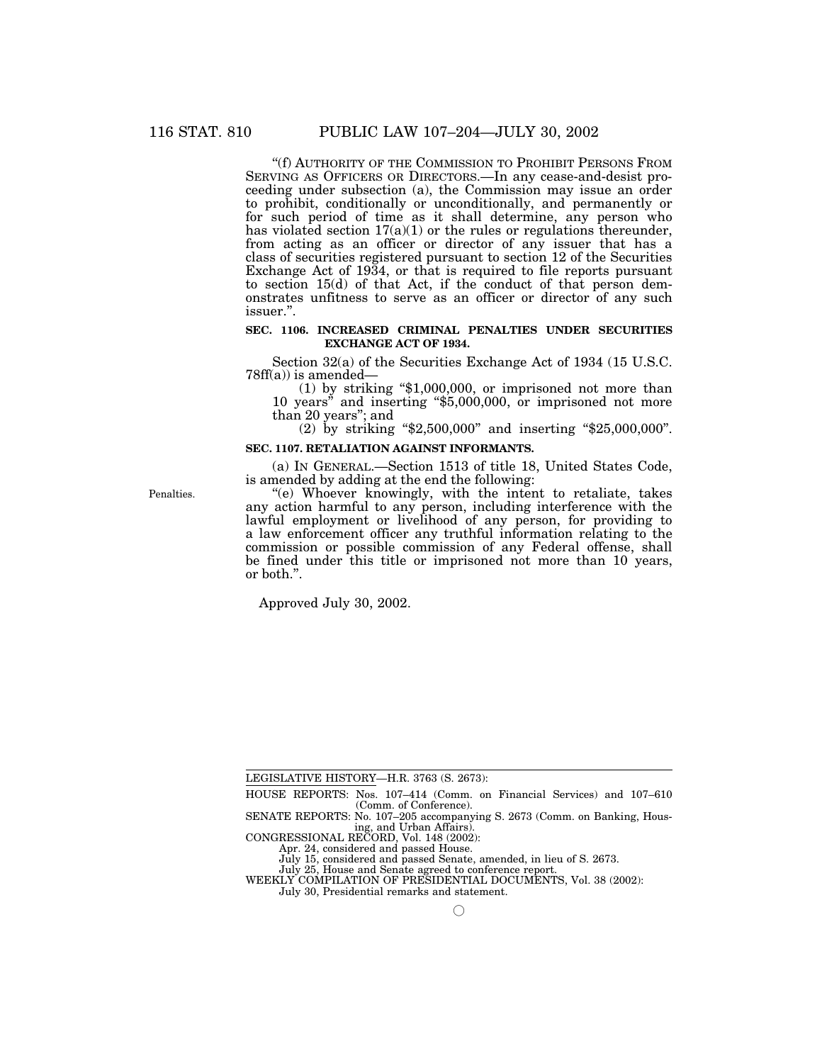"(f) AUTHORITY OF THE COMMISSION TO PROHIBIT PERSONS FROM SERVING AS OFFICERS OR DIRECTORS.—In any cease-and-desist proceeding under subsection (a), the Commission may issue an order to prohibit, conditionally or unconditionally, and permanently or for such period of time as it shall determine, any person who has violated section 17(a)(1) or the rules or regulations thereunder, from acting as an officer or director of any issuer that has a class of securities registered pursuant to section 12 of the Securities Exchange Act of 1934, or that is required to file reports pursuant to section 15(d) of that Act, if the conduct of that person demonstrates unfitness to serve as an officer or director of any such issuer.".

**SEC. 1106. INCREASED CRIMINAL PENALTIES UNDER SECURITIES EXCHANGE ACT OF 1934.**

Section 32(a) of the Securities Exchange Act of 1934 (15 U.S.C. 78ff(a)) is amended—

(1) by striking "$1,000,000, or imprisoned not more than 10 years" and inserting "$5,000,000, or imprisoned not more than 20 years"; and

(2) by striking "$2,500,000" and inserting "$25,000,000".

**SEC. 1107. RETALIATION AGAINST INFORMANTS.**

(a) IN GENERAL.—Section 1513 of title 18, United States Code, is amended by adding at the end the following:

Penalties.

"(e) Whoever knowingly, with the intent to retaliate, takes any action harmful to any person, including interference with the lawful employment or livelihood of any person, for providing to a law enforcement officer any truthful information relating to the commission or possible commission of any Federal offense, shall be fined under this title or imprisoned not more than 10 years, or both.".

Approved July 30, 2002.

---

LEGISLATIVE HISTORY—H.R. 3763 (S. 2673):

HOUSE REPORTS: Nos. 107–414 (Comm. on Financial Services) and 107–610 (Comm. of Conference).

SENATE REPORTS: No. 107–205 accompanying S. 2673 (Comm. on Banking, Housing, and Urban Affairs).

CONGRESSIONAL RECORD, Vol. 148 (2002):
- Apr. 24, considered and passed House.
- July 15, considered and passed Senate, amended, in lieu of S. 2673.
- July 25, House and Senate agreed to conference report.

WEEKLY COMPILATION OF PRESIDENTIAL DOCUMENTS, Vol. 38 (2002):
- July 30, Presidential remarks and statement.